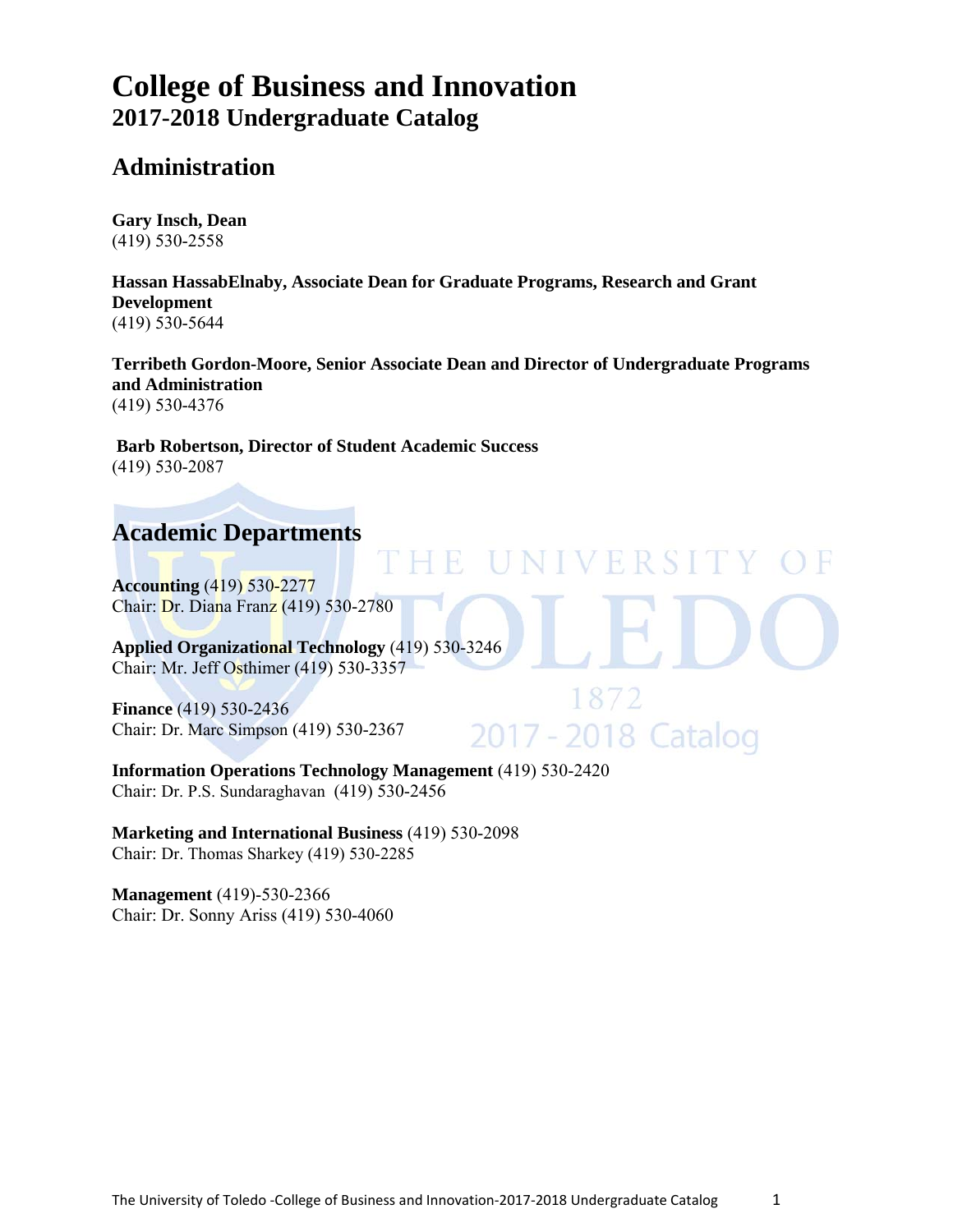# College of Business and Innovation
## 2017-2018 Undergraduate Catalog

## Administration

**Gary Insch, Dean**
(419) 530-2558

**Hassan HassabElnaby, Associate Dean for Graduate Programs, Research and Grant Development**
(419) 530-5644

**Terribeth Gordon-Moore, Senior Associate Dean and Director of Undergraduate Programs and Administration**
(419) 530-4376

**Barb Robertson, Director of Student Academic Success**
(419) 530-2087

## Academic Departments

**Accounting** (419) 530-2277
Chair: Dr. Diana Franz (419) 530-2780

**Applied Organizational Technology** (419) 530-3246
Chair: Mr. Jeff Osthimer (419) 530-3357

**Finance** (419) 530-2436
Chair: Dr. Marc Simpson (419) 530-2367

**Information Operations Technology Management** (419) 530-2420
Chair: Dr. P.S. Sundaraghavan (419) 530-2456

**Marketing and International Business** (419) 530-2098
Chair: Dr. Thomas Sharkey (419) 530-2285

**Management** (419)-530-2366
Chair: Dr. Sonny Ariss (419) 530-4060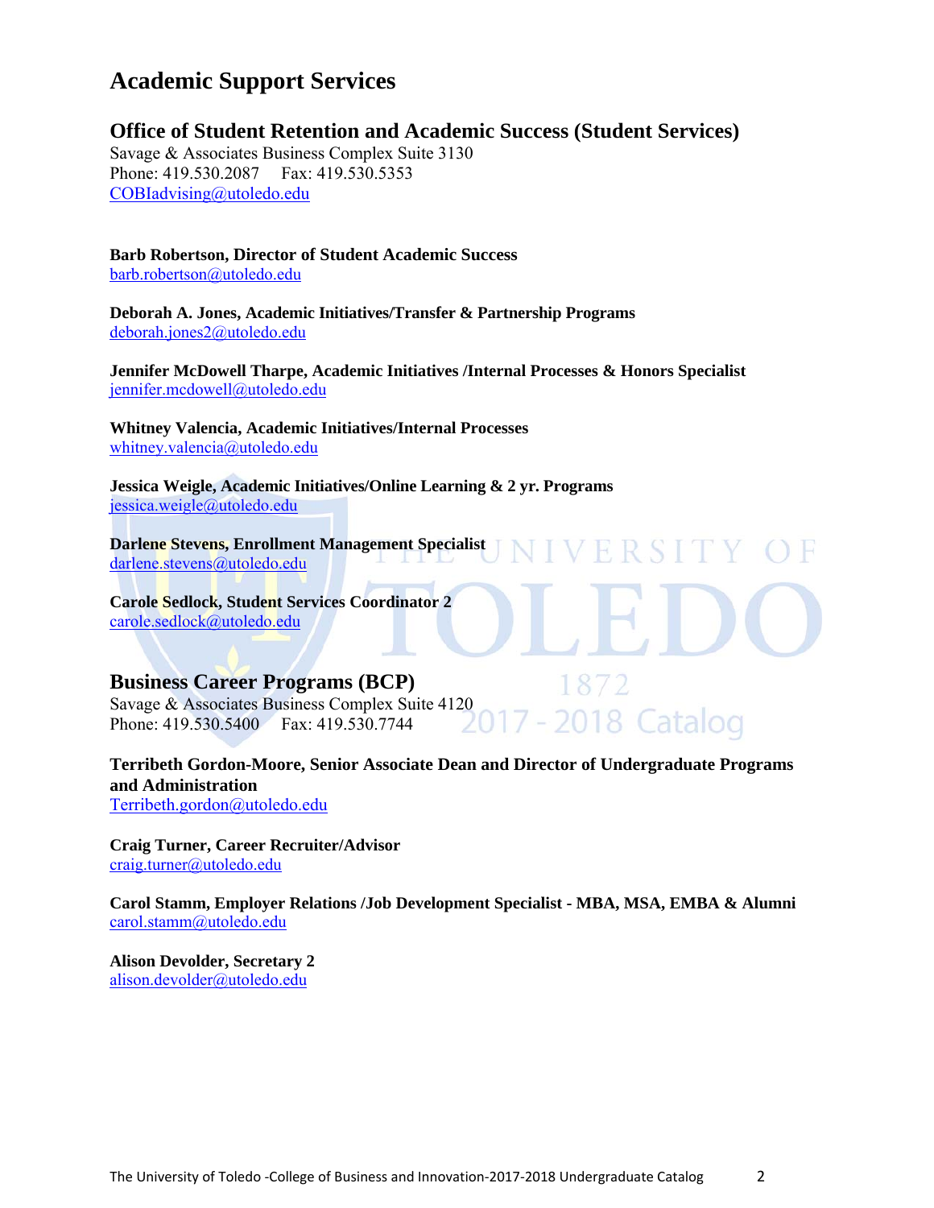# Academic Support Services

## Office of Student Retention and Academic Success (Student Services)

Savage & Associates Business Complex Suite 3130
Phone: 419.530.2087 Fax: 419.530.5353
COBIadvising@utoledo.edu

**Barb Robertson, Director of Student Academic Success**
barb.robertson@utoledo.edu

**Deborah A. Jones, Academic Initiatives/Transfer & Partnership Programs**
deborah.jones2@utoledo.edu

**Jennifer McDowell Tharpe, Academic Initiatives /Internal Processes & Honors Specialist**
jennifer.mcdowell@utoledo.edu

**Whitney Valencia, Academic Initiatives/Internal Processes**
whitney.valencia@utoledo.edu

**Jessica Weigle, Academic Initiatives/Online Learning & 2 yr. Programs**
jessica.weigle@utoledo.edu

**Darlene Stevens, Enrollment Management Specialist**
darlene.stevens@utoledo.edu

**Carole Sedlock, Student Services Coordinator 2**
carole.sedlock@utoledo.edu

## Business Career Programs (BCP)

Savage & Associates Business Complex Suite 4120
Phone: 419.530.5400 Fax: 419.530.7744

**Terribeth Gordon-Moore, Senior Associate Dean and Director of Undergraduate Programs and Administration**
Terribeth.gordon@utoledo.edu

**Craig Turner, Career Recruiter/Advisor**
craig.turner@utoledo.edu

**Carol Stamm, Employer Relations /Job Development Specialist - MBA, MSA, EMBA & Alumni**
carol.stamm@utoledo.edu

**Alison Devolder, Secretary 2**
alison.devolder@utoledo.edu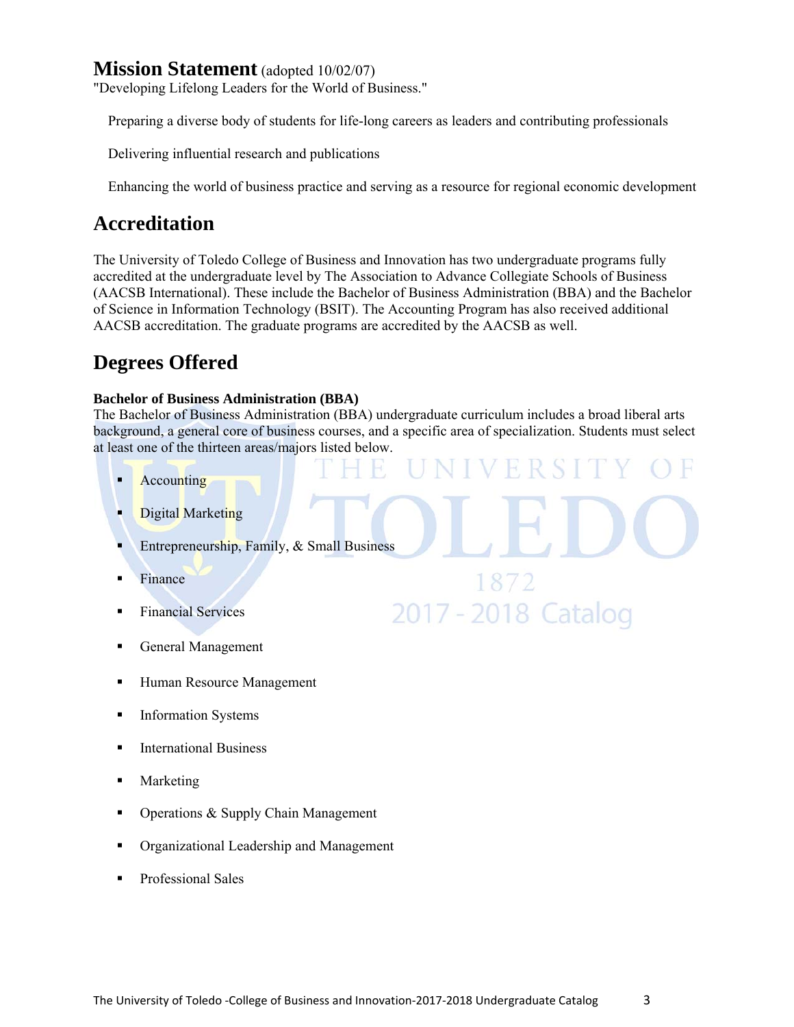## Mission Statement (adopted 10/02/07)

"Developing Lifelong Leaders for the World of Business."

Preparing a diverse body of students for life-long careers as leaders and contributing professionals

Delivering influential research and publications

Enhancing the world of business practice and serving as a resource for regional economic development

## Accreditation

The University of Toledo College of Business and Innovation has two undergraduate programs fully accredited at the undergraduate level by The Association to Advance Collegiate Schools of Business (AACSB International). These include the Bachelor of Business Administration (BBA) and the Bachelor of Science in Information Technology (BSIT). The Accounting Program has also received additional AACSB accreditation. The graduate programs are accredited by the AACSB as well.

## Degrees Offered

**Bachelor of Business Administration (BBA)**

The Bachelor of Business Administration (BBA) undergraduate curriculum includes a broad liberal arts background, a general core of business courses, and a specific area of specialization. Students must select at least one of the thirteen areas/majors listed below.

- Accounting
- Digital Marketing
- Entrepreneurship, Family, & Small Business
- Finance
- Financial Services
- General Management
- Human Resource Management
- Information Systems
- International Business
- Marketing
- Operations & Supply Chain Management
- Organizational Leadership and Management
- Professional Sales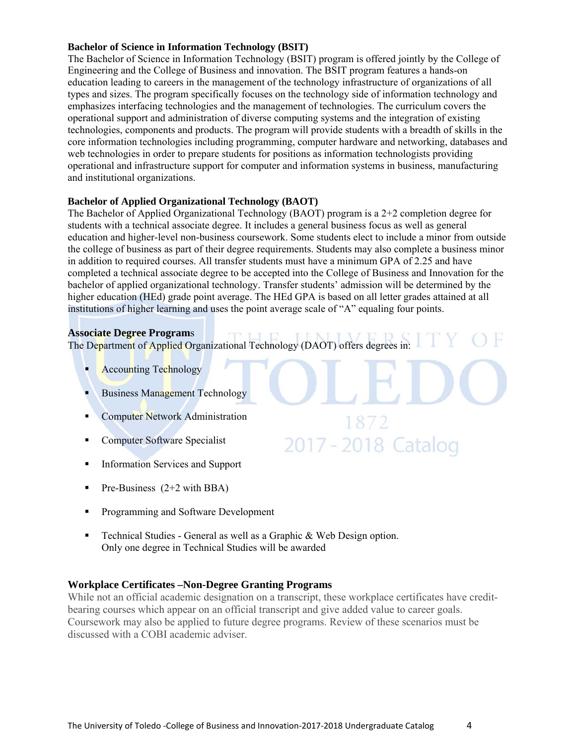**Bachelor of Science in Information Technology (BSIT)**
The Bachelor of Science in Information Technology (BSIT) program is offered jointly by the College of Engineering and the College of Business and innovation. The BSIT program features a hands-on education leading to careers in the management of the technology infrastructure of organizations of all types and sizes. The program specifically focuses on the technology side of information technology and emphasizes interfacing technologies and the management of technologies. The curriculum covers the operational support and administration of diverse computing systems and the integration of existing technologies, components and products. The program will provide students with a breadth of skills in the core information technologies including programming, computer hardware and networking, databases and web technologies in order to prepare students for positions as information technologists providing operational and infrastructure support for computer and information systems in business, manufacturing and institutional organizations.

**Bachelor of Applied Organizational Technology (BAOT)**
The Bachelor of Applied Organizational Technology (BAOT) program is a 2+2 completion degree for students with a technical associate degree. It includes a general business focus as well as general education and higher-level non-business coursework. Some students elect to include a minor from outside the college of business as part of their degree requirements. Students may also complete a business minor in addition to required courses. All transfer students must have a minimum GPA of 2.25 and have completed a technical associate degree to be accepted into the College of Business and Innovation for the bachelor of applied organizational technology. Transfer students' admission will be determined by the higher education (HEd) grade point average. The HEd GPA is based on all letter grades attained at all institutions of higher learning and uses the point average scale of "A" equaling four points.

**Associate Degree Programs**
The Department of Applied Organizational Technology (DAOT) offers degrees in:

- Accounting Technology
- Business Management Technology
- Computer Network Administration
- Computer Software Specialist
- Information Services and Support
- Pre-Business (2+2 with BBA)
- Programming and Software Development
- Technical Studies - General as well as a Graphic & Web Design option. Only one degree in Technical Studies will be awarded

**Workplace Certificates –Non-Degree Granting Programs**
While not an official academic designation on a transcript, these workplace certificates have credit-bearing courses which appear on an official transcript and give added value to career goals. Coursework may also be applied to future degree programs. Review of these scenarios must be discussed with a COBI academic adviser.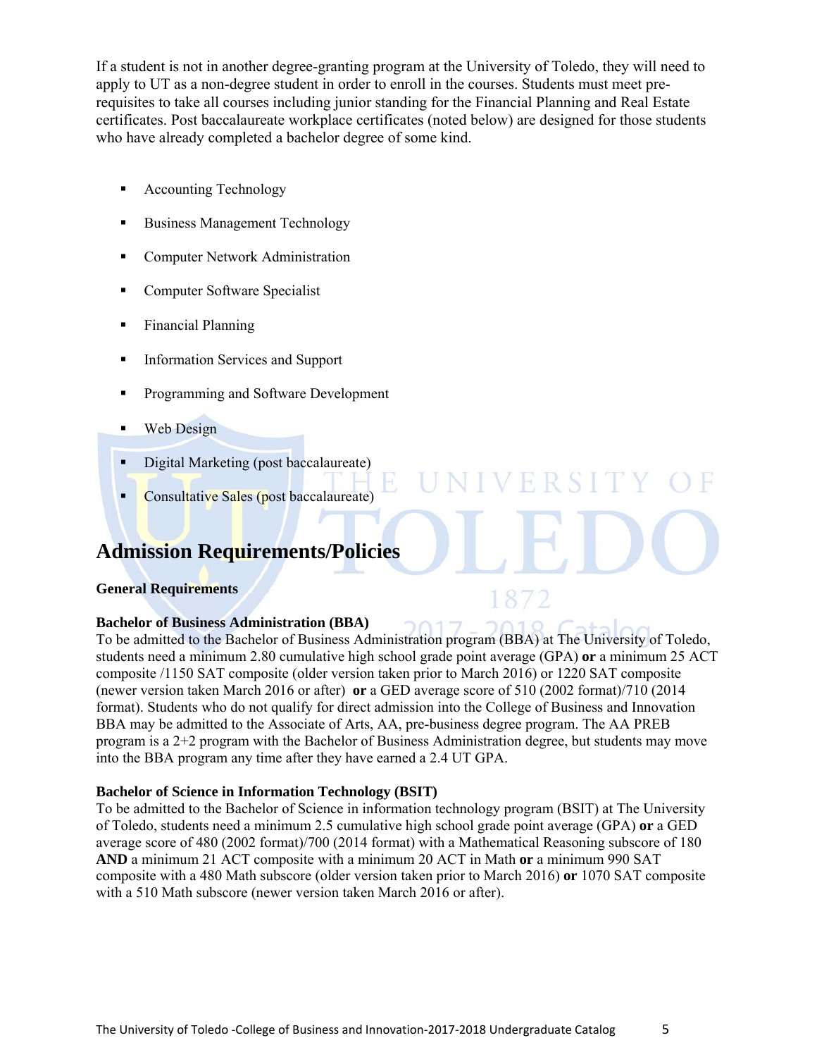If a student is not in another degree-granting program at the University of Toledo, they will need to apply to UT as a non-degree student in order to enroll in the courses. Students must meet pre-requisites to take all courses including junior standing for the Financial Planning and Real Estate certificates. Post baccalaureate workplace certificates (noted below) are designed for those students who have already completed a bachelor degree of some kind.

- Accounting Technology
- Business Management Technology
- Computer Network Administration
- Computer Software Specialist
- Financial Planning
- Information Services and Support
- Programming and Software Development
- Web Design
- Digital Marketing (post baccalaureate)
- Consultative Sales (post baccalaureate)

## Admission Requirements/Policies

**General Requirements**

**Bachelor of Business Administration (BBA)**

To be admitted to the Bachelor of Business Administration program (BBA) at The University of Toledo, students need a minimum 2.80 cumulative high school grade point average (GPA) **or** a minimum 25 ACT composite /1150 SAT composite (older version taken prior to March 2016) or 1220 SAT composite (newer version taken March 2016 or after) **or** a GED average score of 510 (2002 format)/710 (2014 format). Students who do not qualify for direct admission into the College of Business and Innovation BBA may be admitted to the Associate of Arts, AA, pre-business degree program. The AA PREB program is a 2+2 program with the Bachelor of Business Administration degree, but students may move into the BBA program any time after they have earned a 2.4 UT GPA.

**Bachelor of Science in Information Technology (BSIT)**

To be admitted to the Bachelor of Science in information technology program (BSIT) at The University of Toledo, students need a minimum 2.5 cumulative high school grade point average (GPA) **or** a GED average score of 480 (2002 format)/700 (2014 format) with a Mathematical Reasoning subscore of 180 **AND** a minimum 21 ACT composite with a minimum 20 ACT in Math **or** a minimum 990 SAT composite with a 480 Math subscore (older version taken prior to March 2016) **or** 1070 SAT composite with a 510 Math subscore (newer version taken March 2016 or after).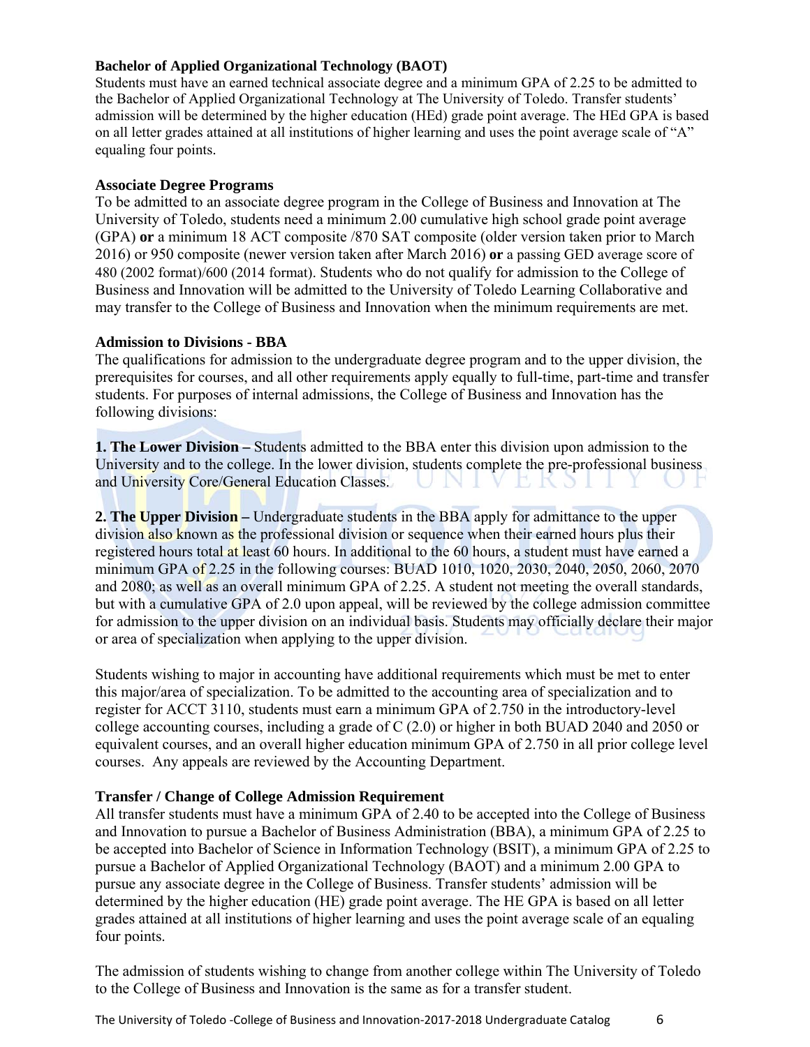**Bachelor of Applied Organizational Technology (BAOT)**

Students must have an earned technical associate degree and a minimum GPA of 2.25 to be admitted to the Bachelor of Applied Organizational Technology at The University of Toledo. Transfer students' admission will be determined by the higher education (HEd) grade point average. The HEd GPA is based on all letter grades attained at all institutions of higher learning and uses the point average scale of "A" equaling four points.

**Associate Degree Programs**

To be admitted to an associate degree program in the College of Business and Innovation at The University of Toledo, students need a minimum 2.00 cumulative high school grade point average (GPA) **or** a minimum 18 ACT composite /870 SAT composite (older version taken prior to March 2016) or 950 composite (newer version taken after March 2016) **or** a passing GED average score of 480 (2002 format)/600 (2014 format). Students who do not qualify for admission to the College of Business and Innovation will be admitted to the University of Toledo Learning Collaborative and may transfer to the College of Business and Innovation when the minimum requirements are met.

**Admission to Divisions - BBA**

The qualifications for admission to the undergraduate degree program and to the upper division, the prerequisites for courses, and all other requirements apply equally to full-time, part-time and transfer students. For purposes of internal admissions, the College of Business and Innovation has the following divisions:

**1. The Lower Division –** Students admitted to the BBA enter this division upon admission to the University and to the college. In the lower division, students complete the pre-professional business and University Core/General Education Classes.

**2. The Upper Division –** Undergraduate students in the BBA apply for admittance to the upper division also known as the professional division or sequence when their earned hours plus their registered hours total at least 60 hours. In additional to the 60 hours, a student must have earned a minimum GPA of 2.25 in the following courses: BUAD 1010, 1020, 2030, 2040, 2050, 2060, 2070 and 2080; as well as an overall minimum GPA of 2.25. A student not meeting the overall standards, but with a cumulative GPA of 2.0 upon appeal, will be reviewed by the college admission committee for admission to the upper division on an individual basis. Students may officially declare their major or area of specialization when applying to the upper division.

Students wishing to major in accounting have additional requirements which must be met to enter this major/area of specialization. To be admitted to the accounting area of specialization and to register for ACCT 3110, students must earn a minimum GPA of 2.750 in the introductory-level college accounting courses, including a grade of C (2.0) or higher in both BUAD 2040 and 2050 or equivalent courses, and an overall higher education minimum GPA of 2.750 in all prior college level courses. Any appeals are reviewed by the Accounting Department.

**Transfer / Change of College Admission Requirement**

All transfer students must have a minimum GPA of 2.40 to be accepted into the College of Business and Innovation to pursue a Bachelor of Business Administration (BBA), a minimum GPA of 2.25 to be accepted into Bachelor of Science in Information Technology (BSIT), a minimum GPA of 2.25 to pursue a Bachelor of Applied Organizational Technology (BAOT) and a minimum 2.00 GPA to pursue any associate degree in the College of Business. Transfer students' admission will be determined by the higher education (HE) grade point average. The HE GPA is based on all letter grades attained at all institutions of higher learning and uses the point average scale of an equaling four points.

The admission of students wishing to change from another college within The University of Toledo to the College of Business and Innovation is the same as for a transfer student.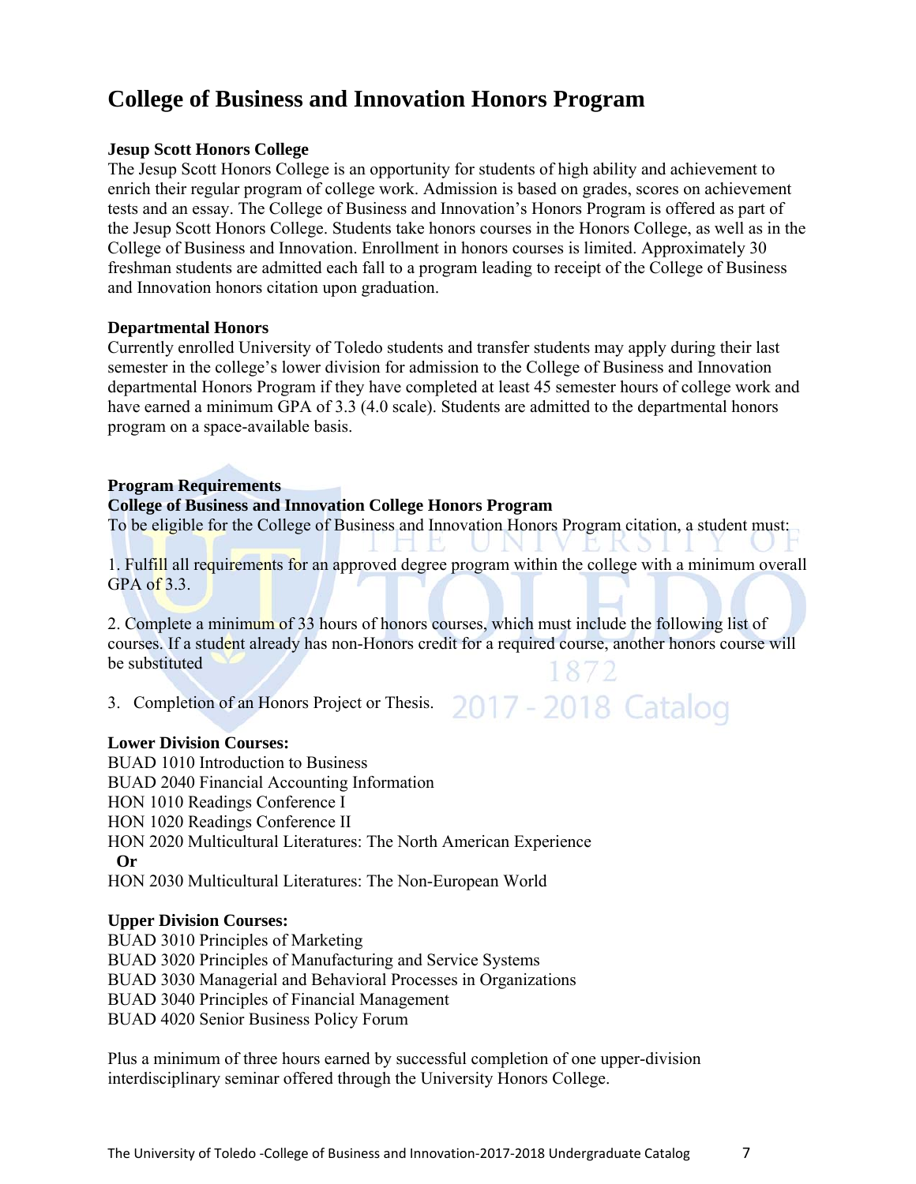# College of Business and Innovation Honors Program

**Jesup Scott Honors College**
The Jesup Scott Honors College is an opportunity for students of high ability and achievement to enrich their regular program of college work. Admission is based on grades, scores on achievement tests and an essay. The College of Business and Innovation's Honors Program is offered as part of the Jesup Scott Honors College. Students take honors courses in the Honors College, as well as in the College of Business and Innovation. Enrollment in honors courses is limited. Approximately 30 freshman students are admitted each fall to a program leading to receipt of the College of Business and Innovation honors citation upon graduation.

**Departmental Honors**
Currently enrolled University of Toledo students and transfer students may apply during their last semester in the college's lower division for admission to the College of Business and Innovation departmental Honors Program if they have completed at least 45 semester hours of college work and have earned a minimum GPA of 3.3 (4.0 scale). Students are admitted to the departmental honors program on a space-available basis.

**Program Requirements**
**College of Business and Innovation College Honors Program**
To be eligible for the College of Business and Innovation Honors Program citation, a student must:

1. Fulfill all requirements for an approved degree program within the college with a minimum overall GPA of 3.3.

2. Complete a minimum of 33 hours of honors courses, which must include the following list of courses. If a student already has non-Honors credit for a required course, another honors course will be substituted

3. Completion of an Honors Project or Thesis.

**Lower Division Courses:**
BUAD 1010 Introduction to Business
BUAD 2040 Financial Accounting Information
HON 1010 Readings Conference I
HON 1020 Readings Conference II
HON 2020 Multicultural Literatures: The North American Experience
**Or**
HON 2030 Multicultural Literatures: The Non-European World

**Upper Division Courses:**
BUAD 3010 Principles of Marketing
BUAD 3020 Principles of Manufacturing and Service Systems
BUAD 3030 Managerial and Behavioral Processes in Organizations
BUAD 3040 Principles of Financial Management
BUAD 4020 Senior Business Policy Forum

Plus a minimum of three hours earned by successful completion of one upper-division interdisciplinary seminar offered through the University Honors College.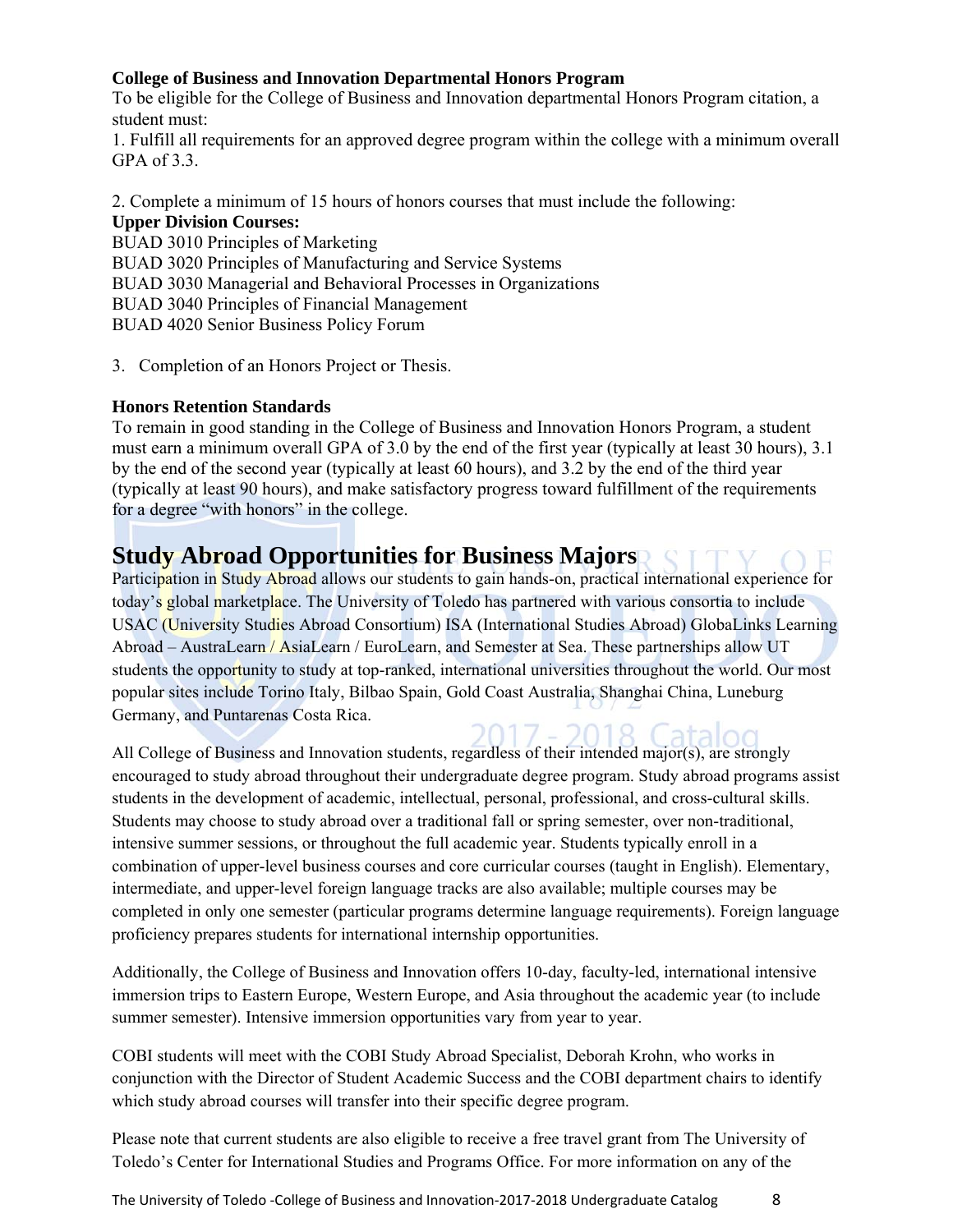**College of Business and Innovation Departmental Honors Program**

To be eligible for the College of Business and Innovation departmental Honors Program citation, a student must:

1. Fulfill all requirements for an approved degree program within the college with a minimum overall GPA of 3.3.

2. Complete a minimum of 15 hours of honors courses that must include the following:

**Upper Division Courses:**

BUAD 3010 Principles of Marketing
BUAD 3020 Principles of Manufacturing and Service Systems
BUAD 3030 Managerial and Behavioral Processes in Organizations
BUAD 3040 Principles of Financial Management
BUAD 4020 Senior Business Policy Forum

3. Completion of an Honors Project or Thesis.

**Honors Retention Standards**

To remain in good standing in the College of Business and Innovation Honors Program, a student must earn a minimum overall GPA of 3.0 by the end of the first year (typically at least 30 hours), 3.1 by the end of the second year (typically at least 60 hours), and 3.2 by the end of the third year (typically at least 90 hours), and make satisfactory progress toward fulfillment of the requirements for a degree "with honors" in the college.

## Study Abroad Opportunities for Business Majors

Participation in Study Abroad allows our students to gain hands-on, practical international experience for today's global marketplace. The University of Toledo has partnered with various consortia to include USAC (University Studies Abroad Consortium) ISA (International Studies Abroad) GlobaLinks Learning Abroad – AustraLearn / AsiaLearn / EuroLearn, and Semester at Sea. These partnerships allow UT students the opportunity to study at top-ranked, international universities throughout the world. Our most popular sites include Torino Italy, Bilbao Spain, Gold Coast Australia, Shanghai China, Luneburg Germany, and Puntarenas Costa Rica.

All College of Business and Innovation students, regardless of their intended major(s), are strongly encouraged to study abroad throughout their undergraduate degree program. Study abroad programs assist students in the development of academic, intellectual, personal, professional, and cross-cultural skills. Students may choose to study abroad over a traditional fall or spring semester, over non-traditional, intensive summer sessions, or throughout the full academic year. Students typically enroll in a combination of upper-level business courses and core curricular courses (taught in English). Elementary, intermediate, and upper-level foreign language tracks are also available; multiple courses may be completed in only one semester (particular programs determine language requirements). Foreign language proficiency prepares students for international internship opportunities.

Additionally, the College of Business and Innovation offers 10-day, faculty-led, international intensive immersion trips to Eastern Europe, Western Europe, and Asia throughout the academic year (to include summer semester). Intensive immersion opportunities vary from year to year.

COBI students will meet with the COBI Study Abroad Specialist, Deborah Krohn, who works in conjunction with the Director of Student Academic Success and the COBI department chairs to identify which study abroad courses will transfer into their specific degree program.

Please note that current students are also eligible to receive a free travel grant from The University of Toledo's Center for International Studies and Programs Office. For more information on any of the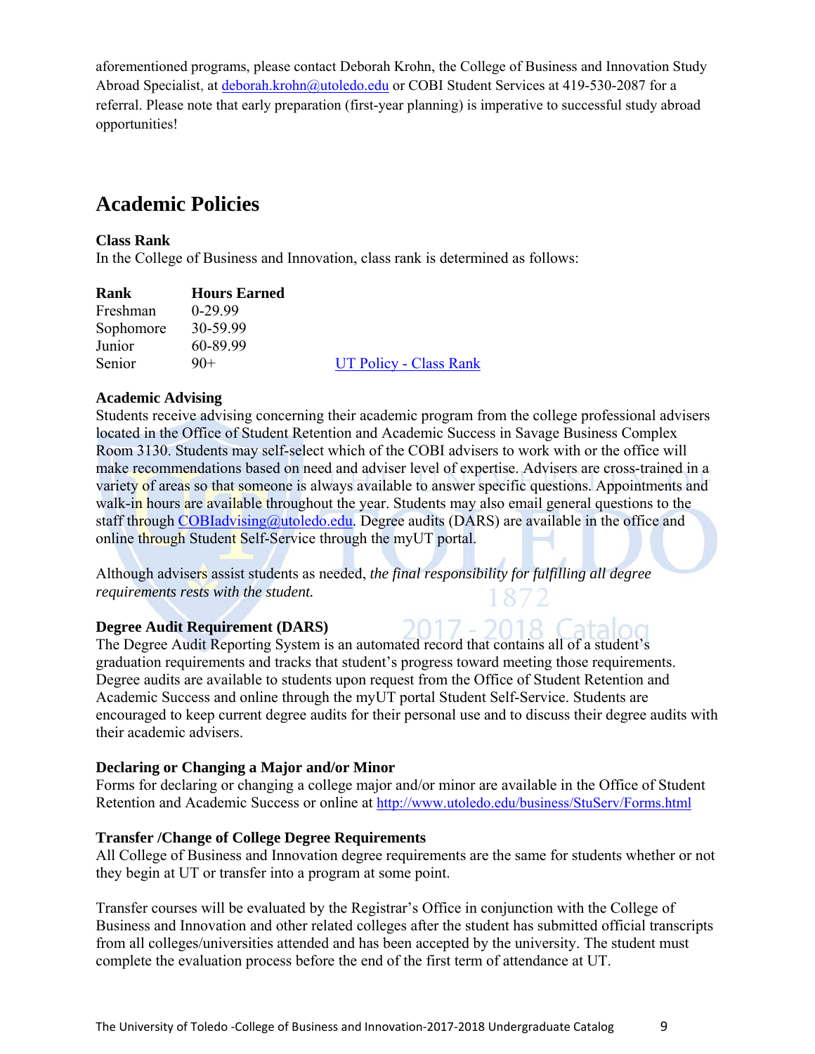aforementioned programs, please contact Deborah Krohn, the College of Business and Innovation Study Abroad Specialist, at deborah.krohn@utoledo.edu or COBI Student Services at 419-530-2087 for a referral. Please note that early preparation (first-year planning) is imperative to successful study abroad opportunities!

## Academic Policies

**Class Rank**
In the College of Business and Innovation, class rank is determined as follows:

| Rank | Hours Earned |
|---|---|
| Freshman | 0-29.99 |
| Sophomore | 30-59.99 |
| Junior | 60-89.99 |
| Senior | 90+ |

UT Policy - Class Rank

**Academic Advising**
Students receive advising concerning their academic program from the college professional advisers located in the Office of Student Retention and Academic Success in Savage Business Complex Room 3130. Students may self-select which of the COBI advisers to work with or the office will make recommendations based on need and adviser level of expertise. Advisers are cross-trained in a variety of areas so that someone is always available to answer specific questions. Appointments and walk-in hours are available throughout the year. Students may also email general questions to the staff through COBIadvising@utoledo.edu. Degree audits (DARS) are available in the office and online through Student Self-Service through the myUT portal.

Although advisers assist students as needed, *the final responsibility for fulfilling all degree requirements rests with the student.*

**Degree Audit Requirement (DARS)**
The Degree Audit Reporting System is an automated record that contains all of a student's graduation requirements and tracks that student's progress toward meeting those requirements. Degree audits are available to students upon request from the Office of Student Retention and Academic Success and online through the myUT portal Student Self-Service. Students are encouraged to keep current degree audits for their personal use and to discuss their degree audits with their academic advisers.

**Declaring or Changing a Major and/or Minor**
Forms for declaring or changing a college major and/or minor are available in the Office of Student Retention and Academic Success or online at http://www.utoledo.edu/business/StuServ/Forms.html

**Transfer /Change of College Degree Requirements**
All College of Business and Innovation degree requirements are the same for students whether or not they begin at UT or transfer into a program at some point.

Transfer courses will be evaluated by the Registrar's Office in conjunction with the College of Business and Innovation and other related colleges after the student has submitted official transcripts from all colleges/universities attended and has been accepted by the university. The student must complete the evaluation process before the end of the first term of attendance at UT.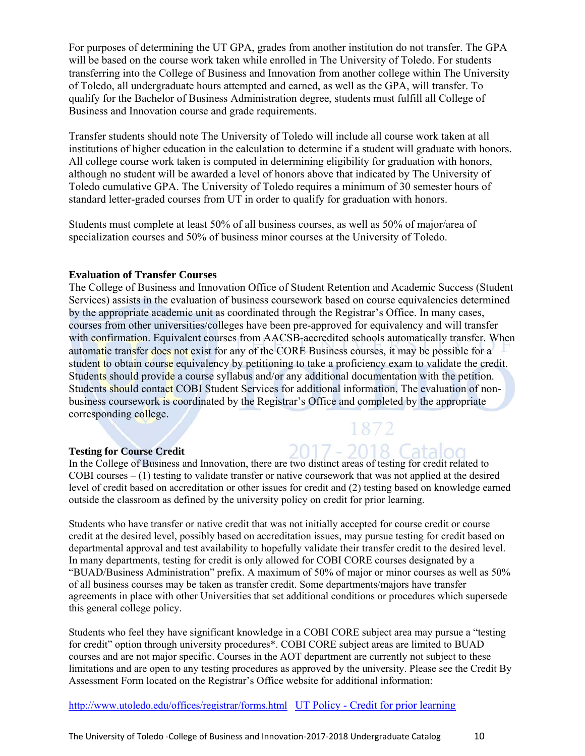For purposes of determining the UT GPA, grades from another institution do not transfer. The GPA will be based on the course work taken while enrolled in The University of Toledo. For students transferring into the College of Business and Innovation from another college within The University of Toledo, all undergraduate hours attempted and earned, as well as the GPA, will transfer. To qualify for the Bachelor of Business Administration degree, students must fulfill all College of Business and Innovation course and grade requirements.

Transfer students should note The University of Toledo will include all course work taken at all institutions of higher education in the calculation to determine if a student will graduate with honors. All college course work taken is computed in determining eligibility for graduation with honors, although no student will be awarded a level of honors above that indicated by The University of Toledo cumulative GPA. The University of Toledo requires a minimum of 30 semester hours of standard letter-graded courses from UT in order to qualify for graduation with honors.

Students must complete at least 50% of all business courses, as well as 50% of major/area of specialization courses and 50% of business minor courses at the University of Toledo.

**Evaluation of Transfer Courses**

The College of Business and Innovation Office of Student Retention and Academic Success (Student Services) assists in the evaluation of business coursework based on course equivalencies determined by the appropriate academic unit as coordinated through the Registrar's Office. In many cases, courses from other universities/colleges have been pre-approved for equivalency and will transfer with confirmation. Equivalent courses from AACSB-accredited schools automatically transfer. When automatic transfer does not exist for any of the CORE Business courses, it may be possible for a student to obtain course equivalency by petitioning to take a proficiency exam to validate the credit. Students should provide a course syllabus and/or any additional documentation with the petition. Students should contact COBI Student Services for additional information. The evaluation of non-business coursework is coordinated by the Registrar's Office and completed by the appropriate corresponding college.

**Testing for Course Credit**

In the College of Business and Innovation, there are two distinct areas of testing for credit related to COBI courses – (1) testing to validate transfer or native coursework that was not applied at the desired level of credit based on accreditation or other issues for credit and (2) testing based on knowledge earned outside the classroom as defined by the university policy on credit for prior learning.

Students who have transfer or native credit that was not initially accepted for course credit or course credit at the desired level, possibly based on accreditation issues, may pursue testing for credit based on departmental approval and test availability to hopefully validate their transfer credit to the desired level. In many departments, testing for credit is only allowed for COBI CORE courses designated by a "BUAD/Business Administration" prefix. A maximum of 50% of major or minor courses as well as 50% of all business courses may be taken as transfer credit. Some departments/majors have transfer agreements in place with other Universities that set additional conditions or procedures which supersede this general college policy.

Students who feel they have significant knowledge in a COBI CORE subject area may pursue a "testing for credit" option through university procedures*. COBI CORE subject areas are limited to BUAD courses and are not major specific. Courses in the AOT department are currently not subject to these limitations and are open to any testing procedures as approved by the university. Please see the Credit By Assessment Form located on the Registrar's Office website for additional information:

http://www.utoledo.edu/offices/registrar/forms.html  UT Policy - Credit for prior learning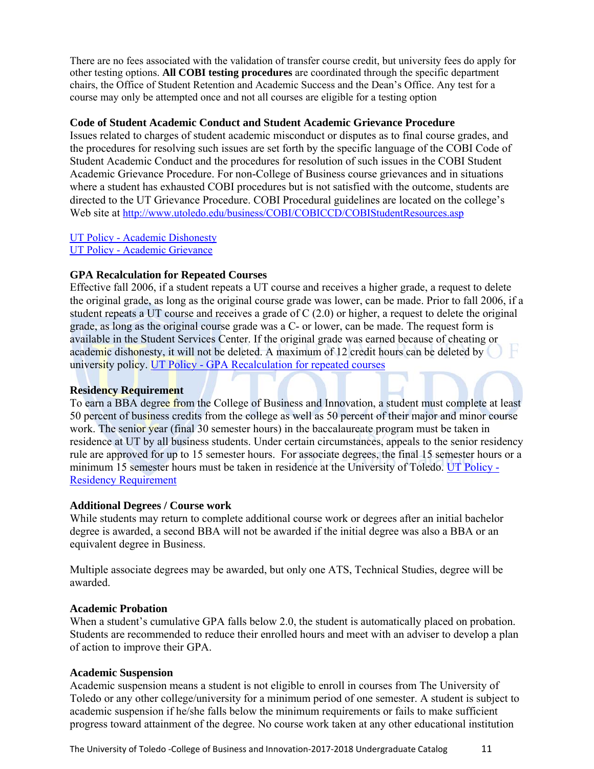There are no fees associated with the validation of transfer course credit, but university fees do apply for other testing options. **All COBI testing procedures** are coordinated through the specific department chairs, the Office of Student Retention and Academic Success and the Dean's Office. Any test for a course may only be attempted once and not all courses are eligible for a testing option

### Code of Student Academic Conduct and Student Academic Grievance Procedure

Issues related to charges of student academic misconduct or disputes as to final course grades, and the procedures for resolving such issues are set forth by the specific language of the COBI Code of Student Academic Conduct and the procedures for resolution of such issues in the COBI Student Academic Grievance Procedure. For non-College of Business course grievances and in situations where a student has exhausted COBI procedures but is not satisfied with the outcome, students are directed to the UT Grievance Procedure. COBI Procedural guidelines are located on the college's Web site at http://www.utoledo.edu/business/COBI/COBICCD/COBIStudentResources.asp

UT Policy - Academic Dishonesty
UT Policy - Academic Grievance

### GPA Recalculation for Repeated Courses

Effective fall 2006, if a student repeats a UT course and receives a higher grade, a request to delete the original grade, as long as the original course grade was lower, can be made. Prior to fall 2006, if a student repeats a UT course and receives a grade of C (2.0) or higher, a request to delete the original grade, as long as the original course grade was a C- or lower, can be made. The request form is available in the Student Services Center. If the original grade was earned because of cheating or academic dishonesty, it will not be deleted. A maximum of 12 credit hours can be deleted by university policy. UT Policy - GPA Recalculation for repeated courses

### Residency Requirement

To earn a BBA degree from the College of Business and Innovation, a student must complete at least 50 percent of business credits from the college as well as 50 percent of their major and minor course work. The senior year (final 30 semester hours) in the baccalaureate program must be taken in residence at UT by all business students. Under certain circumstances, appeals to the senior residency rule are approved for up to 15 semester hours. For associate degrees, the final 15 semester hours or a minimum 15 semester hours must be taken in residence at the University of Toledo. UT Policy - Residency Requirement

### Additional Degrees / Course work

While students may return to complete additional course work or degrees after an initial bachelor degree is awarded, a second BBA will not be awarded if the initial degree was also a BBA or an equivalent degree in Business.

Multiple associate degrees may be awarded, but only one ATS, Technical Studies, degree will be awarded.

### Academic Probation

When a student's cumulative GPA falls below 2.0, the student is automatically placed on probation. Students are recommended to reduce their enrolled hours and meet with an adviser to develop a plan of action to improve their GPA.

### Academic Suspension

Academic suspension means a student is not eligible to enroll in courses from The University of Toledo or any other college/university for a minimum period of one semester. A student is subject to academic suspension if he/she falls below the minimum requirements or fails to make sufficient progress toward attainment of the degree. No course work taken at any other educational institution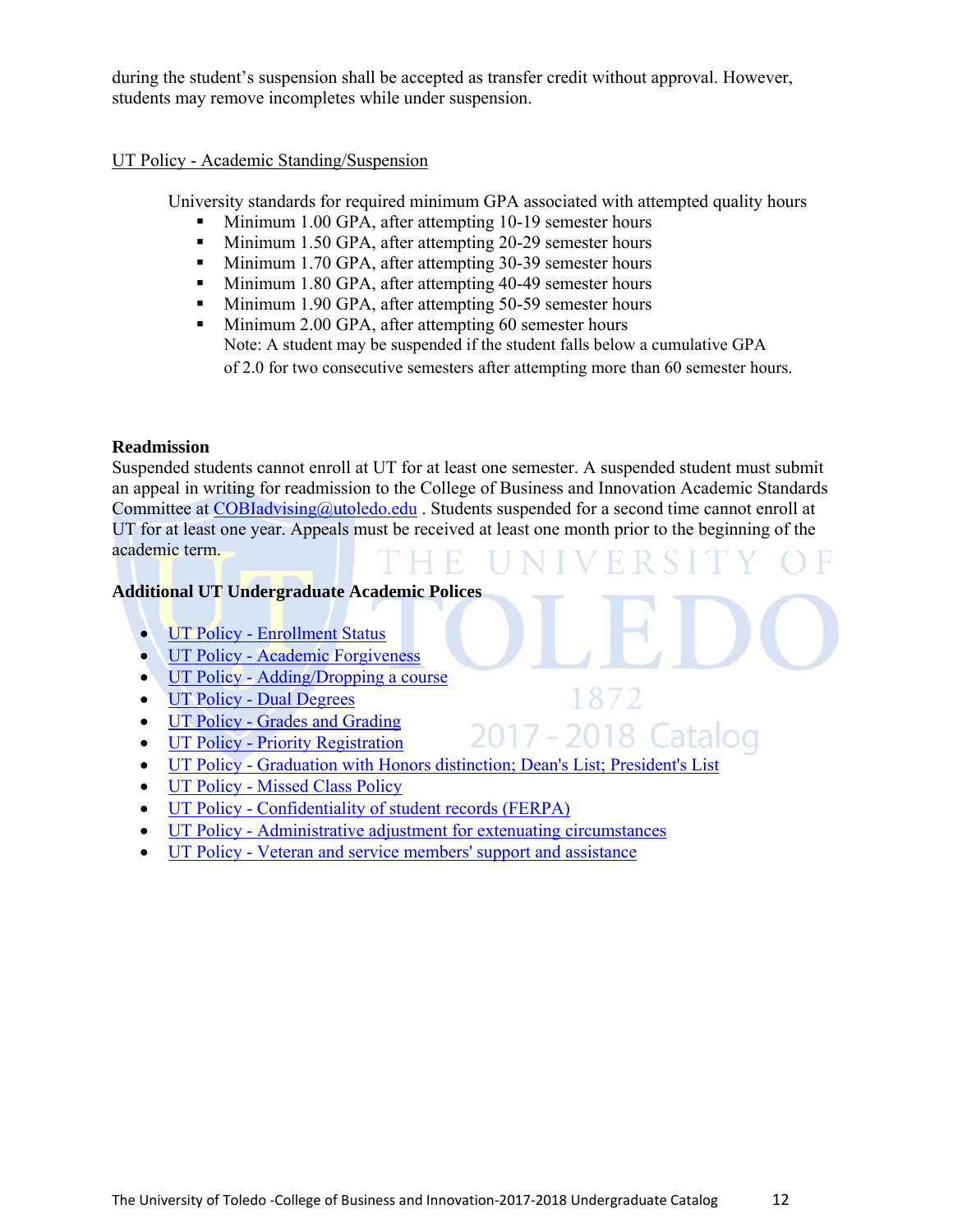during the student's suspension shall be accepted as transfer credit without approval. However, students may remove incompletes while under suspension.

UT Policy - Academic Standing/Suspension

University standards for required minimum GPA associated with attempted quality hours

- Minimum 1.00 GPA, after attempting 10-19 semester hours
- Minimum 1.50 GPA, after attempting 20-29 semester hours
- Minimum 1.70 GPA, after attempting 30-39 semester hours
- Minimum 1.80 GPA, after attempting 40-49 semester hours
- Minimum 1.90 GPA, after attempting 50-59 semester hours
- Minimum 2.00 GPA, after attempting 60 semester hours
  Note: A student may be suspended if the student falls below a cumulative GPA of 2.0 for two consecutive semesters after attempting more than 60 semester hours.

**Readmission**

Suspended students cannot enroll at UT for at least one semester. A suspended student must submit an appeal in writing for readmission to the College of Business and Innovation Academic Standards Committee at COBIadvising@utoledo.edu . Students suspended for a second time cannot enroll at UT for at least one year. Appeals must be received at least one month prior to the beginning of the academic term.

**Additional UT Undergraduate Academic Polices**

- UT Policy - Enrollment Status
- UT Policy - Academic Forgiveness
- UT Policy - Adding/Dropping a course
- UT Policy - Dual Degrees
- UT Policy - Grades and Grading
- UT Policy - Priority Registration
- UT Policy - Graduation with Honors distinction; Dean's List; President's List
- UT Policy - Missed Class Policy
- UT Policy - Confidentiality of student records (FERPA)
- UT Policy - Administrative adjustment for extenuating circumstances
- UT Policy - Veteran and service members' support and assistance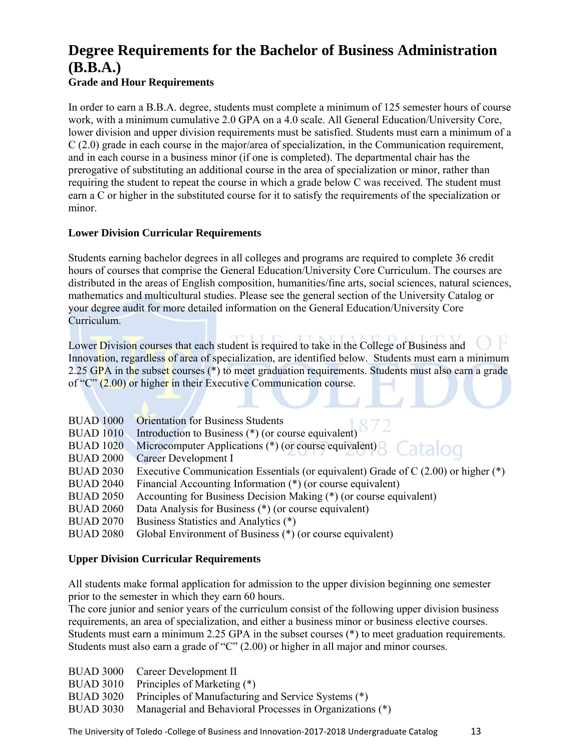# Degree Requirements for the Bachelor of Business Administration (B.B.A.)

### Grade and Hour Requirements

In order to earn a B.B.A. degree, students must complete a minimum of 125 semester hours of course work, with a minimum cumulative 2.0 GPA on a 4.0 scale. All General Education/University Core, lower division and upper division requirements must be satisfied. Students must earn a minimum of a C (2.0) grade in each course in the major/area of specialization, in the Communication requirement, and in each course in a business minor (if one is completed). The departmental chair has the prerogative of substituting an additional course in the area of specialization or minor, rather than requiring the student to repeat the course in which a grade below C was received. The student must earn a C or higher in the substituted course for it to satisfy the requirements of the specialization or minor.

### Lower Division Curricular Requirements

Students earning bachelor degrees in all colleges and programs are required to complete 36 credit hours of courses that comprise the General Education/University Core Curriculum. The courses are distributed in the areas of English composition, humanities/fine arts, social sciences, natural sciences, mathematics and multicultural studies. Please see the general section of the University Catalog or your degree audit for more detailed information on the General Education/University Core Curriculum.

Lower Division courses that each student is required to take in the College of Business and Innovation, regardless of area of specialization, are identified below. Students must earn a minimum 2.25 GPA in the subset courses (*) to meet graduation requirements. Students must also earn a grade of “C” (2.00) or higher in their Executive Communication course.

- BUAD 1000 Orientation for Business Students
- BUAD 1010 Introduction to Business (*) (or course equivalent)
- BUAD 1020 Microcomputer Applications (*) (or course equivalent)
- BUAD 2000 Career Development I
- BUAD 2030 Executive Communication Essentials (or equivalent) Grade of C (2.00) or higher (*)
- BUAD 2040 Financial Accounting Information (*) (or course equivalent)
- BUAD 2050 Accounting for Business Decision Making (*) (or course equivalent)
- BUAD 2060 Data Analysis for Business (*) (or course equivalent)
- BUAD 2070 Business Statistics and Analytics (*)
- BUAD 2080 Global Environment of Business (*) (or course equivalent)

### Upper Division Curricular Requirements

All students make formal application for admission to the upper division beginning one semester prior to the semester in which they earn 60 hours.
The core junior and senior years of the curriculum consist of the following upper division business requirements, an area of specialization, and either a business minor or business elective courses. Students must earn a minimum 2.25 GPA in the subset courses (*) to meet graduation requirements. Students must also earn a grade of “C” (2.00) or higher in all major and minor courses.

- BUAD 3000 Career Development II
- BUAD 3010 Principles of Marketing (*)
- BUAD 3020 Principles of Manufacturing and Service Systems (*)
- BUAD 3030 Managerial and Behavioral Processes in Organizations (*)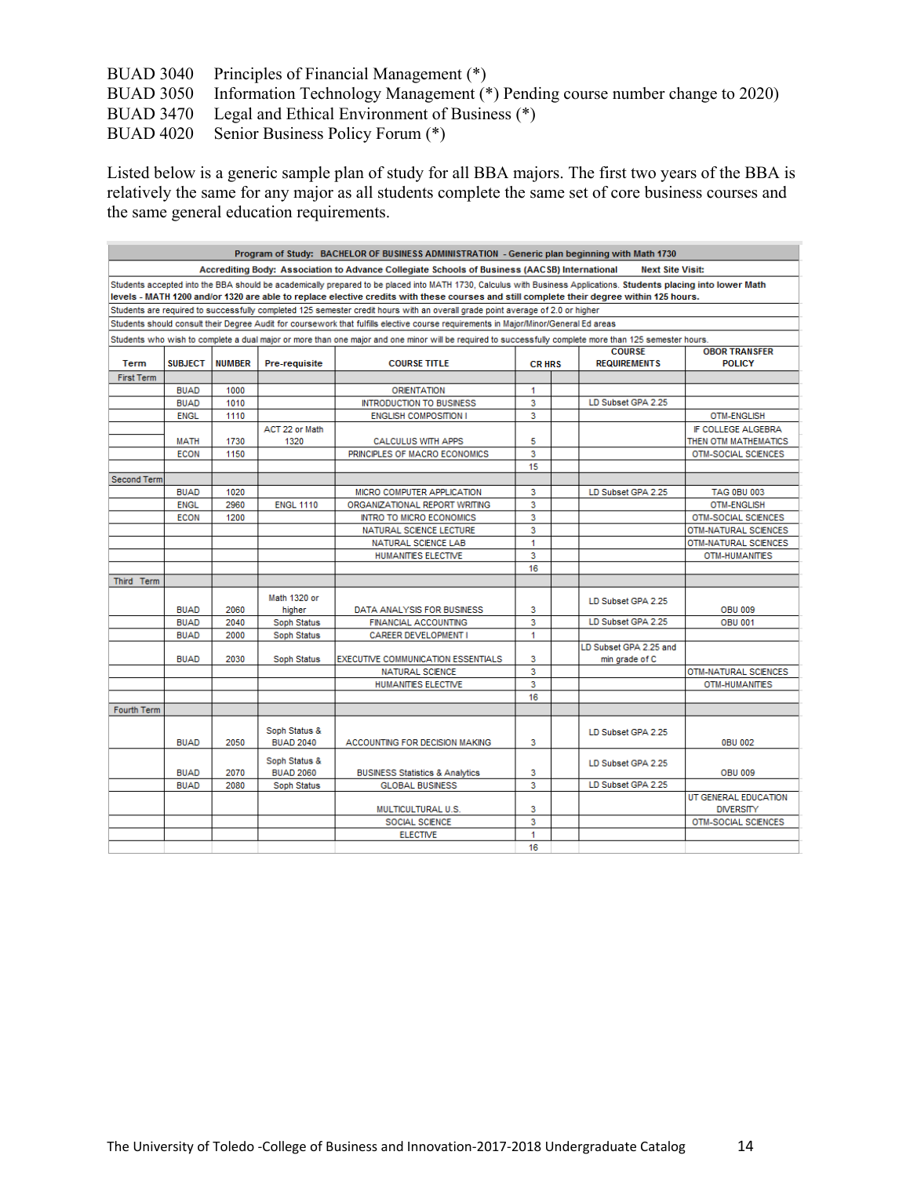BUAD 3040 Principles of Financial Management (*)
BUAD 3050 Information Technology Management (*) Pending course number change to 2020)
BUAD 3470 Legal and Ethical Environment of Business (*)
BUAD 4020 Senior Business Policy Forum (*)

Listed below is a generic sample plan of study for all BBA majors. The first two years of the BBA is relatively the same for any major as all students complete the same set of core business courses and the same general education requirements.

**Program of Study: BACHELOR OF BUSINESS ADMINISTRATION - Generic plan beginning with Math 1730**

**Accrediting Body: Association to Advance Collegiate Schools of Business (AACSB) International** **Next Site Visit:**

Students accepted into the BBA should be academically prepared to be placed into MATH 1730, Calculus with Business Applications. **Students placing into lower Math levels - MATH 1200 and/or 1320 are able to replace elective credits with these courses and still complete their degree within 125 hours.**

Students are required to successfully completed 125 semester credit hours with an overall grade point average of 2.0 or higher

Students should consult their Degree Audit for coursework that fulfills elective course requirements in Major/Minor/General Ed areas

Students who wish to complete a dual major or more than one major and one minor will be required to successfully complete more than 125 semester hours.

| Term | SUBJECT | NUMBER | Pre-requisite | COURSE TITLE | CR HRS | | COURSE REQUIREMENTS | OBOR TRANSFER POLICY |
|---|---|---|---|---|---|---|---|---|
| First Term | | | | | | | | |
| | BUAD | 1000 | | ORIENTATION | 1 | | | |
| | BUAD | 1010 | | INTRODUCTION TO BUSINESS | 3 | | LD Subset GPA 2.25 | |
| | ENGL | 1110 | | ENGLISH COMPOSITION I | 3 | | | OTM-ENGLISH |
| | MATH | 1730 | ACT 22 or Math 1320 | CALCULUS WITH APPS | 5 | | | IF COLLEGE ALGEBRA THEN OTM MATHEMATICS |
| | ECON | 1150 | | PRINCIPLES OF MACRO ECONOMICS | 3 | | | OTM-SOCIAL SCIENCES |
| | | | | | 15 | | | |
| Second Term | | | | | | | | |
| | BUAD | 1020 | | MICRO COMPUTER APPLICATION | 3 | | LD Subset GPA 2.25 | TAG 0BU 003 |
| | ENGL | 2960 | ENGL 1110 | ORGANIZATIONAL REPORT WRITING | 3 | | | OTM-ENGLISH |
| | ECON | 1200 | | INTRO TO MICRO ECONOMICS | 3 | | | OTM-SOCIAL SCIENCES |
| | | | | NATURAL SCIENCE LECTURE | 3 | | | OTM-NATURAL SCIENCES |
| | | | | NATURAL SCIENCE LAB | 1 | | | OTM-NATURAL SCIENCES |
| | | | | HUMANITIES ELECTIVE | 3 | | | OTM-HUMANITIES |
| | | | | | 16 | | | |
| Third Term | | | | | | | | |
| | BUAD | 2060 | Math 1320 or higher | DATA ANALYSIS FOR BUSINESS | 3 | | LD Subset GPA 2.25 | OBU 009 |
| | BUAD | 2040 | Soph Status | FINANCIAL ACCOUNTING | 3 | | LD Subset GPA 2.25 | OBU 001 |
| | BUAD | 2000 | Soph Status | CAREER DEVELOPMENT I | 1 | | | |
| | BUAD | 2030 | Soph Status | EXECUTIVE COMMUNICATION ESSENTIALS | 3 | | LD Subset GPA 2.25 and min grade of C | |
| | | | | NATURAL SCIENCE | 3 | | | OTM-NATURAL SCIENCES |
| | | | | HUMANITIES ELECTIVE | 3 | | | OTM-HUMANITIES |
| | | | | | 16 | | | |
| Fourth Term | | | | | | | | |
| | BUAD | 2050 | Soph Status & BUAD 2040 | ACCOUNTING FOR DECISION MAKING | 3 | | LD Subset GPA 2.25 | 0BU 002 |
| | BUAD | 2070 | Soph Status & BUAD 2060 | BUSINESS Statistics & Analytics | 3 | | LD Subset GPA 2.25 | OBU 009 |
| | BUAD | 2080 | Soph Status | GLOBAL BUSINESS | 3 | | LD Subset GPA 2.25 | |
| | | | | MULTICULTURAL U.S. | 3 | | | UT GENERAL EDUCATION DIVERSITY |
| | | | | SOCIAL SCIENCE | 3 | | | OTM-SOCIAL SCIENCES |
| | | | | ELECTIVE | 1 | | | |
| | | | | | 16 | | | |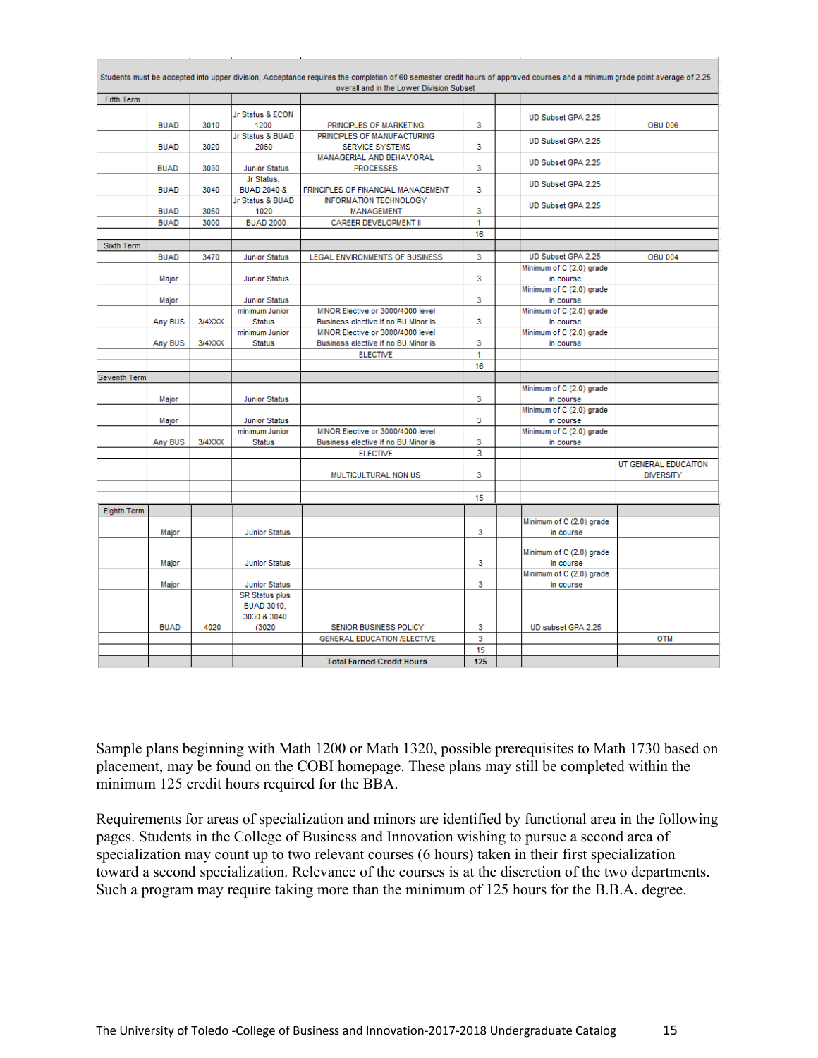| | | | | | | | |
|---|---|---|---|---|---|---|---|
| Students must be accepted into upper division; Acceptance requires the completion of 60 semester credit hours of approved courses and a minimum grade point average of 2.25 overall and in the Lower Division Subset | | | | | | | |
| Fifth Term | | | | | | | |
| | BUAD | 3010 | Jr Status & ECON 1200 | PRINCIPLES OF MARKETING | 3 | | UD Subset GPA 2.25 | OBU 006 |
| | BUAD | 3020 | Jr Status & BUAD 2060 | PRINCIPLES OF MANUFACTURING SERVICE SYSTEMS | 3 | | UD Subset GPA 2.25 | |
| | BUAD | 3030 | Junior Status | MANAGERIAL AND BEHAVIORAL PROCESSES | 3 | | UD Subset GPA 2.25 | |
| | BUAD | 3040 | Jr Status, BUAD 2040 & | PRINCIPLES OF FINANCIAL MANAGEMENT | 3 | | UD Subset GPA 2.25 | |
| | BUAD | 3050 | Jr Status & BUAD 1020 | INFORMATION TECHNOLOGY MANAGEMENT | 3 | | UD Subset GPA 2.25 | |
| | BUAD | 3000 | BUAD 2000 | CAREER DEVELOPMENT II | 1 | | | |
| | | | | | 16 | | | |
| Sixth Term | | | | | | | | |
| | BUAD | 3470 | Junior Status | LEGAL ENVIRONMENTS OF BUSINESS | 3 | | UD Subset GPA 2.25 | OBU 004 |
| | Major | | Junior Status | | 3 | | Minimum of C (2.0) grade in course | |
| | Major | | Junior Status | | 3 | | Minimum of C (2.0) grade in course | |
| | Any BUS | 3/4XXX | minimum Junior Status | MINOR Elective or 3000/4000 level Business elective if no BU Minor is | 3 | | Minimum of C (2.0) grade in course | |
| | Any BUS | 3/4XXX | minimum Junior Status | MINOR Elective or 3000/4000 level Business elective if no BU Minor is | 3 | | Minimum of C (2.0) grade in course | |
| | | | | ELECTIVE | 1 | | | |
| | | | | | 16 | | | |
| Seventh Term | | | | | | | | |
| | Major | | Junior Status | | 3 | | Minimum of C (2.0) grade in course | |
| | Major | | Junior Status | | 3 | | Minimum of C (2.0) grade in course | |
| | Any BUS | 3/4XXX | minimum Junior Status | MINOR Elective or 3000/4000 level Business elective if no BU Minor is | 3 | | Minimum of C (2.0) grade in course | |
| | | | | ELECTIVE | 3 | | | |
| | | | | MULTICULTURAL NON US | 3 | | | UT GENERAL EDUCAITON DIVERSITY |
| | | | | | | | | |
| | | | | | 15 | | | |
| Eighth Term | | | | | | | | |
| | Major | | Junior Status | | 3 | | Minimum of C (2.0) grade in course | |
| | Major | | Junior Status | | 3 | | Minimum of C (2.0) grade in course | |
| | Major | | Junior Status | | 3 | | Minimum of C (2.0) grade in course | |
| | BUAD | 4020 | SR Status plus BUAD 3010, 3030 & 3040 (3020 | SENIOR BUSINESS POLICY | 3 | | UD subset GPA 2.25 | |
| | | | | GENERAL EDUCATION /ELECTIVE | 3 | | | OTM |
| | | | | | 15 | | | |
| | | | | **Total Earned Credit Hours** | **125** | | | |

Sample plans beginning with Math 1200 or Math 1320, possible prerequisites to Math 1730 based on placement, may be found on the COBI homepage. These plans may still be completed within the minimum 125 credit hours required for the BBA.

Requirements for areas of specialization and minors are identified by functional area in the following pages. Students in the College of Business and Innovation wishing to pursue a second area of specialization may count up to two relevant courses (6 hours) taken in their first specialization toward a second specialization. Relevance of the courses is at the discretion of the two departments. Such a program may require taking more than the minimum of 125 hours for the B.B.A. degree.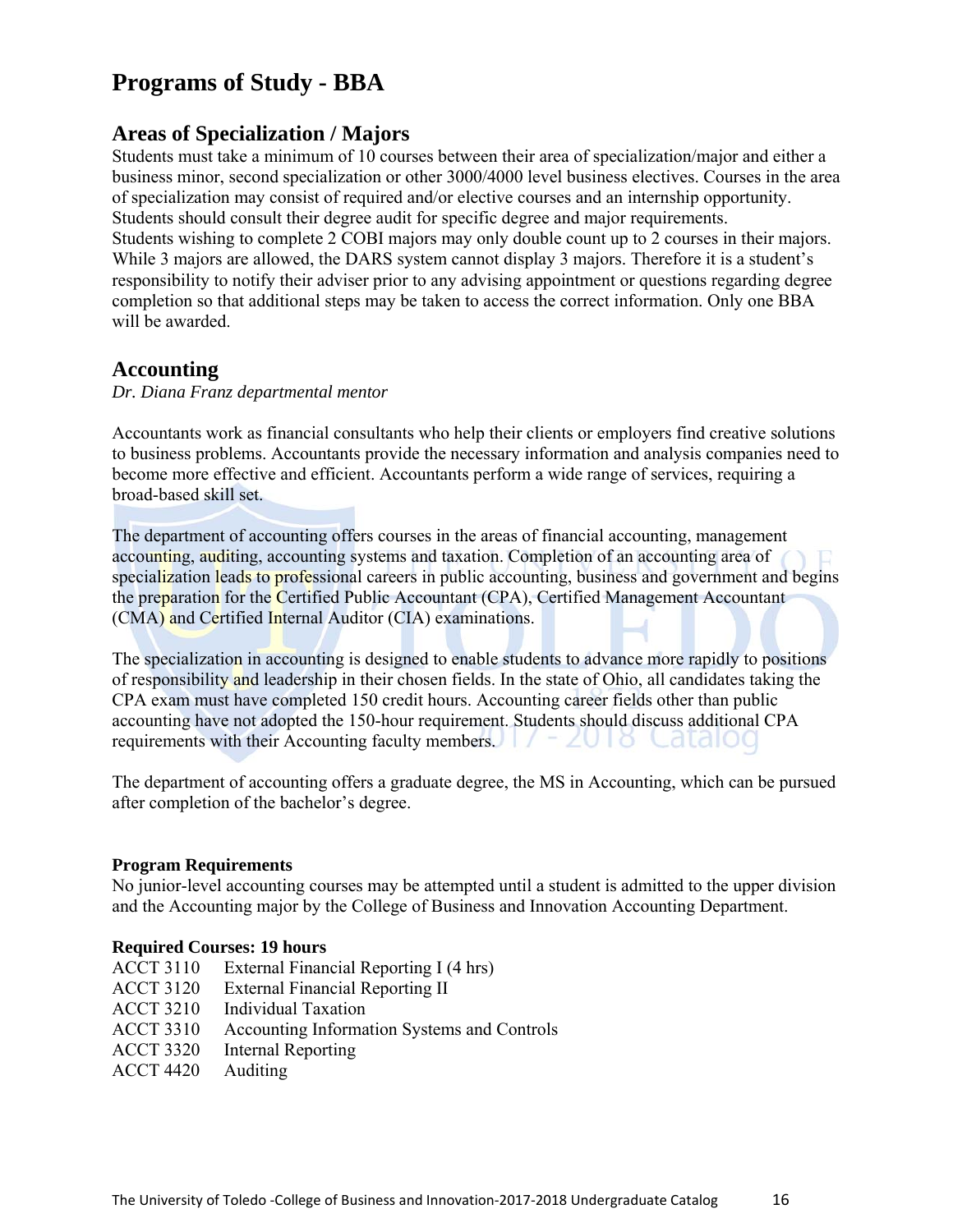# Programs of Study - BBA

## Areas of Specialization / Majors

Students must take a minimum of 10 courses between their area of specialization/major and either a business minor, second specialization or other 3000/4000 level business electives. Courses in the area of specialization may consist of required and/or elective courses and an internship opportunity. Students should consult their degree audit for specific degree and major requirements.
Students wishing to complete 2 COBI majors may only double count up to 2 courses in their majors. While 3 majors are allowed, the DARS system cannot display 3 majors. Therefore it is a student's responsibility to notify their adviser prior to any advising appointment or questions regarding degree completion so that additional steps may be taken to access the correct information. Only one BBA will be awarded.

## Accounting

*Dr. Diana Franz departmental mentor*

Accountants work as financial consultants who help their clients or employers find creative solutions to business problems. Accountants provide the necessary information and analysis companies need to become more effective and efficient. Accountants perform a wide range of services, requiring a broad-based skill set.

The department of accounting offers courses in the areas of financial accounting, management accounting, auditing, accounting systems and taxation. Completion of an accounting area of specialization leads to professional careers in public accounting, business and government and begins the preparation for the Certified Public Accountant (CPA), Certified Management Accountant (CMA) and Certified Internal Auditor (CIA) examinations.

The specialization in accounting is designed to enable students to advance more rapidly to positions of responsibility and leadership in their chosen fields. In the state of Ohio, all candidates taking the CPA exam must have completed 150 credit hours. Accounting career fields other than public accounting have not adopted the 150-hour requirement. Students should discuss additional CPA requirements with their Accounting faculty members.

The department of accounting offers a graduate degree, the MS in Accounting, which can be pursued after completion of the bachelor's degree.

**Program Requirements**

No junior-level accounting courses may be attempted until a student is admitted to the upper division and the Accounting major by the College of Business and Innovation Accounting Department.

**Required Courses: 19 hours**

ACCT 3110 External Financial Reporting I (4 hrs)
ACCT 3120 External Financial Reporting II
ACCT 3210 Individual Taxation
ACCT 3310 Accounting Information Systems and Controls
ACCT 3320 Internal Reporting
ACCT 4420 Auditing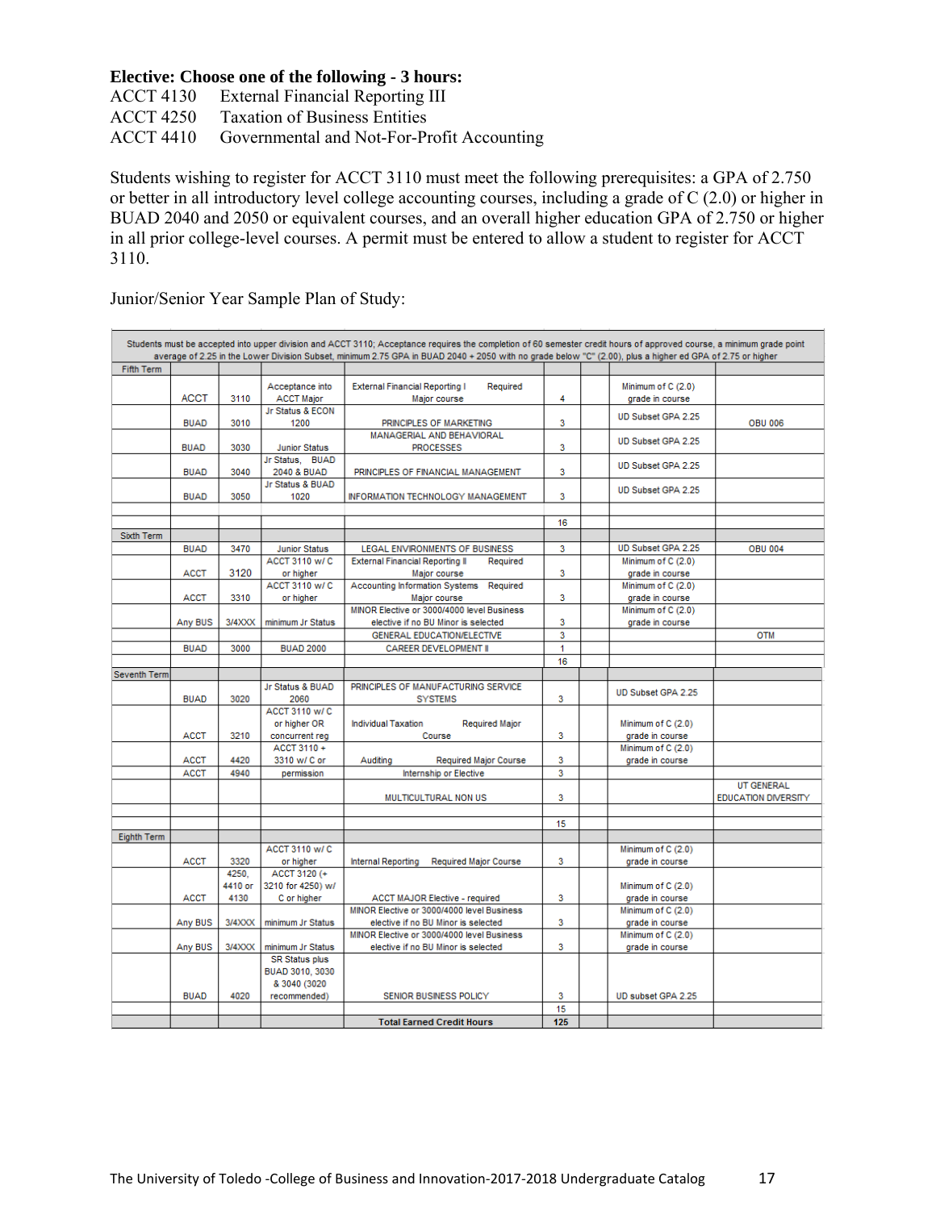**Elective: Choose one of the following - 3 hours:**

ACCT 4130 External Financial Reporting III
ACCT 4250 Taxation of Business Entities
ACCT 4410 Governmental and Not-For-Profit Accounting

Students wishing to register for ACCT 3110 must meet the following prerequisites: a GPA of 2.750 or better in all introductory level college accounting courses, including a grade of C (2.0) or higher in BUAD 2040 and 2050 or equivalent courses, and an overall higher education GPA of 2.750 or higher in all prior college-level courses. A permit must be entered to allow a student to register for ACCT 3110.

Junior/Senior Year Sample Plan of Study:

| Students must be accepted into upper division and ACCT 3110; Acceptance requires the completion of 60 semester credit hours of approved course, a minimum grade point average of 2.25 in the Lower Division Subset, minimum 2.75 GPA in BUAD 2040 + 2050 with no grade below "C" (2.00), plus a higher ed GPA of 2.75 or higher | | | | | | | | |
|---|---|---|---|---|---|---|---|---|
| Fifth Term | | | | | | | | |
| | ACCT | 3110 | Acceptance into ACCT Major | External Financial Reporting I Required Major course | 4 | | Minimum of C (2.0) grade in course | |
| | BUAD | 3010 | Jr Status & ECON 1200 | PRINCIPLES OF MARKETING | 3 | | UD Subset GPA 2.25 | OBU 006 |
| | BUAD | 3030 | Junior Status | MANAGERIAL AND BEHAVIORAL PROCESSES | 3 | | UD Subset GPA 2.25 | |
| | BUAD | 3040 | Jr Status, BUAD 2040 & BUAD | PRINCIPLES OF FINANCIAL MANAGEMENT | 3 | | UD Subset GPA 2.25 | |
| | BUAD | 3050 | Jr Status & BUAD 1020 | INFORMATION TECHNOLOGY MANAGEMENT | 3 | | UD Subset GPA 2.25 | |
| | | | | | | | | |
| | | | | | 16 | | | |
| Sixth Term | | | | | | | | |
| | BUAD | 3470 | Junior Status | LEGAL ENVIRONMENTS OF BUSINESS | 3 | | UD Subset GPA 2.25 | OBU 004 |
| | ACCT | 3120 | ACCT 3110 w/ C or higher | External Financial Reporting II Required Major course | 3 | | Minimum of C (2.0) grade in course | |
| | ACCT | 3310 | ACCT 3110 w/ C or higher | Accounting Information Systems Required Major course | 3 | | Minimum of C (2.0) grade in course | |
| | Any BUS | 3/4XXX | minimum Jr Status | MINOR Elective or 3000/4000 level Business elective if no BU Minor is selected | 3 | | Minimum of C (2.0) grade in course | |
| | | | | GENERAL EDUCATION/ELECTIVE | 3 | | | OTM |
| | BUAD | 3000 | BUAD 2000 | CAREER DEVELOPMENT II | 1 | | | |
| | | | | | 16 | | | |
| Seventh Term | | | | | | | | |
| | BUAD | 3020 | Jr Status & BUAD 2060 | PRINCIPLES OF MANUFACTURING SERVICE SYSTEMS | 3 | | UD Subset GPA 2.25 | |
| | ACCT | 3210 | ACCT 3110 w/ C or higher OR concurrent reg | Individual Taxation Required Major Course | 3 | | Minimum of C (2.0) grade in course | |
| | ACCT | 4420 | ACCT 3110 + 3310 w/ C or | Auditing Required Major Course | 3 | | Minimum of C (2.0) grade in course | |
| | ACCT | 4940 | permission | Internship or Elective | 3 | | | |
| | | | | MULTICULTURAL NON US | 3 | | | UT GENERAL EDUCATION DIVERSITY |
| | | | | | | | | |
| | | | | | 15 | | | |
| Eighth Term | | | | | | | | |
| | ACCT | 3320 | ACCT 3110 w/ C or higher | Internal Reporting Required Major Course | 3 | | Minimum of C (2.0) grade in course | |
| | ACCT | 4250, 4410 or 4130 | ACCT 3120 (+ 3210 for 4250) w/ C or higher | ACCT MAJOR Elective - required | 3 | | Minimum of C (2.0) grade in course | |
| | Any BUS | 3/4XXX | minimum Jr Status | MINOR Elective or 3000/4000 level Business elective if no BU Minor is selected | 3 | | Minimum of C (2.0) grade in course | |
| | Any BUS | 3/4XXX | minimum Jr Status | MINOR Elective or 3000/4000 level Business elective if no BU Minor is selected | 3 | | Minimum of C (2.0) grade in course | |
| | BUAD | 4020 | SR Status plus BUAD 3010, 3030 & 3040 (3020 recommended) | SENIOR BUSINESS POLICY | 3 | | UD subset GPA 2.25 | |
| | | | | | 15 | | | |
| | | | | **Total Earned Credit Hours** | **125** | | | |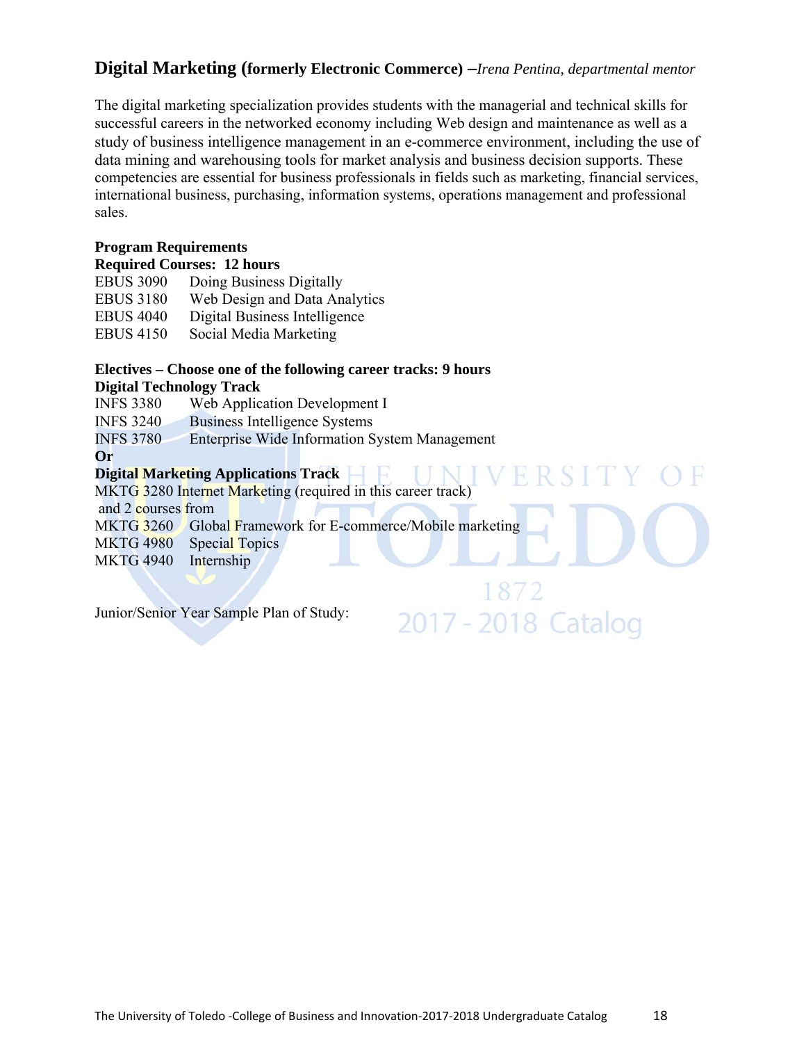## Digital Marketing (formerly Electronic Commerce) –*Irena Pentina, departmental mentor*

The digital marketing specialization provides students with the managerial and technical skills for successful careers in the networked economy including Web design and maintenance as well as a study of business intelligence management in an e-commerce environment, including the use of data mining and warehousing tools for market analysis and business decision supports. These competencies are essential for business professionals in fields such as marketing, financial services, international business, purchasing, information systems, operations management and professional sales.

**Program Requirements**

**Required Courses: 12 hours**

EBUS 3090 Doing Business Digitally
EBUS 3180 Web Design and Data Analytics
EBUS 4040 Digital Business Intelligence
EBUS 4150 Social Media Marketing

**Electives – Choose one of the following career tracks: 9 hours**

**Digital Technology Track**

INFS 3380 Web Application Development I
INFS 3240 Business Intelligence Systems
INFS 3780 Enterprise Wide Information System Management

**Or**

**Digital Marketing Applications Track**

MKTG 3280 Internet Marketing (required in this career track)
and 2 courses from
MKTG 3260 Global Framework for E-commerce/Mobile marketing
MKTG 4980 Special Topics
MKTG 4940 Internship

Junior/Senior Year Sample Plan of Study: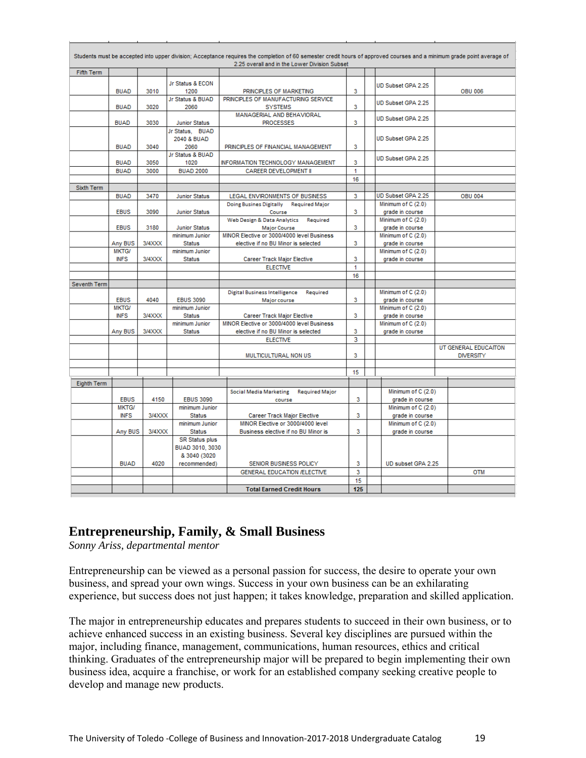| | | | | | | | |
|---|---|---|---|---|---|---|---|
| Students must be accepted into upper division; Acceptance requires the completion of 60 semester credit hours of approved courses and a minimum grade point average of 2.25 overall and in the Lower Division Subset | | | | | | | |
| Fifth Term | | | | | | | |
| | BUAD | 3010 | Jr Status & ECON 1200 | PRINCIPLES OF MARKETING | 3 | | UD Subset GPA 2.25 | OBU 006 |
| | BUAD | 3020 | Jr Status & BUAD 2060 | PRINCIPLES OF MANUFACTURING SERVICE SYSTEMS | 3 | | UD Subset GPA 2.25 | |
| | BUAD | 3030 | Junior Status | MANAGERIAL AND BEHAVIORAL PROCESSES | 3 | | UD Subset GPA 2.25 | |
| | BUAD | 3040 | Jr Status, BUAD 2040 & BUAD 2060 | PRINCIPLES OF FINANCIAL MANAGEMENT | 3 | | UD Subset GPA 2.25 | |
| | BUAD | 3050 | Jr Status & BUAD 1020 | INFORMATION TECHNOLOGY MANAGEMENT | 3 | | UD Subset GPA 2.25 | |
| | BUAD | 3000 | BUAD 2000 | CAREER DEVELOPMENT II | 1 | | | |
| | | | | | 16 | | | |
| Sixth Term | | | | | | | | |
| | BUAD | 3470 | Junior Status | LEGAL ENVIRONMENTS OF BUSINESS | 3 | | UD Subset GPA 2.25 | OBU 004 |
| | EBUS | 3090 | Junior Status | Doing Busines Digitally Required Major Course | 3 | | Minimum of C (2.0) grade in course | |
| | EBUS | 3180 | Junior Status | Web Design & Data Analytics Required Major Course | 3 | | Minimum of C (2.0) grade in course | |
| | Any BUS | 3/4XXX | minimum Junior Status | MINOR Elective or 3000/4000 level Business elective if no BU Minor is selected | 3 | | Minimum of C (2.0) grade in course | |
| | MKTG/ INFS | 3/4XXX | minimum Junior Status | Career Track Major Elective | 3 | | Minimum of C (2.0) grade in course | |
| | | | | ELECTIVE | 1 | | | |
| | | | | | 16 | | | |
| Seventh Term | | | | | | | | |
| | EBUS | 4040 | EBUS 3090 | Digital Business Intelligence Required Major course | 3 | | Minimum of C (2.0) grade in course | |
| | MKTG/ INFS | 3/4XXX | minimum Junior Status | Career Track Major Elective | 3 | | Minimum of C (2.0) grade in course | |
| | Any BUS | 3/4XXX | minimum Junior Status | MINOR Elective or 3000/4000 level Business elective if no BU Minor is selected | 3 | | Minimum of C (2.0) grade in course | |
| | | | | ELECTIVE | 3 | | | |
| | | | | MULTICULTURAL NON US | 3 | | | UT GENERAL EDUCAITON DIVERSITY |
| | | | | | | | | |
| | | | | | 15 | | | |
| Eighth Term | | | | | | | | |
| | EBUS | 4150 | EBUS 3090 | Social Media Marketing Required Major course | 3 | | Minimum of C (2.0) grade in course | |
| | MKTG/ INFS | 3/4XXX | minimum Junior Status | Career Track Major Elective | 3 | | Minimum of C (2.0) grade in course | |
| | Any BUS | 3/4XXX | minimum Junior Status | MINOR Elective or 3000/4000 level Business elective if no BU Minor is | 3 | | Minimum of C (2.0) grade in course | |
| | BUAD | 4020 | SR Status plus BUAD 3010, 3030 & 3040 (3020 recommended) | SENIOR BUSINESS POLICY | 3 | | UD subset GPA 2.25 | |
| | | | | GENERAL EDUCATION /ELECTIVE | 3 | | | OTM |
| | | | | | 15 | | | |
| | | | | **Total Earned Credit Hours** | **125** | | | |

## Entrepreneurship, Family, & Small Business

*Sonny Ariss, departmental mentor*

Entrepreneurship can be viewed as a personal passion for success, the desire to operate your own business, and spread your own wings. Success in your own business can be an exhilarating experience, but success does not just happen; it takes knowledge, preparation and skilled application.

The major in entrepreneurship educates and prepares students to succeed in their own business, or to achieve enhanced success in an existing business. Several key disciplines are pursued within the major, including finance, management, communications, human resources, ethics and critical thinking. Graduates of the entrepreneurship major will be prepared to begin implementing their own business idea, acquire a franchise, or work for an established company seeking creative people to develop and manage new products.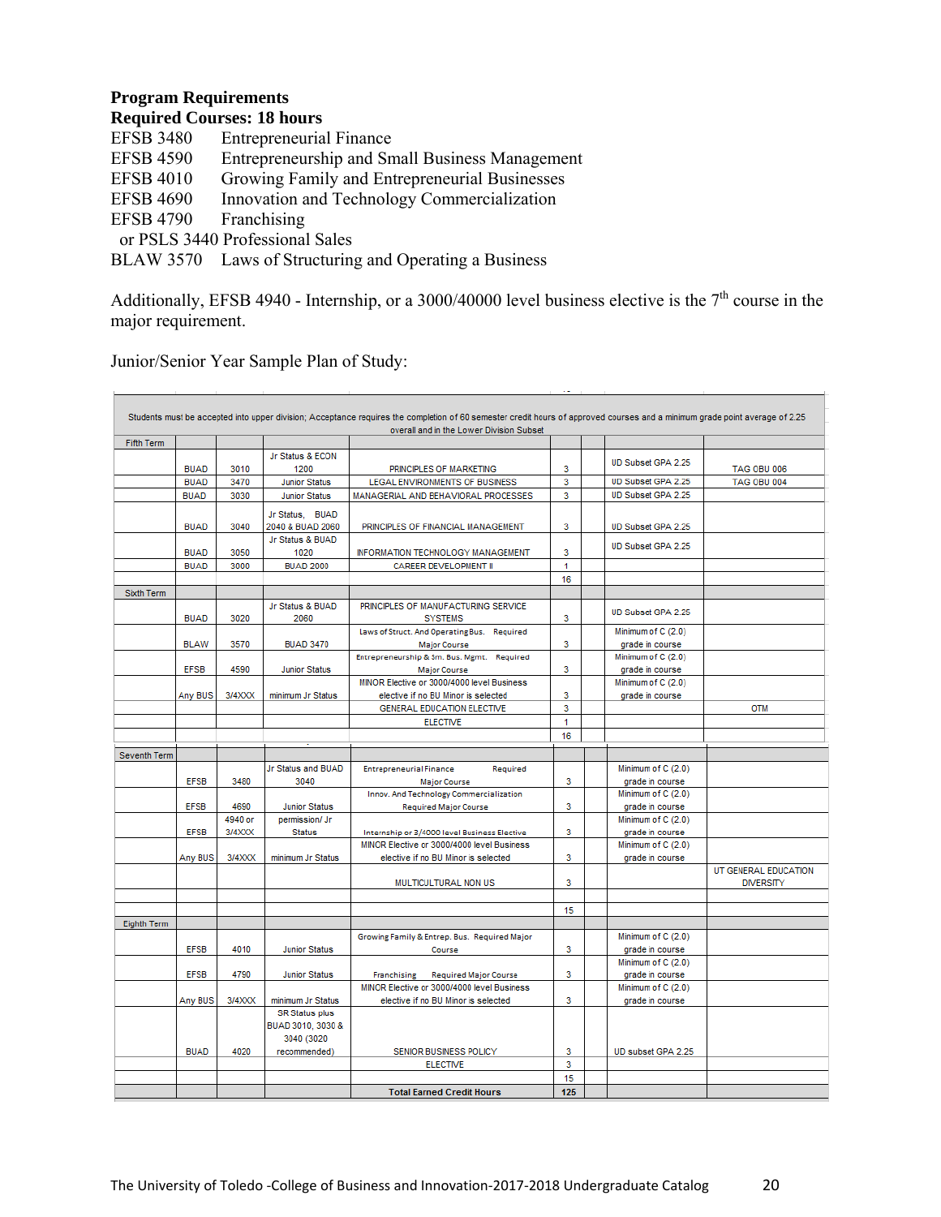**Program Requirements**

**Required Courses: 18 hours**

EFSB 3480 Entrepreneurial Finance
EFSB 4590 Entrepreneurship and Small Business Management
EFSB 4010 Growing Family and Entrepreneurial Businesses
EFSB 4690 Innovation and Technology Commercialization
EFSB 4790 Franchising
or PSLS 3440 Professional Sales
BLAW 3570 Laws of Structuring and Operating a Business

Additionally, EFSB 4940 - Internship, or a 3000/40000 level business elective is the 7th course in the major requirement.

Junior/Senior Year Sample Plan of Study:

| | | | | | | | | |
|---|---|---|---|---|---|---|---|---|
| Students must be accepted into upper division; Acceptance requires the completion of 60 semester credit hours of approved courses and a minimum grade point average of 2.25 overall and in the Lower Division Subset | | | | | | | | |
| Fifth Term | | | | | | | | |
| | BUAD | 3010 | Jr Status & ECON 1200 | PRINCIPLES OF MARKETING | 3 | | UD Subset GPA 2.25 | TAG OBU 006 |
| | BUAD | 3470 | Junior Status | LEGAL ENVIRONMENTS OF BUSINESS | 3 | | UD Subset GPA 2.25 | TAG OBU 004 |
| | BUAD | 3030 | Junior Status | MANAGERIAL AND BEHAVIORAL PROCESSES | 3 | | UD Subset GPA 2.25 | |
| | BUAD | 3040 | Jr Status, BUAD 2040 & BUAD 2060 | PRINCIPLES OF FINANCIAL MANAGEMENT | 3 | | UD Subset GPA 2.25 | |
| | BUAD | 3050 | Jr Status & BUAD 1020 | INFORMATION TECHNOLOGY MANAGEMENT | 3 | | UD Subset GPA 2.25 | |
| | BUAD | 3000 | BUAD 2000 | CAREER DEVELOPMENT II | 1 | | | |
| | | | | | 16 | | | |
| Sixth Term | | | | | | | | |
| | BUAD | 3020 | Jr Status & BUAD 2060 | PRINCIPLES OF MANUFACTURING SERVICE SYSTEMS | 3 | | UD Subset GPA 2.25 | |
| | BLAW | 3570 | BUAD 3470 | Laws of Struct. And Operating Bus. Required Major Course | 3 | | Minimum of C (2.0) grade in course | |
| | EFSB | 4590 | Junior Status | Entrepreneurship & Sm. Bus. Mgmt. Required Major Course | 3 | | Minimum of C (2.0) grade in course | |
| | Any BUS | 3/4XXX | minimum Jr Status | MINOR Elective or 3000/4000 level Business elective if no BU Minor is selected | 3 | | Minimum of C (2.0) grade in course | |
| | | | | GENERAL EDUCATION ELECTIVE | 3 | | | OTM |
| | | | | ELECTIVE | 1 | | | |
| | | | | | 16 | | | |
| Seventh Term | | | | | | | | |
| | EFSB | 3480 | Jr Status and BUAD 3040 | Entrepreneurial Finance Required Major Course | 3 | | Minimum of C (2.0) grade in course | |
| | EFSB | 4690 | Junior Status | Innov. And Technology Commercialization Required Major Course | 3 | | Minimum of C (2.0) grade in course | |
| | EFSB | 4940 or 3/4XXX | permission/ Jr Status | Internship or 3/4000 level Business Elective | 3 | | Minimum of C (2.0) grade in course | |
| | Any BUS | 3/4XXX | minimum Jr Status | MINOR Elective or 3000/4000 level Business elective if no BU Minor is selected | 3 | | Minimum of C (2.0) grade in course | |
| | | | | MULTICULTURAL NON US | 3 | | | UT GENERAL EDUCATION DIVERSITY |
| | | | | | | | | |
| | | | | | 15 | | | |
| Eighth Term | | | | | | | | |
| | EFSB | 4010 | Junior Status | Growing Family & Entrep. Bus. Required Major Course | 3 | | Minimum of C (2.0) grade in course | |
| | EFSB | 4790 | Junior Status | Franchising Required Major Course | 3 | | Minimum of C (2.0) grade in course | |
| | Any BUS | 3/4XXX | minimum Jr Status | MINOR Elective or 3000/4000 level Business elective if no BU Minor is selected | 3 | | Minimum of C (2.0) grade in course | |
| | BUAD | 4020 | SR Status plus BUAD 3010, 3030 & 3040 (3020 recommended) | SENIOR BUSINESS POLICY | 3 | | UD subset GPA 2.25 | |
| | | | | ELECTIVE | 3 | | | |
| | | | | | 15 | | | |
| | | | | Total Earned Credit Hours | 125 | | | |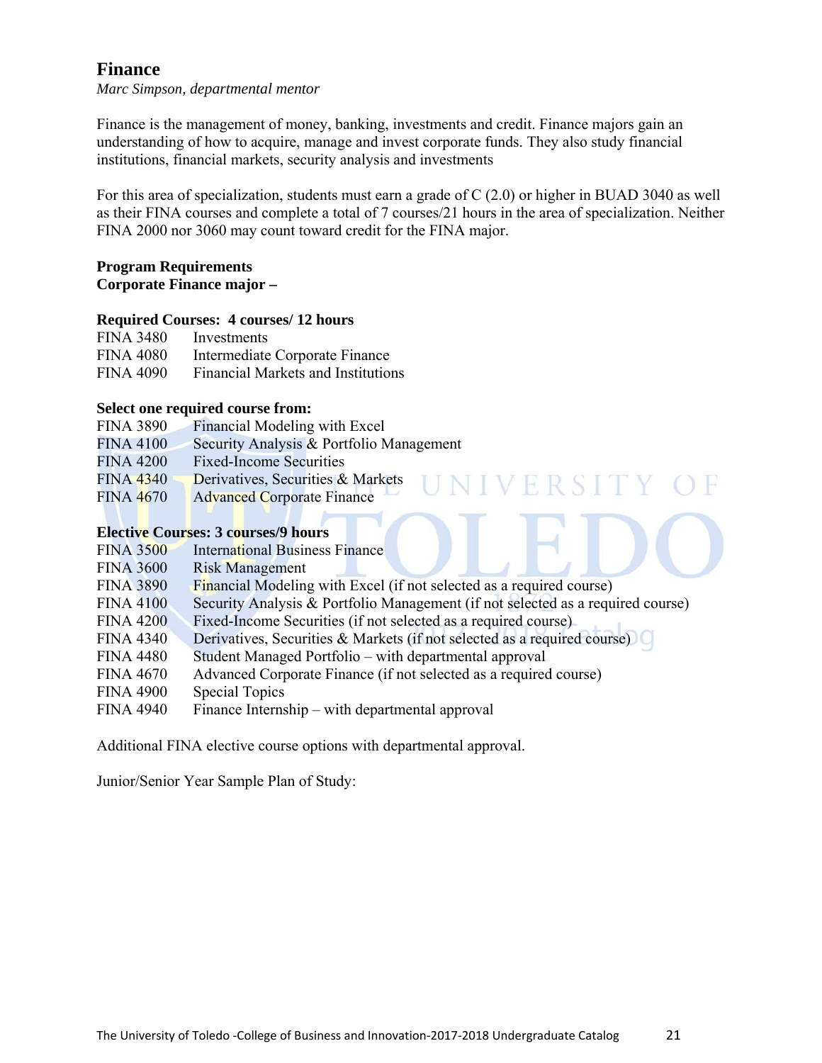## Finance

*Marc Simpson, departmental mentor*

Finance is the management of money, banking, investments and credit. Finance majors gain an understanding of how to acquire, manage and invest corporate funds. They also study financial institutions, financial markets, security analysis and investments

For this area of specialization, students must earn a grade of C (2.0) or higher in BUAD 3040 as well as their FINA courses and complete a total of 7 courses/21 hours in the area of specialization. Neither FINA 2000 nor 3060 may count toward credit for the FINA major.

**Program Requirements**
**Corporate Finance major –**

**Required Courses: 4 courses/ 12 hours**

| | |
|---|---|
| FINA 3480 | Investments |
| FINA 4080 | Intermediate Corporate Finance |
| FINA 4090 | Financial Markets and Institutions |

**Select one required course from:**

| | |
|---|---|
| FINA 3890 | Financial Modeling with Excel |
| FINA 4100 | Security Analysis & Portfolio Management |
| FINA 4200 | Fixed-Income Securities |
| FINA 4340 | Derivatives, Securities & Markets |
| FINA 4670 | Advanced Corporate Finance |

**Elective Courses: 3 courses/9 hours**

| | |
|---|---|
| FINA 3500 | International Business Finance |
| FINA 3600 | Risk Management |
| FINA 3890 | Financial Modeling with Excel (if not selected as a required course) |
| FINA 4100 | Security Analysis & Portfolio Management (if not selected as a required course) |
| FINA 4200 | Fixed-Income Securities (if not selected as a required course) |
| FINA 4340 | Derivatives, Securities & Markets (if not selected as a required course) |
| FINA 4480 | Student Managed Portfolio – with departmental approval |
| FINA 4670 | Advanced Corporate Finance (if not selected as a required course) |
| FINA 4900 | Special Topics |
| FINA 4940 | Finance Internship – with departmental approval |

Additional FINA elective course options with departmental approval.

Junior/Senior Year Sample Plan of Study: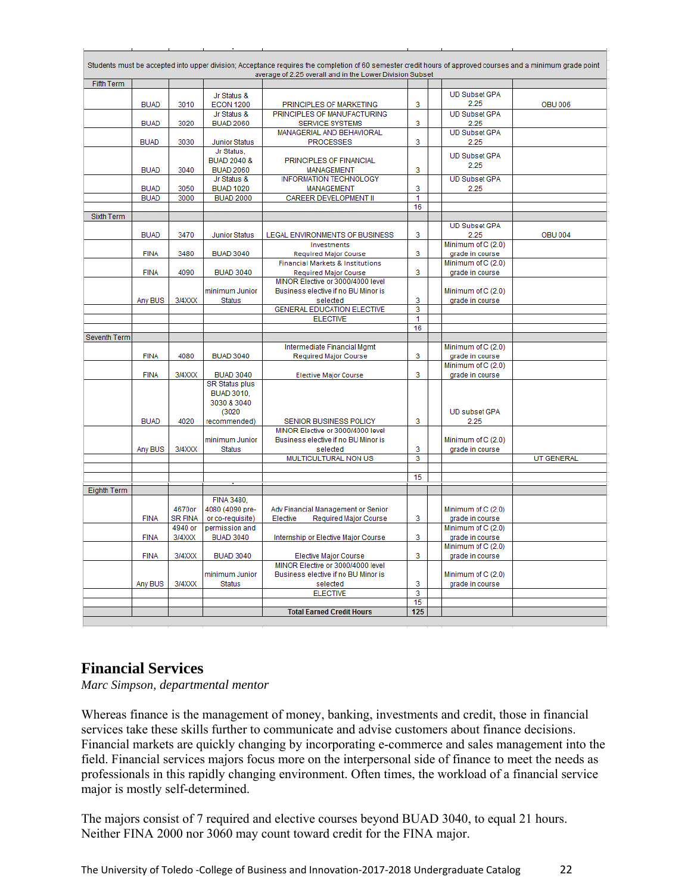| | | | | | | | |
|---|---|---|---|---|---|---|---|
| Students must be accepted into upper division; Acceptance requires the completion of 60 semester credit hours of approved courses and a minimum grade point average of 2.25 overall and in the Lower Division Subset | | | | | | | |
| Fifth Term | | | | | | | |
| | BUAD | 3010 | Jr Status & ECON 1200 | PRINCIPLES OF MARKETING | 3 | UD Subset GPA 2.25 | OBU 006 |
| | BUAD | 3020 | Jr Status & BUAD 2060 | PRINCIPLES OF MANUFACTURING SERVICE SYSTEMS | 3 | UD Subset GPA 2.25 | |
| | BUAD | 3030 | Junior Status | MANAGERIAL AND BEHAVIORAL PROCESSES | 3 | UD Subset GPA 2.25 | |
| | BUAD | 3040 | Jr Status, BUAD 2040 & BUAD 2060 | PRINCIPLES OF FINANCIAL MANAGEMENT | 3 | UD Subset GPA 2.25 | |
| | BUAD | 3050 | Jr Status & BUAD 1020 | INFORMATION TECHNOLOGY MANAGEMENT | 3 | UD Subset GPA 2.25 | |
| | BUAD | 3000 | BUAD 2000 | CAREER DEVELOPMENT II | 1 | | |
| | | | | | 16 | | |
| Sixth Term | | | | | | | |
| | BUAD | 3470 | Junior Status | LEGAL ENVIRONMENTS OF BUSINESS | 3 | UD Subset GPA 2.25 | OBU 004 |
| | FINA | 3480 | BUAD 3040 | Investments Required Major Course | 3 | Minimum of C (2.0) grade in course | |
| | FINA | 4090 | BUAD 3040 | Financial Markets & Institutions Required Major Course | 3 | Minimum of C (2.0) grade in course | |
| | Any BUS | 3/4XXX | minimum Junior Status | MINOR Elective or 3000/4000 level Business elective if no BU Minor is selected | 3 | Minimum of C (2.0) grade in course | |
| | | | | GENERAL EDUCATION ELECTIVE | 3 | | |
| | | | | ELECTIVE | 1 | | |
| | | | | | 16 | | |
| Seventh Term | | | | | | | |
| | FINA | 4080 | BUAD 3040 | Intermediate Financial Mgmt Required Major Course | 3 | Minimum of C (2.0) grade in course | |
| | FINA | 3/4XXX | BUAD 3040 | Elective Major Course | 3 | Minimum of C (2.0) grade in course | |
| | BUAD | 4020 | SR Status plus BUAD 3010, 3030 & 3040 (3020 recommended) | SENIOR BUSINESS POLICY | 3 | UD subset GPA 2.25 | |
| | Any BUS | 3/4XXX | minimum Junior Status | MINOR Elective or 3000/4000 level Business elective if no BU Minor is selected | 3 | Minimum of C (2.0) grade in course | |
| | | | | MULTICULTURAL NON US | 3 | | UT GENERAL |
| | | | | | | | |
| | | | | | 15 | | |
| Eighth Term | | | | | | | |
| | FINA | 4670or SR FINA | FINA 3480, 4080 (4090 pre- or co-requisite) | Adv Financial Management or Senior Elective Required Major Course | 3 | Minimum of C (2.0) grade in course | |
| | FINA | 4940 or 3/4XXX | permission and BUAD 3040 | Internship or Elective Major Course | 3 | Minimum of C (2.0) grade in course | |
| | FINA | 3/4XXX | BUAD 3040 | Elective Major Course | 3 | Minimum of C (2.0) grade in course | |
| | Any BUS | 3/4XXX | minimum Junior Status | MINOR Elective or 3000/4000 level Business elective if no BU Minor is selected | 3 | Minimum of C (2.0) grade in course | |
| | | | | ELECTIVE | 3 | | |
| | | | | | 15 | | |
| | | | | **Total Earned Credit Hours** | **125** | | |

# Financial Services

*Marc Simpson, departmental mentor*

Whereas finance is the management of money, banking, investments and credit, those in financial services take these skills further to communicate and advise customers about finance decisions. Financial markets are quickly changing by incorporating e-commerce and sales management into the field. Financial services majors focus more on the interpersonal side of finance to meet the needs as professionals in this rapidly changing environment. Often times, the workload of a financial service major is mostly self-determined.

The majors consist of 7 required and elective courses beyond BUAD 3040, to equal 21 hours. Neither FINA 2000 nor 3060 may count toward credit for the FINA major.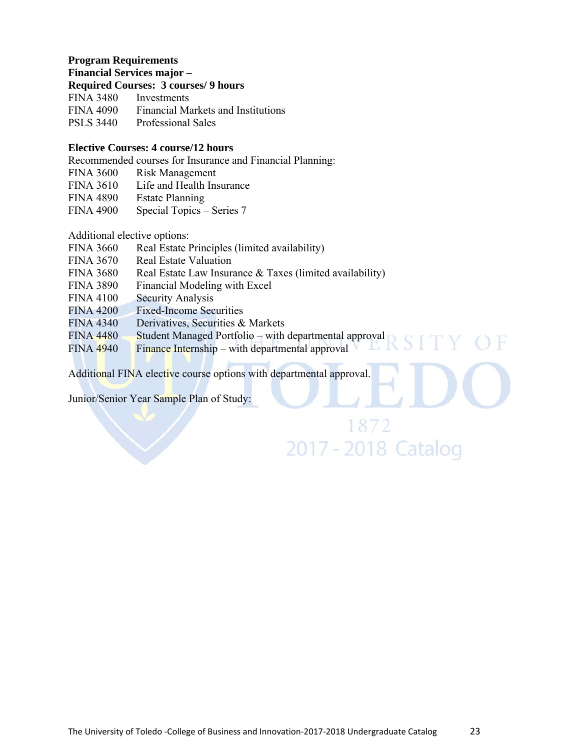**Program Requirements**
**Financial Services major –**
**Required Courses: 3 courses/ 9 hours**

FINA 3480 Investments
FINA 4090 Financial Markets and Institutions
PSLS 3440 Professional Sales

**Elective Courses: 4 course/12 hours**

Recommended courses for Insurance and Financial Planning:

FINA 3600 Risk Management
FINA 3610 Life and Health Insurance
FINA 4890 Estate Planning
FINA 4900 Special Topics – Series 7

Additional elective options:

FINA 3660 Real Estate Principles (limited availability)
FINA 3670 Real Estate Valuation
FINA 3680 Real Estate Law Insurance & Taxes (limited availability)
FINA 3890 Financial Modeling with Excel
FINA 4100 Security Analysis
FINA 4200 Fixed-Income Securities
FINA 4340 Derivatives, Securities & Markets
FINA 4480 Student Managed Portfolio – with departmental approval
FINA 4940 Finance Internship – with departmental approval

Additional FINA elective course options with departmental approval.

Junior/Senior Year Sample Plan of Study: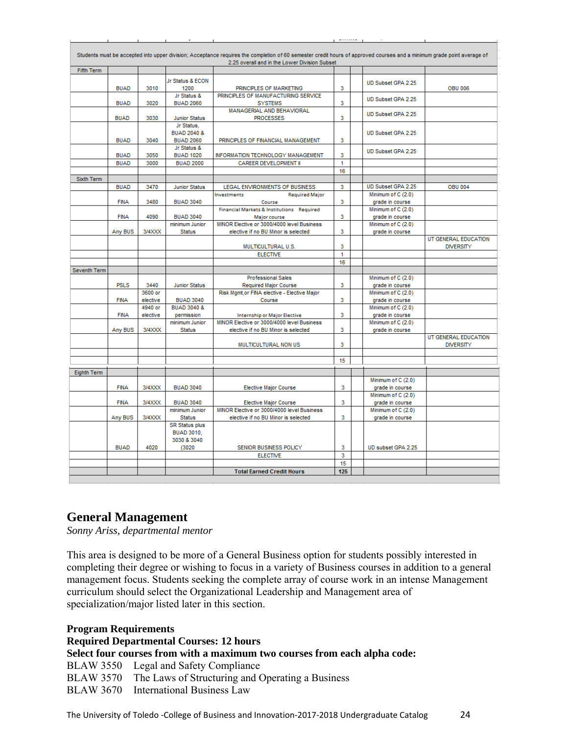| | | | | | | | |
|---|---|---|---|---|---|---|---|
| Students must be accepted into upper division; Acceptance requires the completion of 60 semester credit hours of approved courses and a minimum grade point average of 2.25 overall and in the Lower Division Subset | | | | | | | |
| Fifth Term | | | | | | | |
| | BUAD | 3010 | Jr Status & ECON 1200 | PRINCIPLES OF MARKETING | 3 | UD Subset GPA 2.25 | OBU 006 |
| | BUAD | 3020 | Jr Status & BUAD 2060 | PRINCIPLES OF MANUFACTURING SERVICE SYSTEMS | 3 | UD Subset GPA 2.25 | |
| | BUAD | 3030 | Junior Status | MANAGERIAL AND BEHAVIORAL PROCESSES | 3 | UD Subset GPA 2.25 | |
| | BUAD | 3040 | Jr Status, BUAD 2040 & BUAD 2060 | PRINCIPLES OF FINANCIAL MANAGEMENT | 3 | UD Subset GPA 2.25 | |
| | BUAD | 3050 | Jr Status & BUAD 1020 | INFORMATION TECHNOLOGY MANAGEMENT | 3 | UD Subset GPA 2.25 | |
| | BUAD | 3000 | BUAD 2000 | CAREER DEVELOPMENT II | 1 | | |
| | | | | | 16 | | |
| Sixth Term | | | | | | | |
| | BUAD | 3470 | Junior Status | LEGAL ENVIRONMENTS OF BUSINESS | 3 | UD Subset GPA 2.25 | OBU 004 |
| | FINA | 3480 | BUAD 3040 | Investments Required Major Course | 3 | Minimum of C (2.0) grade in course | |
| | FINA | 4090 | BUAD 3040 | Financial Markets & Institutions Required Major course | 3 | Minimum of C (2.0) grade in course | |
| | Any BUS | 3/4XXX | minimum Junior Status | MINOR Elective or 3000/4000 level Business elective if no BU Minor is selected | 3 | Minimum of C (2.0) grade in course | |
| | | | | MULTICULTURAL U.S. | 3 | | UT GENERAL EDUCATION DIVERSITY |
| | | | | ELECTIVE | 1 | | |
| | | | | | 16 | | |
| Seventh Term | | | | | | | |
| | PSLS | 3440 | Junior Status | Professional Sales Required Major Course | 3 | Minimum of C (2.0) grade in course | |
| | FINA | 3600 or elective | BUAD 3040 | Risk Mgmt,or FINA elective - Elective Major Course | 3 | Minimum of C (2.0) grade in course | |
| | FINA | 4940 or elective | BUAD 3040 & permission | Internship or Major Elective | 3 | Minimum of C (2.0) grade in course | |
| | Any BUS | 3/4XXX | minimum Junior Status | MINOR Elective or 3000/4000 level Business elective if no BU Minor is selected | 3 | Minimum of C (2.0) grade in course | |
| | | | | MULTICULTURAL NON US | 3 | | UT GENERAL EDUCATION DIVERSITY |
| | | | | | | | |
| | | | | | 15 | | |
| Eighth Term | | | | | | | |
| | FINA | 3/4XXX | BUAD 3040 | Elective Major Course | 3 | Minimum of C (2.0) grade in course | |
| | FINA | 3/4XXX | BUAD 3040 | Elective Major Course | 3 | Minimum of C (2.0) grade in course | |
| | Any BUS | 3/4XXX | minimum Junior Status | MINOR Elective or 3000/4000 level Business elective if no BU Minor is selected | 3 | Minimum of C (2.0) grade in course | |
| | BUAD | 4020 | SR Status plus BUAD 3010, 3030 & 3040 (3020 | SENIOR BUSINESS POLICY | 3 | UD subset GPA 2.25 | |
| | | | | ELECTIVE | 3 | | |
| | | | | | 15 | | |
| | | | | **Total Earned Credit Hours** | **125** | | |

## General Management

*Sonny Ariss, departmental mentor*

This area is designed to be more of a General Business option for students possibly interested in completing their degree or wishing to focus in a variety of Business courses in addition to a general management focus. Students seeking the complete array of course work in an intense Management curriculum should select the Organizational Leadership and Management area of specialization/major listed later in this section.

**Program Requirements**

**Required Departmental Courses: 12 hours**

**Select four courses from with a maximum two courses from each alpha code:**

BLAW 3550 Legal and Safety Compliance
BLAW 3570 The Laws of Structuring and Operating a Business
BLAW 3670 International Business Law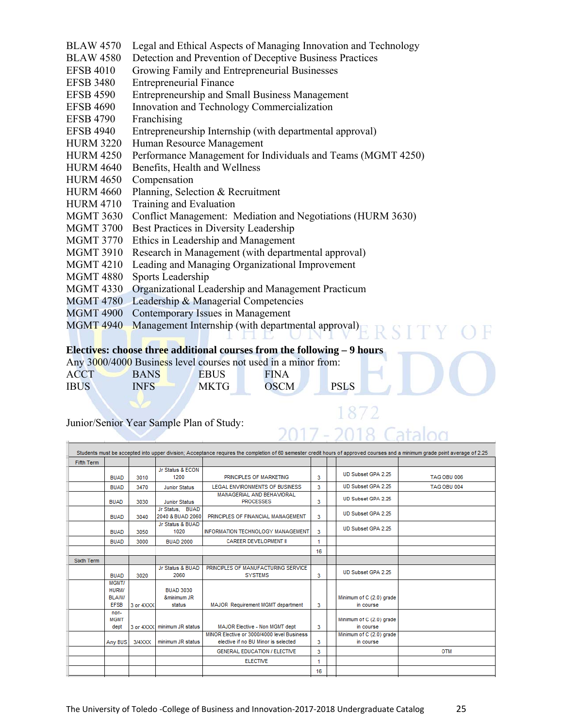| | |
|---|---|
| BLAW 4570 | Legal and Ethical Aspects of Managing Innovation and Technology |
| BLAW 4580 | Detection and Prevention of Deceptive Business Practices |
| EFSB 4010 | Growing Family and Entrepreneurial Businesses |
| EFSB 3480 | Entrepreneurial Finance |
| EFSB 4590 | Entrepreneurship and Small Business Management |
| EFSB 4690 | Innovation and Technology Commercialization |
| EFSB 4790 | Franchising |
| EFSB 4940 | Entrepreneurship Internship (with departmental approval) |
| HURM 3220 | Human Resource Management |
| HURM 4250 | Performance Management for Individuals and Teams (MGMT 4250) |
| HURM 4640 | Benefits, Health and Wellness |
| HURM 4650 | Compensation |
| HURM 4660 | Planning, Selection & Recruitment |
| HURM 4710 | Training and Evaluation |
| MGMT 3630 | Conflict Management: Mediation and Negotiations (HURM 3630) |
| MGMT 3700 | Best Practices in Diversity Leadership |
| MGMT 3770 | Ethics in Leadership and Management |
| MGMT 3910 | Research in Management (with departmental approval) |
| MGMT 4210 | Leading and Managing Organizational Improvement |
| MGMT 4880 | Sports Leadership |
| MGMT 4330 | Organizational Leadership and Management Practicum |
| MGMT 4780 | Leadership & Managerial Competencies |
| MGMT 4900 | Contemporary Issues in Management |
| MGMT 4940 | Management Internship (with departmental approval) |

**Electives: choose three additional courses from the following – 9 hours**

Any 3000/4000 Business level courses not used in a minor from:

| | | | | |
|---|---|---|---|---|
| ACCT | BANS | EBUS | FINA | |
| IBUS | INFS | MKTG | OSCM | PSLS |

Junior/Senior Year Sample Plan of Study:

| Students must be accepted into upper division; Acceptance requires the completion of 60 semester credit hours of approved courses and a minimum grade point average of 2.25 | | | | | | | | |
|---|---|---|---|---|---|---|---|---|
| Fifth Term | | | | | | | | |
| | BUAD | 3010 | Jr Status & ECON 1200 | PRINCIPLES OF MARKETING | 3 | | UD Subset GPA 2.25 | TAG OBU 006 |
| | BUAD | 3470 | Junior Status | LEGAL ENVIRONMENTS OF BUSINESS | 3 | | UD Subset GPA 2.25 | TAG OBU 004 |
| | BUAD | 3030 | Junior Status | MANAGERIAL AND BEHAVIORAL PROCESSES | 3 | | UD Subset GPA 2.25 | |
| | BUAD | 3040 | Jr Status, BUAD 2040 & BUAD 2060 | PRINCIPLES OF FINANCIAL MANAGEMENT | 3 | | UD Subset GPA 2.25 | |
| | BUAD | 3050 | Jr Status & BUAD 1020 | INFORMATION TECHNOLOGY MANAGEMENT | 3 | | UD Subset GPA 2.25 | |
| | BUAD | 3000 | BUAD 2000 | CAREER DEVELOPMENT II | 1 | | | |
| | | | | | 16 | | | |
| Sixth Term | | | | | | | | |
| | BUAD | 3020 | Jr Status & BUAD 2060 | PRINCIPLES OF MANUFACTURING SERVICE SYSTEMS | 3 | | UD Subset GPA 2.25 | |
| | MGMT/ HURM/ BLAW/ EFSB | 3 or 4XXX | BUAD 3030 &minimum JR status | MAJOR Requirement MGMT department | 3 | | Minimum of C (2.0) grade in course | |
| | non-MGMT dept | 3 or 4XXX | minimum JR status | MAJOR Elective - Non MGMT dept | 3 | | Minimum of C (2.0) grade in course | |
| | Any BUS | 3/4XXX | minimum JR status | MINOR Elective or 3000/4000 level Business elective if no BU Minor is selected | 3 | | Minimum of C (2.0) grade in course | |
| | | | | GENERAL EDUCATION / ELECTIVE | 3 | | | OTM |
| | | | | ELECTIVE | 1 | | | |
| | | | | | 16 | | | |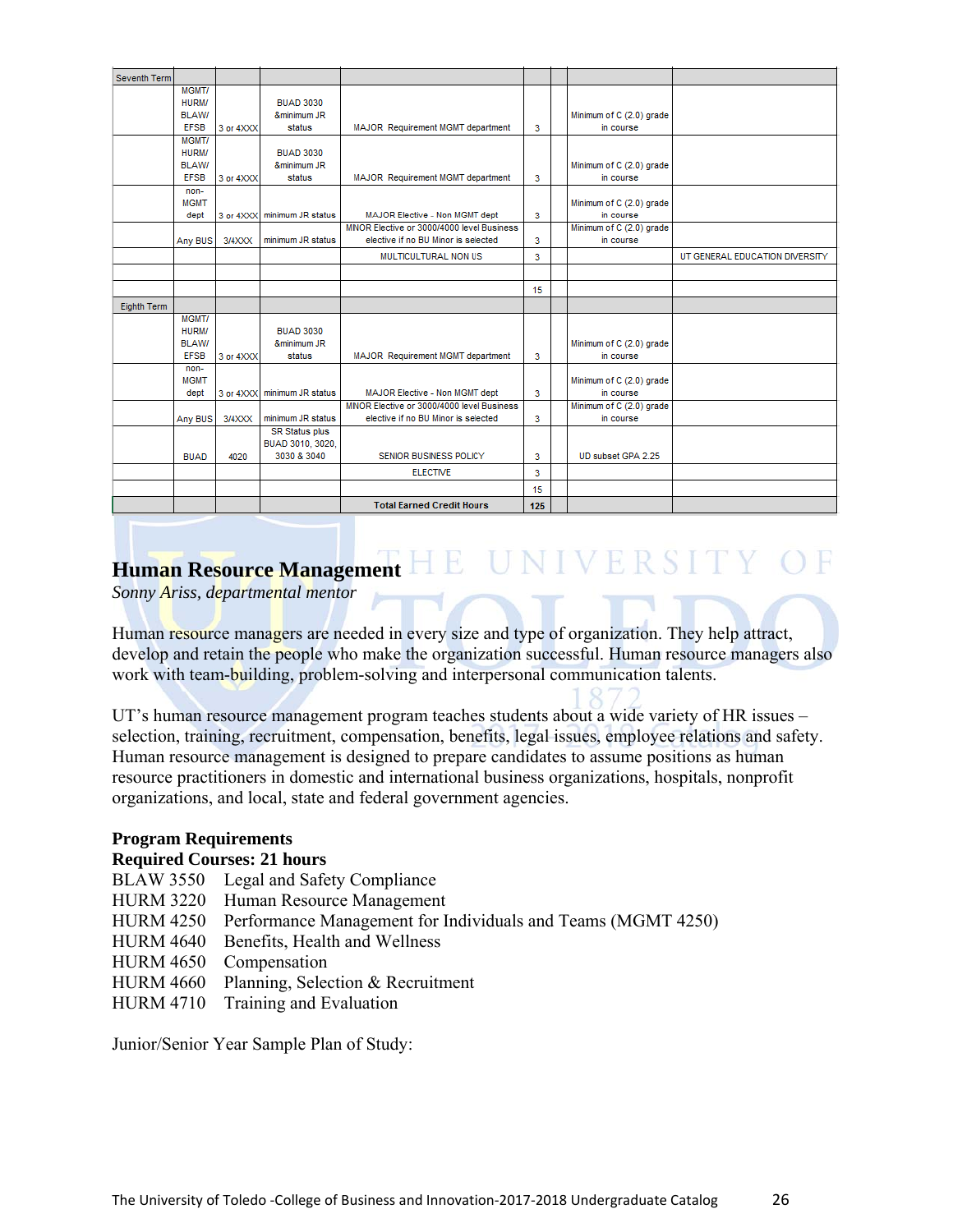| Seventh Term | | | | | | | | |
|---|---|---|---|---|---|---|---|---|
| | MGMT/ HURM/ BLAW/ EFSB | 3 or 4XXX | BUAD 3030 &minimum JR status | MAJOR Requirement MGMT department | 3 | | Minimum of C (2.0) grade in course | |
| | MGMT/ HURM/ BLAW/ EFSB | 3 or 4XXX | BUAD 3030 &minimum JR status | MAJOR Requirement MGMT department | 3 | | Minimum of C (2.0) grade in course | |
| | non-MGMT dept | 3 or 4XXX | minimum JR status | MAJOR Elective - Non MGMT dept | 3 | | Minimum of C (2.0) grade in course | |
| | Any BUS | 3/4XXX | minimum JR status | MINOR Elective or 3000/4000 level Business elective if no BU Minor is selected | 3 | | Minimum of C (2.0) grade in course | |
| | | | | MULTICULTURAL NON US | 3 | | | UT GENERAL EDUCATION DIVERSITY |
| | | | | | | | | |
| | | | | | 15 | | | |
| Eighth Term | | | | | | | | |
| | MGMT/ HURM/ BLAW/ EFSB | 3 or 4XXX | BUAD 3030 &minimum JR status | MAJOR Requirement MGMT department | 3 | | Minimum of C (2.0) grade in course | |
| | non-MGMT dept | 3 or 4XXX | minimum JR status | MAJOR Elective - Non MGMT dept | 3 | | Minimum of C (2.0) grade in course | |
| | Any BUS | 3/4XXX | minimum JR status | MINOR Elective or 3000/4000 level Business elective if no BU Minor is selected | 3 | | Minimum of C (2.0) grade in course | |
| | BUAD | 4020 | SR Status plus BUAD 3010, 3020, 3030 & 3040 | SENIOR BUSINESS POLICY | 3 | | UD subset GPA 2.25 | |
| | | | | ELECTIVE | 3 | | | |
| | | | | | 15 | | | |
| | | | | **Total Earned Credit Hours** | **125** | | | |

## Human Resource Management

*Sonny Ariss, departmental mentor*

Human resource managers are needed in every size and type of organization. They help attract, develop and retain the people who make the organization successful. Human resource managers also work with team-building, problem-solving and interpersonal communication talents.

UT's human resource management program teaches students about a wide variety of HR issues – selection, training, recruitment, compensation, benefits, legal issues, employee relations and safety. Human resource management is designed to prepare candidates to assume positions as human resource practitioners in domestic and international business organizations, hospitals, nonprofit organizations, and local, state and federal government agencies.

**Program Requirements**

**Required Courses: 21 hours**

BLAW 3550 Legal and Safety Compliance
HURM 3220 Human Resource Management
HURM 4250 Performance Management for Individuals and Teams (MGMT 4250)
HURM 4640 Benefits, Health and Wellness
HURM 4650 Compensation
HURM 4660 Planning, Selection & Recruitment
HURM 4710 Training and Evaluation

Junior/Senior Year Sample Plan of Study: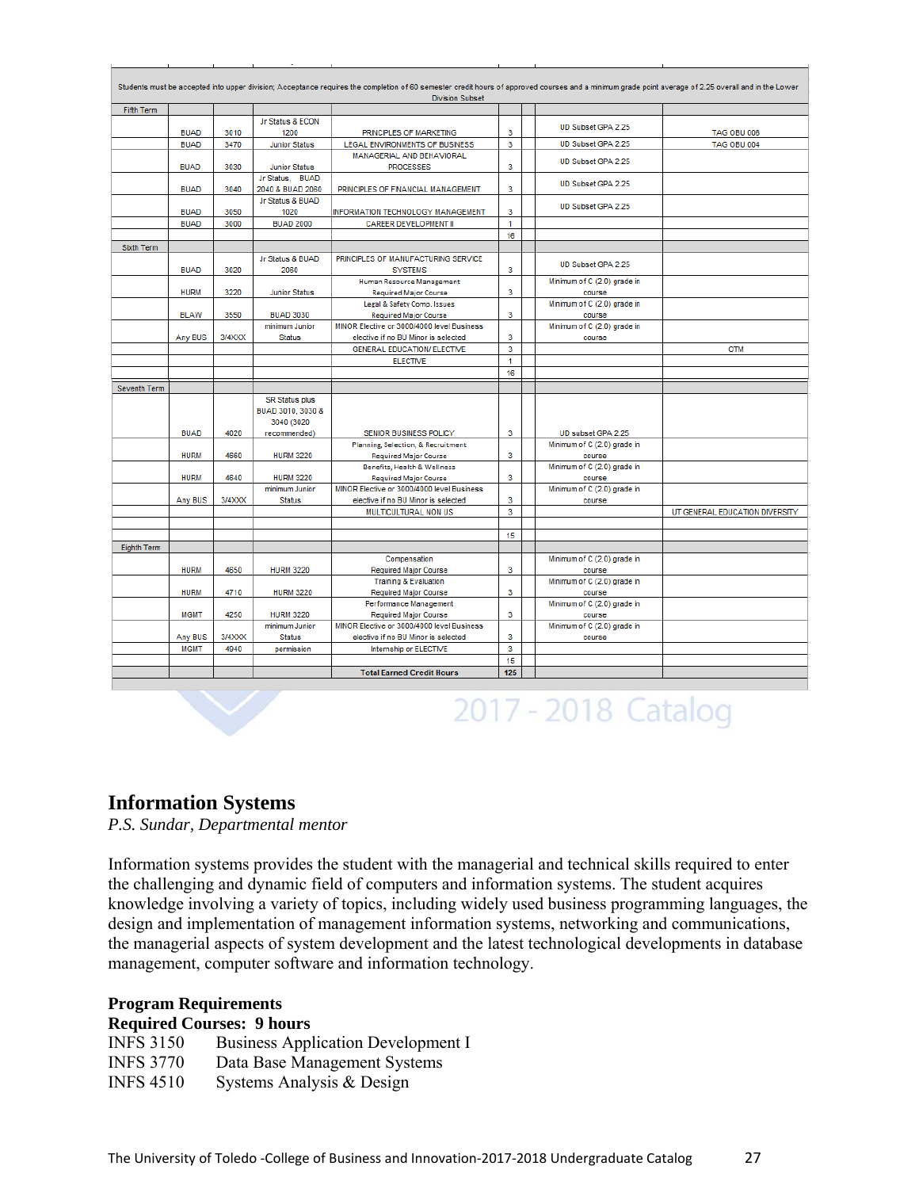| | | | | | | | |
|---|---|---|---|---|---|---|---|
| Students must be accepted into upper division; Acceptance requires the completion of 60 semester credit hours of approved courses and a minimum grade point average of 2.25 overall and in the Lower Division Subset | | | | | | | |
| Fifth Term | | | | | | | |
| | BUAD | 3010 | Jr Status & ECON 1200 | PRINCIPLES OF MARKETING | 3 | UD Subset GPA 2.25 | TAG OBU 006 |
| | BUAD | 3470 | Junior Status | LEGAL ENVIRONMENTS OF BUSINESS | 3 | UD Subset GPA 2.25 | TAG OBU 004 |
| | BUAD | 3030 | Junior Status | MANAGERIAL AND BEHAVIORAL PROCESSES | 3 | UD Subset GPA 2.25 | |
| | BUAD | 3040 | Jr Status, BUAD 2040 & BUAD 2060 | PRINCIPLES OF FINANCIAL MANAGEMENT | 3 | UD Subset GPA 2.25 | |
| | BUAD | 3050 | Jr Status & BUAD 1020 | INFORMATION TECHNOLOGY MANAGEMENT | 3 | UD Subset GPA 2.25 | |
| | BUAD | 3000 | BUAD 2000 | CAREER DEVELOPMENT II | 1 | | |
| | | | | | 16 | | |
| Sixth Term | | | | | | | |
| | BUAD | 3020 | Jr Status & BUAD 2060 | PRINCIPLES OF MANUFACTURING SERVICE SYSTEMS | 3 | UD Subset GPA 2.25 | |
| | HURM | 3220 | Junior Status | Human Resource Management Required Major Course | 3 | Minimum of C (2.0) grade in course | |
| | BLAW | 3550 | BUAD 3030 | Legal & Safety Comp. Issues Required Major Course | 3 | Minimum of C (2.0) grade in course | |
| | Any BUS | 3/4XXX | minimum Junior Status | MINOR Elective or 3000/4000 level Business elective if no BU Minor is selected | 3 | Minimum of C (2.0) grade in course | |
| | | | | GENERAL EDUCATION/ELECTIVE | 3 | | OTM |
| | | | | ELECTIVE | 1 | | |
| | | | | | 16 | | |
| Seventh Term | | | | | | | |
| | BUAD | 4020 | SR Status plus BUAD 3010, 3030 & 3040 (3020 recommended) | SENIOR BUSINESS POLICY | 3 | UD subset GPA 2.25 | |
| | HURM | 4660 | HURM 3220 | Planning, Selection, & Recruitment Required Major Course | 3 | Minimum of C (2.0) grade in course | |
| | HURM | 4640 | HURM 3220 | Benefits, Health & Wellness Required Major Course | 3 | Minimum of C (2.0) grade in course | |
| | Any BUS | 3/4XXX | minimum Junior Status | MINOR Elective or 3000/4000 level Business elective if no BU Minor is selected | 3 | Minimum of C (2.0) grade in course | |
| | | | | MULTICULTURAL NON US | 3 | | UT GENERAL EDUCATION DIVERSITY |
| | | | | | | | |
| | | | | | 15 | | |
| Eighth Term | | | | | | | |
| | HURM | 4650 | HURM 3220 | Compensation Required Major Course | 3 | Minimum of C (2.0) grade in course | |
| | HURM | 4710 | HURM 3220 | Training & Evaluation Required Major Course | 3 | Minimum of C (2.0) grade in course | |
| | MGMT | 4250 | HURM 3220 | Performance Management Required Major Course | 3 | Minimum of C (2.0) grade in course | |
| | Any BUS | 3/4XXX | minimum Junior Status | MINOR Elective or 3000/4000 level Business elective if no BU Minor is selected | 3 | Minimum of C (2.0) grade in course | |
| | MGMT | 4940 | permission | Internship or ELECTIVE | 3 | | |
| | | | | | 15 | | |
| | | | | **Total Earned Credit Hours** | **125** | | |

## Information Systems

*P.S. Sundar, Departmental mentor*

Information systems provides the student with the managerial and technical skills required to enter the challenging and dynamic field of computers and information systems. The student acquires knowledge involving a variety of topics, including widely used business programming languages, the design and implementation of management information systems, networking and communications, the managerial aspects of system development and the latest technological developments in database management, computer software and information technology.

### Program Requirements

**Required Courses: 9 hours**

INFS 3150 Business Application Development I
INFS 3770 Data Base Management Systems
INFS 4510 Systems Analysis & Design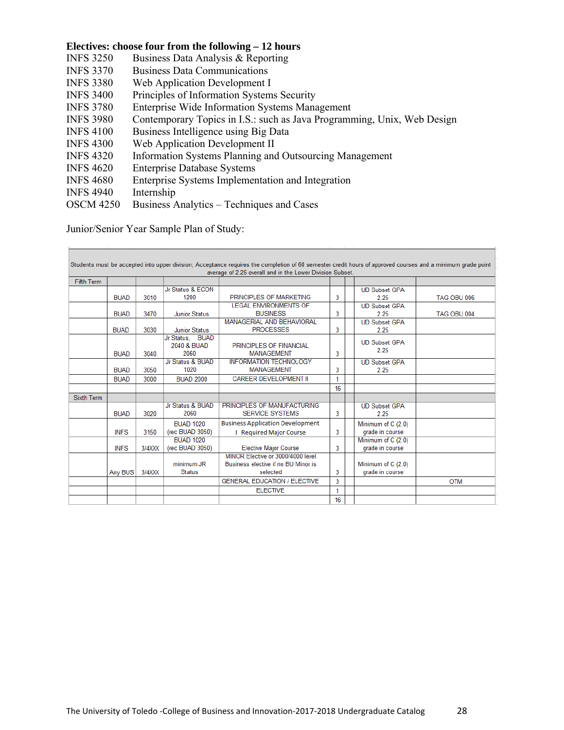**Electives: choose four from the following – 12 hours**

| | |
|---|---|
| INFS 3250 | Business Data Analysis & Reporting |
| INFS 3370 | Business Data Communications |
| INFS 3380 | Web Application Development I |
| INFS 3400 | Principles of Information Systems Security |
| INFS 3780 | Enterprise Wide Information Systems Management |
| INFS 3980 | Contemporary Topics in I.S.: such as Java Programming, Unix, Web Design |
| INFS 4100 | Business Intelligence using Big Data |
| INFS 4300 | Web Application Development II |
| INFS 4320 | Information Systems Planning and Outsourcing Management |
| INFS 4620 | Enterprise Database Systems |
| INFS 4680 | Enterprise Systems Implementation and Integration |
| INFS 4940 | Internship |
| OSCM 4250 | Business Analytics – Techniques and Cases |

Junior/Senior Year Sample Plan of Study:

| Students must be accepted into upper division; Acceptance requires the completion of 60 semester credit hours of approved courses and a minimum grade point average of 2.25 overall and in the Lower Division Subset. | | | | | | | | |
|---|---|---|---|---|---|---|---|---|
| Fifth Term | | | | | | | | |
| | BUAD | 3010 | Jr Status & ECON 1200 | PRINCIPLES OF MARKETING | 3 | | UD Subset GPA 2.25 | TAG OBU 006 |
| | BUAD | 3470 | Junior Status | LEGAL ENVIRONMENTS OF BUSINESS | 3 | | UD Subset GPA 2.25 | TAG OBU 004 |
| | BUAD | 3030 | Junior Status | MANAGERIAL AND BEHAVIORAL PROCESSES | 3 | | UD Subset GPA 2.25 | |
| | BUAD | 3040 | Jr Status, BUAD 2040 & BUAD 2060 | PRINCIPLES OF FINANCIAL MANAGEMENT | 3 | | UD Subset GPA 2.25 | |
| | BUAD | 3050 | Jr Status & BUAD 1020 | INFORMATION TECHNOLOGY MANAGEMENT | 3 | | UD Subset GPA 2.25 | |
| | BUAD | 3000 | BUAD 2000 | CAREER DEVELOPMENT II | 1 | | | |
| | | | | | 16 | | | |
| Sixth Term | | | | | | | | |
| | BUAD | 3020 | Jr Status & BUAD 2060 | PRINCIPLES OF MANUFACTURING SERVICE SYSTEMS | 3 | | UD Subset GPA 2.25 | |
| | INFS | 3150 | BUAD 1020 (rec BUAD 3050) | Business Application Development I Required Major Course | 3 | | Minimum of C (2.0) grade in course | |
| | INFS | 3/4XXX | BUAD 1020 (rec BUAD 3050) | Elective Major Course | 3 | | Minimum of C (2.0) grade in course | |
| | Any BUS | 3/4XXX | minimum JR Status | MINOR Elective or 3000/4000 level Business elective if no BU Minor is selected | 3 | | Minimum of C (2.0) grade in course | |
| | | | | GENERAL EDUCATION / ELECTIVE | 3 | | | OTM |
| | | | | ELECTIVE | 1 | | | |
| | | | | | 16 | | | |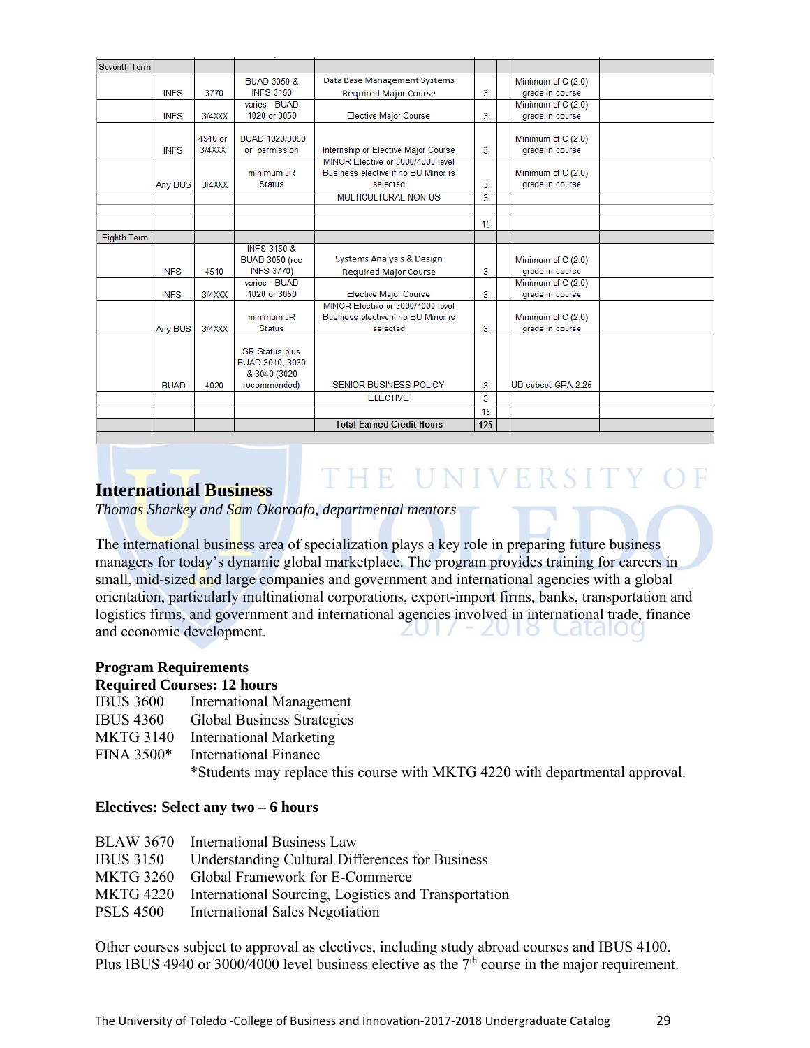| | | | | | | | | |
|---|---|---|---|---|---|---|---|---|
| Seventh Term | | | | | | | | |
| | INFS | 3770 | BUAD 3050 & INFS 3150 | Data Base Management Systems Required Major Course | 3 | | Minimum of C (2.0) grade in course | |
| | INFS | 3/4XXX | varies - BUAD 1020 or 3050 | Elective Major Course | 3 | | Minimum of C (2.0) grade in course | |
| | INFS | 4940 or 3/4XXX | BUAD 1020/3050 or permission | Internship or Elective Major Course | 3 | | Minimum of C (2.0) grade in course | |
| | Any BUS | 3/4XXX | minimum JR Status | MINOR Elective or 3000/4000 level Business elective if no BU Minor is selected | 3 | | Minimum of C (2.0) grade in course | |
| | | | | MULTICULTURAL NON US | 3 | | | |
| | | | | | | | | |
| | | | | | 15 | | | |
| Eighth Term | | | | | | | | |
| | INFS | 4510 | INFS 3150 & BUAD 3050 (rec INFS 3770) | Systems Analysis & Design Required Major Course | 3 | | Minimum of C (2.0) grade in course | |
| | INFS | 3/4XXX | varies - BUAD 1020 or 3050 | Elective Major Course | 3 | | Minimum of C (2.0) grade in course | |
| | Any BUS | 3/4XXX | minimum JR Status | MINOR Elective or 3000/4000 level Business elective if no BU Minor is selected | 3 | | Minimum of C (2.0) grade in course | |
| | BUAD | 4020 | SR Status plus BUAD 3010, 3030 & 3040 (3020 recommended) | SENIOR BUSINESS POLICY | 3 | | UD subset GPA 2.25 | |
| | | | | ELECTIVE | 3 | | | |
| | | | | | 15 | | | |
| | | | | **Total Earned Credit Hours** | **125** | | | |

## International Business

*Thomas Sharkey and Sam Okoroafo, departmental mentors*

The international business area of specialization plays a key role in preparing future business managers for today's dynamic global marketplace. The program provides training for careers in small, mid-sized and large companies and government and international agencies with a global orientation, particularly multinational corporations, export-import firms, banks, transportation and logistics firms, and government and international agencies involved in international trade, finance and economic development.

**Program Requirements**
**Required Courses: 12 hours**

| | |
|---|---|
| IBUS 3600 | International Management |
| IBUS 4360 | Global Business Strategies |
| MKTG 3140 | International Marketing |
| FINA 3500* | International Finance |
| | *Students may replace this course with MKTG 4220 with departmental approval. |

**Electives: Select any two – 6 hours**

| | |
|---|---|
| BLAW 3670 | International Business Law |
| IBUS 3150 | Understanding Cultural Differences for Business |
| MKTG 3260 | Global Framework for E-Commerce |
| MKTG 4220 | International Sourcing, Logistics and Transportation |
| PSLS 4500 | International Sales Negotiation |

Other courses subject to approval as electives, including study abroad courses and IBUS 4100. Plus IBUS 4940 or 3000/4000 level business elective as the 7th course in the major requirement.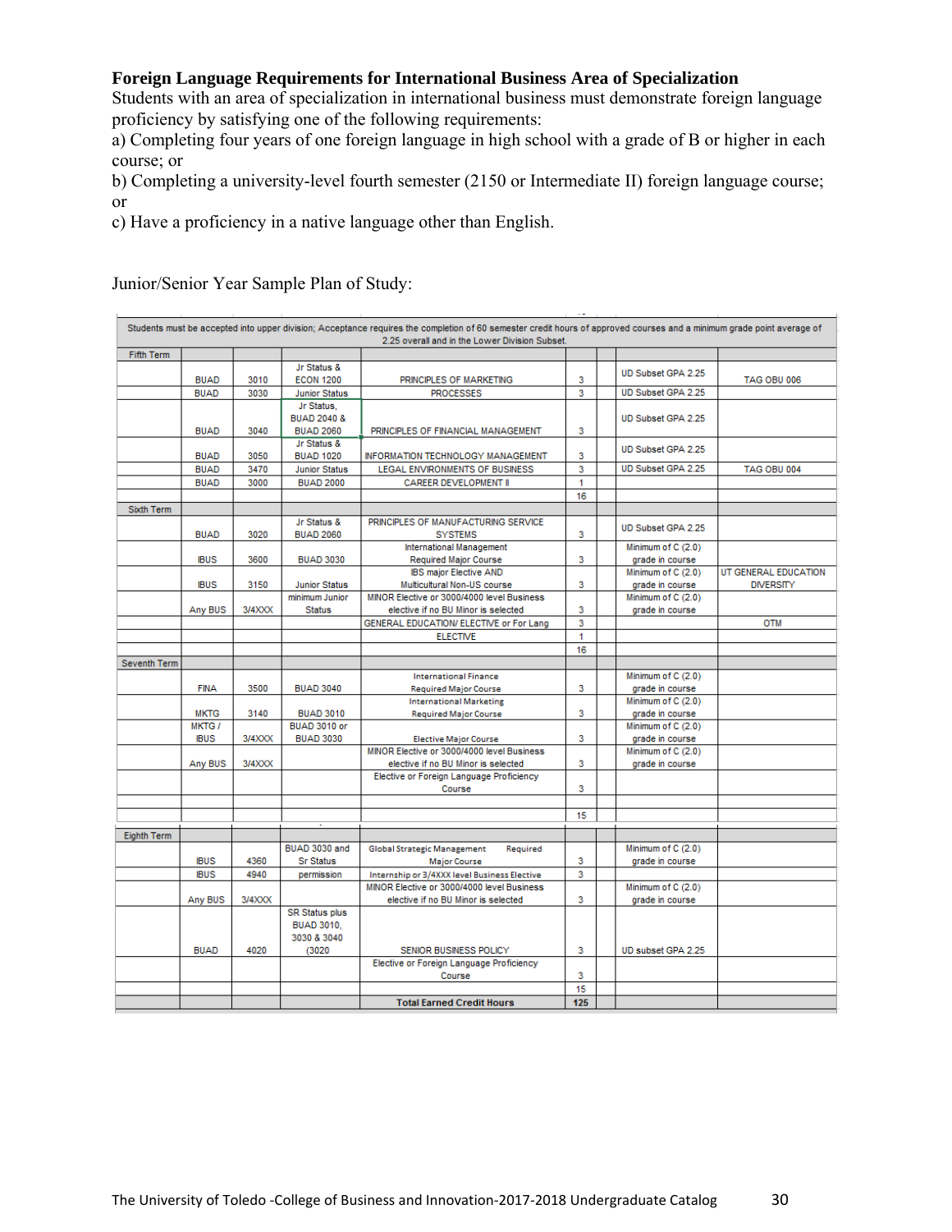**Foreign Language Requirements for International Business Area of Specialization**

Students with an area of specialization in international business must demonstrate foreign language proficiency by satisfying one of the following requirements:

a) Completing four years of one foreign language in high school with a grade of B or higher in each course; or

b) Completing a university-level fourth semester (2150 or Intermediate II) foreign language course; or

c) Have a proficiency in a native language other than English.

Junior/Senior Year Sample Plan of Study:

| Students must be accepted into upper division; Acceptance requires the completion of 60 semester credit hours of approved courses and a minimum grade point average of 2.25 overall and in the Lower Division Subset. | | | | | | | | |
|---|---|---|---|---|---|---|---|---|
| Fifth Term | | | | | | | | |
| | BUAD | 3010 | Jr Status & ECON 1200 | PRINCIPLES OF MARKETING | 3 | | UD Subset GPA 2.25 | TAG OBU 006 |
| | BUAD | 3030 | Junior Status | PROCESSES | 3 | | UD Subset GPA 2.25 | |
| | BUAD | 3040 | Jr Status, BUAD 2040 & BUAD 2060 | PRINCIPLES OF FINANCIAL MANAGEMENT | 3 | | UD Subset GPA 2.25 | |
| | BUAD | 3050 | Jr Status & BUAD 1020 | INFORMATION TECHNOLOGY MANAGEMENT | 3 | | UD Subset GPA 2.25 | |
| | BUAD | 3470 | Junior Status | LEGAL ENVIRONMENTS OF BUSINESS | 3 | | UD Subset GPA 2.25 | TAG OBU 004 |
| | BUAD | 3000 | BUAD 2000 | CAREER DEVELOPMENT II | 1 | | | |
| | | | | | 16 | | | |
| Sixth Term | | | | | | | | |
| | BUAD | 3020 | Jr Status & BUAD 2060 | PRINCIPLES OF MANUFACTURING SERVICE SYSTEMS | 3 | | UD Subset GPA 2.25 | |
| | IBUS | 3600 | BUAD 3030 | International Management Required Major Course | 3 | | Minimum of C (2.0) grade in course | |
| | IBUS | 3150 | Junior Status | IBS major Elective AND Multicultural Non-US course | 3 | | Minimum of C (2.0) grade in course | UT GENERAL EDUCATION DIVERSITY |
| | Any BUS | 3/4XXX | minimum Junior Status | MINOR Elective or 3000/4000 level Business elective if no BU Minor is selected | 3 | | Minimum of C (2.0) grade in course | |
| | | | | GENERAL EDUCATION/ ELECTIVE or For Lang | 3 | | | OTM |
| | | | | ELECTIVE | 1 | | | |
| | | | | | 16 | | | |
| Seventh Term | | | | | | | | |
| | FINA | 3500 | BUAD 3040 | International Finance Required Major Course | 3 | | Minimum of C (2.0) grade in course | |
| | MKTG | 3140 | BUAD 3010 | International Marketing Required Major Course | 3 | | Minimum of C (2.0) grade in course | |
| | MKTG / IBUS | 3/4XXX | BUAD 3010 or BUAD 3030 | Elective Major Course | 3 | | Minimum of C (2.0) grade in course | |
| | Any BUS | 3/4XXX | | MINOR Elective or 3000/4000 level Business elective if no BU Minor is selected | 3 | | Minimum of C (2.0) grade in course | |
| | | | | Elective or Foreign Language Proficiency Course | 3 | | | |
| | | | | | | | | |
| | | | | | 15 | | | |
| Eighth Term | | | | | | | | |
| | IBUS | 4360 | BUAD 3030 and Sr Status | Global Strategic Management Required Major Course | 3 | | Minimum of C (2.0) grade in course | |
| | IBUS | 4940 | permission | Internship or 3/4XXX level Business Elective | 3 | | | |
| | Any BUS | 3/4XXX | | MINOR Elective or 3000/4000 level Business elective if no BU Minor is selected | 3 | | Minimum of C (2.0) grade in course | |
| | BUAD | 4020 | SR Status plus BUAD 3010, 3030 & 3040 (3020 | SENIOR BUSINESS POLICY | 3 | | UD subset GPA 2.25 | |
| | | | | Elective or Foreign Language Proficiency Course | 3 | | | |
| | | | | | 15 | | | |
| | | | | **Total Earned Credit Hours** | **125** | | | |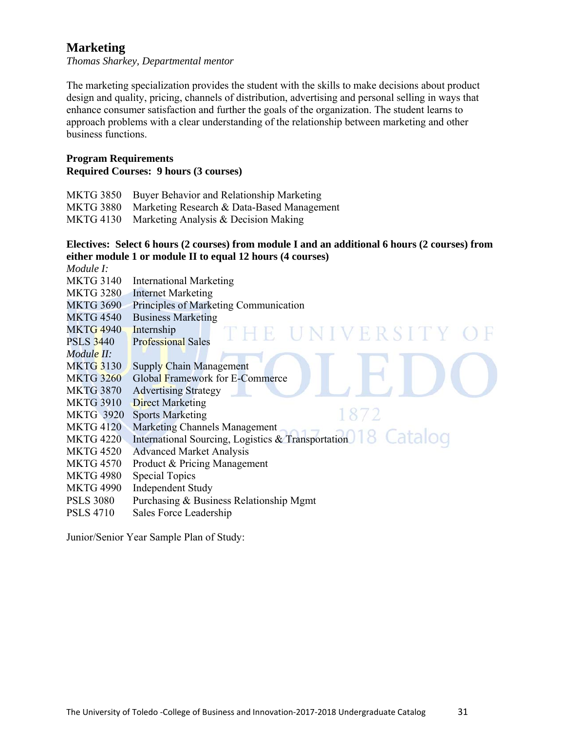## Marketing

*Thomas Sharkey, Departmental mentor*

The marketing specialization provides the student with the skills to make decisions about product design and quality, pricing, channels of distribution, advertising and personal selling in ways that enhance consumer satisfaction and further the goals of the organization. The student learns to approach problems with a clear understanding of the relationship between marketing and other business functions.

**Program Requirements**
**Required Courses: 9 hours (3 courses)**

MKTG 3850 Buyer Behavior and Relationship Marketing
MKTG 3880 Marketing Research & Data-Based Management
MKTG 4130 Marketing Analysis & Decision Making

**Electives: Select 6 hours (2 courses) from module I and an additional 6 hours (2 courses) from either module 1 or module II to equal 12 hours (4 courses)**

*Module I:*
MKTG 3140 International Marketing
MKTG 3280 Internet Marketing
MKTG 3690 Principles of Marketing Communication
MKTG 4540 Business Marketing
MKTG 4940 Internship
PSLS 3440 Professional Sales

*Module II:*
MKTG 3130 Supply Chain Management
MKTG 3260 Global Framework for E-Commerce
MKTG 3870 Advertising Strategy
MKTG 3910 Direct Marketing
MKTG 3920 Sports Marketing
MKTG 4120 Marketing Channels Management
MKTG 4220 International Sourcing, Logistics & Transportation
MKTG 4520 Advanced Market Analysis
MKTG 4570 Product & Pricing Management
MKTG 4980 Special Topics
MKTG 4990 Independent Study
PSLS 3080 Purchasing & Business Relationship Mgmt
PSLS 4710 Sales Force Leadership

Junior/Senior Year Sample Plan of Study: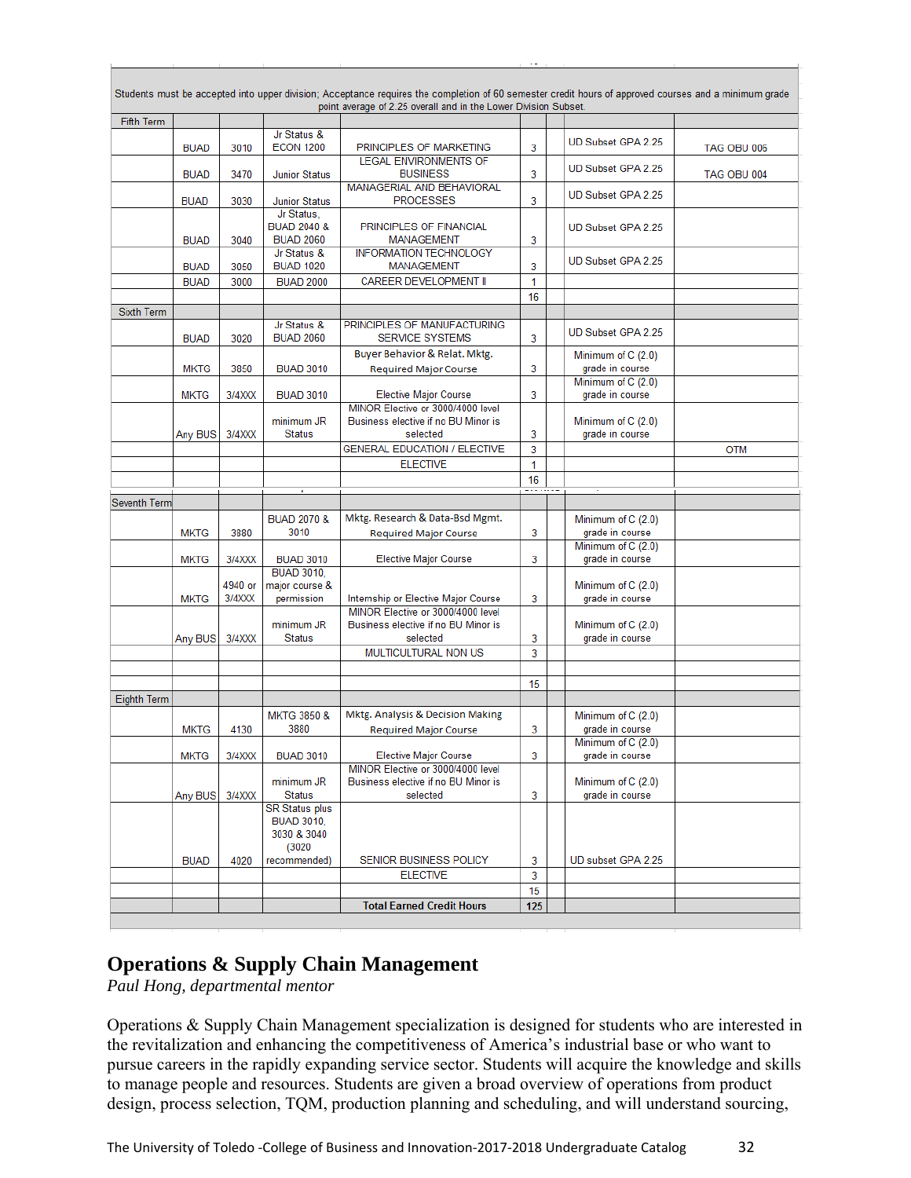| | | | | | | | |
|---|---|---|---|---|---|---|---|
| Students must be accepted into upper division; Acceptance requires the completion of 60 semester credit hours of approved courses and a minimum grade point average of 2.25 overall and in the Lower Division Subset. | | | | | | | |
| Fifth Term | | | | | | | |
| | BUAD | 3010 | Jr Status & ECON 1200 | PRINCIPLES OF MARKETING | 3 | UD Subset GPA 2.25 | TAG OBU 006 |
| | BUAD | 3470 | Junior Status | LEGAL ENVIRONMENTS OF BUSINESS | 3 | UD Subset GPA 2.25 | TAG OBU 004 |
| | BUAD | 3030 | Junior Status | MANAGERIAL AND BEHAVIORAL PROCESSES | 3 | UD Subset GPA 2.25 | |
| | BUAD | 3040 | Jr Status, BUAD 2040 & BUAD 2060 | PRINCIPLES OF FINANCIAL MANAGEMENT | 3 | UD Subset GPA 2.25 | |
| | BUAD | 3050 | Jr Status & BUAD 1020 | INFORMATION TECHNOLOGY MANAGEMENT | 3 | UD Subset GPA 2.25 | |
| | BUAD | 3000 | BUAD 2000 | CAREER DEVELOPMENT II | 1 | | |
| | | | | | 16 | | |
| Sixth Term | | | | | | | |
| | BUAD | 3020 | Jr Status & BUAD 2060 | PRINCIPLES OF MANUFACTURING SERVICE SYSTEMS | 3 | UD Subset GPA 2.25 | |
| | MKTG | 3850 | BUAD 3010 | Buyer Behavior & Relat. Mktg. Required Major Course | 3 | Minimum of C (2.0) grade in course | |
| | MKTG | 3/4XXX | BUAD 3010 | Elective Major Course | 3 | Minimum of C (2.0) grade in course | |
| | Any BUS | 3/4XXX | minimum JR Status | MINOR Elective or 3000/4000 level Business elective if no BU Minor is selected | 3 | Minimum of C (2.0) grade in course | |
| | | | | GENERAL EDUCATION / ELECTIVE | 3 | | OTM |
| | | | | ELECTIVE | 1 | | |
| | | | | | 16 | | |
| Seventh Term | | | | | | | |
| | MKTG | 3880 | BUAD 2070 & 3010 | Mktg. Research & Data-Bsd Mgmt. Required Major Course | 3 | Minimum of C (2.0) grade in course | |
| | MKTG | 3/4XXX | BUAD 3010 | Elective Major Course | 3 | Minimum of C (2.0) grade in course | |
| | MKTG | 4940 or 3/4XXX | BUAD 3010, major course & permission | Internship or Elective Major Course | 3 | Minimum of C (2.0) grade in course | |
| | Any BUS | 3/4XXX | minimum JR Status | MINOR Elective or 3000/4000 level Business elective if no BU Minor is selected | 3 | Minimum of C (2.0) grade in course | |
| | | | | MULTICULTURAL NON US | 3 | | |
| | | | | | | | |
| | | | | | 15 | | |
| Eighth Term | | | | | | | |
| | MKTG | 4130 | MKTG 3850 & 3880 | Mktg. Analysis & Decision Making Required Major Course | 3 | Minimum of C (2.0) grade in course | |
| | MKTG | 3/4XXX | BUAD 3010 | Elective Major Course | 3 | Minimum of C (2.0) grade in course | |
| | Any BUS | 3/4XXX | minimum JR Status | MINOR Elective or 3000/4000 level Business elective if no BU Minor is selected | 3 | Minimum of C (2.0) grade in course | |
| | BUAD | 4020 | SR Status plus BUAD 3010, 3030 & 3040 (3020 recommended) | SENIOR BUSINESS POLICY | 3 | UD subset GPA 2.25 | |
| | | | | ELECTIVE | 3 | | |
| | | | | | 15 | | |
| | | | | **Total Earned Credit Hours** | **125** | | |

## Operations & Supply Chain Management

*Paul Hong, departmental mentor*

Operations & Supply Chain Management specialization is designed for students who are interested in the revitalization and enhancing the competitiveness of America's industrial base or who want to pursue careers in the rapidly expanding service sector. Students will acquire the knowledge and skills to manage people and resources. Students are given a broad overview of operations from product design, process selection, TQM, production planning and scheduling, and will understand sourcing,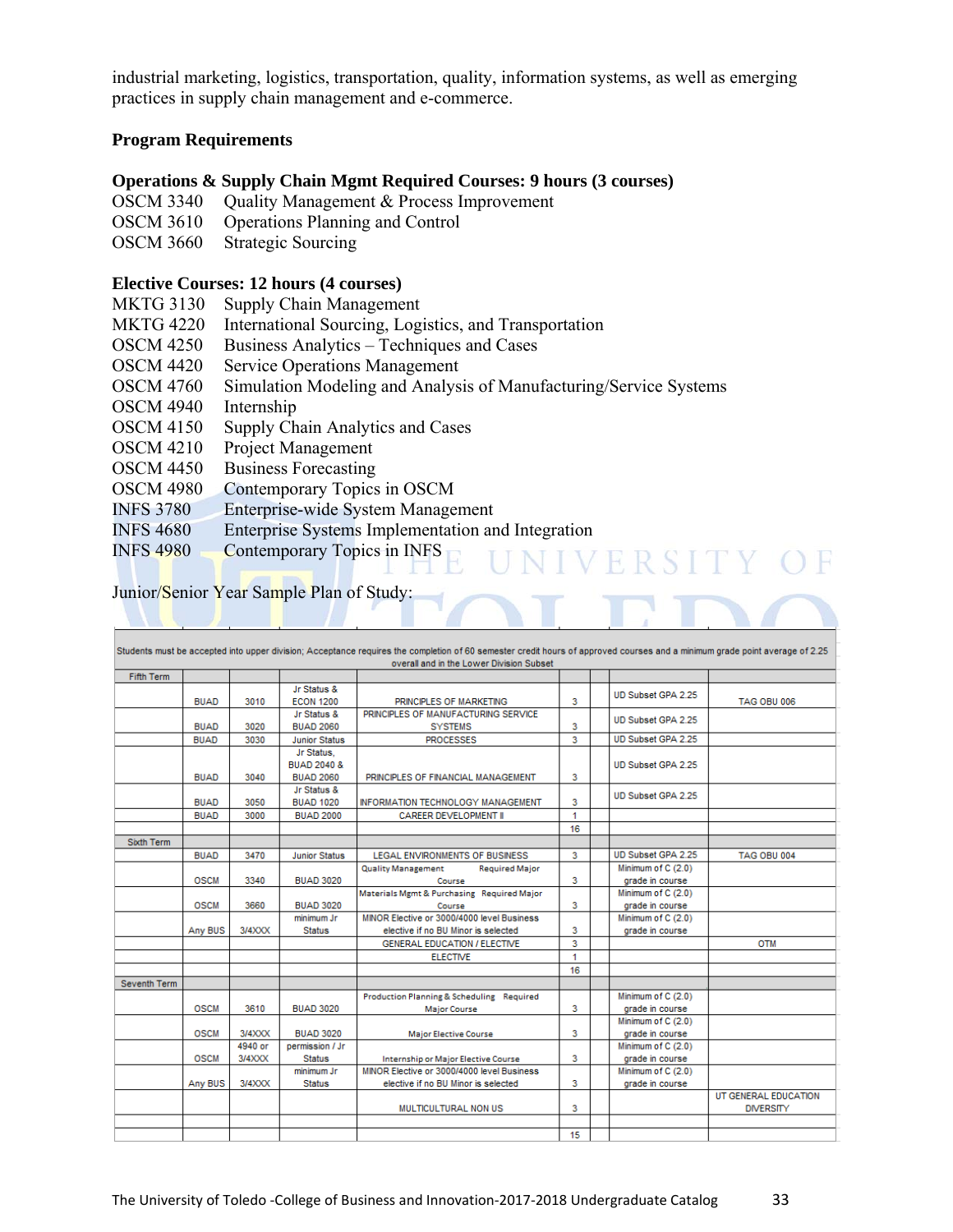industrial marketing, logistics, transportation, quality, information systems, as well as emerging practices in supply chain management and e-commerce.

**Program Requirements**

**Operations & Supply Chain Mgmt Required Courses: 9 hours (3 courses)**

OSCM 3340 Quality Management & Process Improvement
OSCM 3610 Operations Planning and Control
OSCM 3660 Strategic Sourcing

**Elective Courses: 12 hours (4 courses)**

MKTG 3130 Supply Chain Management
MKTG 4220 International Sourcing, Logistics, and Transportation
OSCM 4250 Business Analytics – Techniques and Cases
OSCM 4420 Service Operations Management
OSCM 4760 Simulation Modeling and Analysis of Manufacturing/Service Systems
OSCM 4940 Internship
OSCM 4150 Supply Chain Analytics and Cases
OSCM 4210 Project Management
OSCM 4450 Business Forecasting
OSCM 4980 Contemporary Topics in OSCM
INFS 3780 Enterprise-wide System Management
INFS 4680 Enterprise Systems Implementation and Integration
INFS 4980 Contemporary Topics in INFS

Junior/Senior Year Sample Plan of Study:

| Students must be accepted into upper division; Acceptance requires the completion of 60 semester credit hours of approved courses and a minimum grade point average of 2.25 overall and in the Lower Division Subset | | | | | | | | |
|---|---|---|---|---|---|---|---|---|
| Fifth Term | | | | | | | | |
| | BUAD | 3010 | Jr Status & ECON 1200 | PRINCIPLES OF MARKETING | 3 | | UD Subset GPA 2.25 | TAG OBU 006 |
| | BUAD | 3020 | Jr Status & BUAD 2060 | PRINCIPLES OF MANUFACTURING SERVICE SYSTEMS | 3 | | UD Subset GPA 2.25 | |
| | BUAD | 3030 | Junior Status | PROCESSES | 3 | | UD Subset GPA 2.25 | |
| | BUAD | 3040 | Jr Status, BUAD 2040 & BUAD 2060 | PRINCIPLES OF FINANCIAL MANAGEMENT | 3 | | UD Subset GPA 2.25 | |
| | BUAD | 3050 | Jr Status & BUAD 1020 | INFORMATION TECHNOLOGY MANAGEMENT | 3 | | UD Subset GPA 2.25 | |
| | BUAD | 3000 | BUAD 2000 | CAREER DEVELOPMENT II | 1 | | | |
| | | | | | 16 | | | |
| Sixth Term | | | | | | | | |
| | BUAD | 3470 | Junior Status | LEGAL ENVIRONMENTS OF BUSINESS | 3 | | UD Subset GPA 2.25 | TAG OBU 004 |
| | OSCM | 3340 | BUAD 3020 | Quality Management Required Major Course | 3 | | Minimum of C (2.0) grade in course | |
| | OSCM | 3660 | BUAD 3020 | Materials Mgmt & Purchasing Required Major Course | 3 | | Minimum of C (2.0) grade in course | |
| | Any BUS | 3/4XXX | minimum Jr Status | MINOR Elective or 3000/4000 level Business elective if no BU Minor is selected | 3 | | Minimum of C (2.0) grade in course | |
| | | | | GENERAL EDUCATION / ELECTIVE | 3 | | | OTM |
| | | | | ELECTIVE | 1 | | | |
| | | | | | 16 | | | |
| Seventh Term | | | | | | | | |
| | OSCM | 3610 | BUAD 3020 | Production Planning & Scheduling Required Major Course | 3 | | Minimum of C (2.0) grade in course | |
| | OSCM | 3/4XXX | BUAD 3020 | Major Elective Course | 3 | | Minimum of C (2.0) grade in course | |
| | OSCM | 4940 or 3/4XXX | permission / Jr Status | Internship or Major Elective Course | 3 | | Minimum of C (2.0) grade in course | |
| | Any BUS | 3/4XXX | minimum Jr Status | MINOR Elective or 3000/4000 level Business elective if no BU Minor is selected | 3 | | Minimum of C (2.0) grade in course | |
| | | | | MULTICULTURAL NON US | 3 | | | UT GENERAL EDUCATION DIVERSITY |
| | | | | | | | | |
| | | | | | 15 | | | |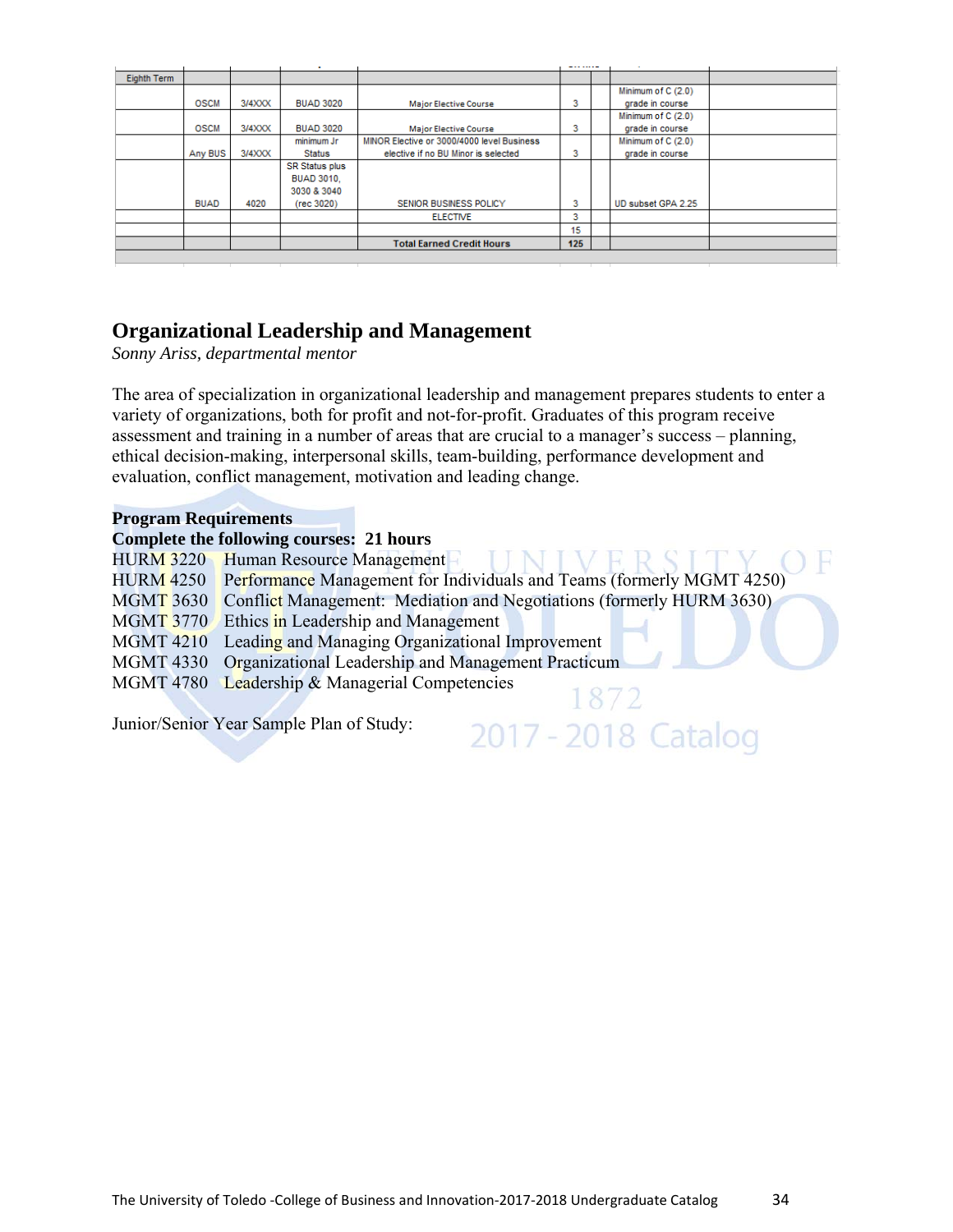| Eighth Term | | | | | | | | |
|---|---|---|---|---|---|---|---|---|
| | OSCM | 3/4XXX | BUAD 3020 | Major Elective Course | 3 | | Minimum of C (2.0) grade in course | |
| | OSCM | 3/4XXX | BUAD 3020 | Major Elective Course | 3 | | Minimum of C (2.0) grade in course | |
| | Any BUS | 3/4XXX | minimum Jr Status | MINOR Elective or 3000/4000 level Business elective if no BU Minor is selected | 3 | | Minimum of C (2.0) grade in course | |
| | BUAD | 4020 | SR Status plus BUAD 3010, 3030 & 3040 (rec 3020) | SENIOR BUSINESS POLICY | 3 | | UD subset GPA 2.25 | |
| | | | | ELECTIVE | 3 | | | |
| | | | | | 15 | | | |
| | | | | **Total Earned Credit Hours** | **125** | | | |

## Organizational Leadership and Management

*Sonny Ariss, departmental mentor*

The area of specialization in organizational leadership and management prepares students to enter a variety of organizations, both for profit and not-for-profit. Graduates of this program receive assessment and training in a number of areas that are crucial to a manager's success – planning, ethical decision-making, interpersonal skills, team-building, performance development and evaluation, conflict management, motivation and leading change.

**Program Requirements**

**Complete the following courses: 21 hours**

HURM 3220 Human Resource Management
HURM 4250 Performance Management for Individuals and Teams (formerly MGMT 4250)
MGMT 3630 Conflict Management: Mediation and Negotiations (formerly HURM 3630)
MGMT 3770 Ethics in Leadership and Management
MGMT 4210 Leading and Managing Organizational Improvement
MGMT 4330 Organizational Leadership and Management Practicum
MGMT 4780 Leadership & Managerial Competencies

Junior/Senior Year Sample Plan of Study: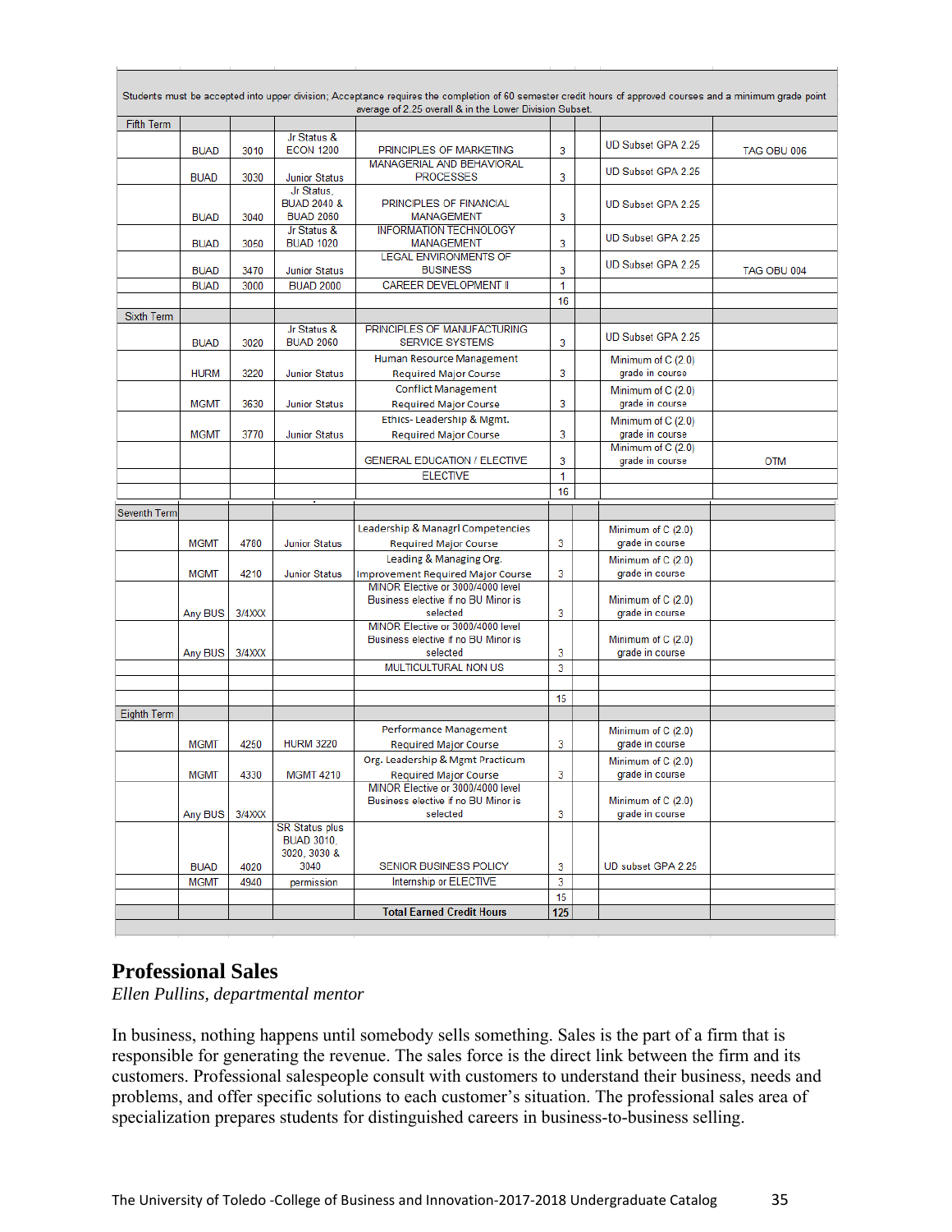| Students must be accepted into upper division; Acceptance requires the completion of 60 semester credit hours of approved courses and a minimum grade point average of 2.25 overall & in the Lower Division Subset. | | | | | | | |
|---|---|---|---|---|---|---|---|
| Fifth Term | | | | | | | |
| | BUAD | 3010 | Jr Status & ECON 1200 | PRINCIPLES OF MARKETING | 3 | UD Subset GPA 2.25 | TAG OBU 006 |
| | BUAD | 3030 | Junior Status | MANAGERIAL AND BEHAVIORAL PROCESSES | 3 | UD Subset GPA 2.25 | |
| | BUAD | 3040 | Jr Status, BUAD 2040 & BUAD 2060 | PRINCIPLES OF FINANCIAL MANAGEMENT | 3 | UD Subset GPA 2.25 | |
| | BUAD | 3050 | Jr Status & BUAD 1020 | INFORMATION TECHNOLOGY MANAGEMENT | 3 | UD Subset GPA 2.25 | |
| | BUAD | 3470 | Junior Status | LEGAL ENVIRONMENTS OF BUSINESS | 3 | UD Subset GPA 2.25 | TAG OBU 004 |
| | BUAD | 3000 | BUAD 2000 | CAREER DEVELOPMENT II | 1 | | |
| | | | | | 16 | | |
| Sixth Term | | | | | | | |
| | BUAD | 3020 | Jr Status & BUAD 2060 | PRINCIPLES OF MANUFACTURING SERVICE SYSTEMS | 3 | UD Subset GPA 2.25 | |
| | HURM | 3220 | Junior Status | Human Resource Management Required Major Course | 3 | Minimum of C (2.0) grade in course | |
| | MGMT | 3630 | Junior Status | Conflict Management Required Major Course | 3 | Minimum of C (2.0) grade in course | |
| | MGMT | 3770 | Junior Status | Ethics- Leadership & Mgmt. Required Major Course | 3 | Minimum of C (2.0) grade in course | |
| | | | | GENERAL EDUCATION / ELECTIVE | 3 | Minimum of C (2.0) grade in course | OTM |
| | | | | ELECTIVE | 1 | | |
| | | | | | 16 | | |
| Seventh Term | | | | | | | |
| | MGMT | 4780 | Junior Status | Leadership & Managrl Competencies Required Major Course | 3 | Minimum of C (2.0) grade in course | |
| | MGMT | 4210 | Junior Status | Leading & Managing Org. Improvement Required Major Course | 3 | Minimum of C (2.0) grade in course | |
| | Any BUS | 3/4XXX | | MINOR Elective or 3000/4000 level Business elective if no BU Minor is selected | 3 | Minimum of C (2.0) grade in course | |
| | Any BUS | 3/4XXX | | MINOR Elective or 3000/4000 level Business elective if no BU Minor is selected | 3 | Minimum of C (2.0) grade in course | |
| | | | | MULTICULTURAL NON US | 3 | | |
| | | | | | | | |
| | | | | | 15 | | |
| Eighth Term | | | | | | | |
| | MGMT | 4250 | HURM 3220 | Performance Management Required Major Course | 3 | Minimum of C (2.0) grade in course | |
| | MGMT | 4330 | MGMT 4210 | Org. Leadership & Mgmt Practicum Required Major Course | 3 | Minimum of C (2.0) grade in course | |
| | Any BUS | 3/4XXX | | MINOR Elective or 3000/4000 level Business elective if no BU Minor is selected | 3 | Minimum of C (2.0) grade in course | |
| | BUAD | 4020 | SR Status plus BUAD 3010, 3020, 3030 & 3040 | SENIOR BUSINESS POLICY | 3 | UD subset GPA 2.25 | |
| | MGMT | 4940 | permission | Internship or ELECTIVE | 3 | | |
| | | | | | 15 | | |
| | | | | **Total Earned Credit Hours** | **125** | | |

## Professional Sales

*Ellen Pullins, departmental mentor*

In business, nothing happens until somebody sells something. Sales is the part of a firm that is responsible for generating the revenue. The sales force is the direct link between the firm and its customers. Professional salespeople consult with customers to understand their business, needs and problems, and offer specific solutions to each customer's situation. The professional sales area of specialization prepares students for distinguished careers in business-to-business selling.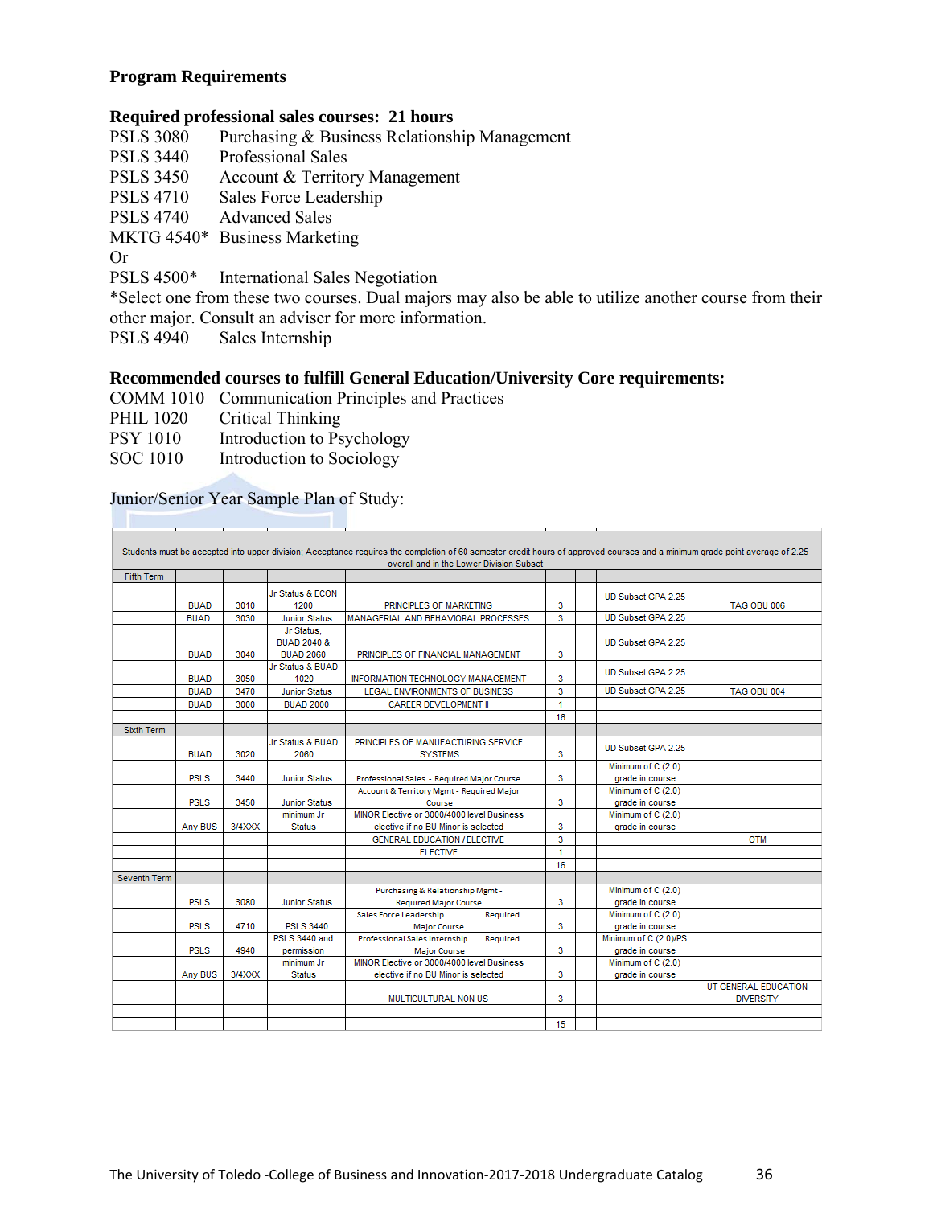## Program Requirements

### Required professional sales courses: 21 hours

PSLS 3080 Purchasing & Business Relationship Management
PSLS 3440 Professional Sales
PSLS 3450 Account & Territory Management
PSLS 4710 Sales Force Leadership
PSLS 4740 Advanced Sales
MKTG 4540* Business Marketing
Or
PSLS 4500* International Sales Negotiation
*Select one from these two courses. Dual majors may also be able to utilize another course from their other major. Consult an adviser for more information.
PSLS 4940 Sales Internship

### Recommended courses to fulfill General Education/University Core requirements:

COMM 1010 Communication Principles and Practices
PHIL 1020 Critical Thinking
PSY 1010 Introduction to Psychology
SOC 1010 Introduction to Sociology

Junior/Senior Year Sample Plan of Study:

| | | | | | | | | |
|---|---|---|---|---|---|---|---|---|
| Students must be accepted into upper division; Acceptance requires the completion of 60 semester credit hours of approved courses and a minimum grade point average of 2.25 overall and in the Lower Division Subset | | | | | | | | |
| Fifth Term | | | | | | | | |
| | BUAD | 3010 | Jr Status & ECON 1200 | PRINCIPLES OF MARKETING | 3 | | UD Subset GPA 2.25 | TAG OBU 006 |
| | BUAD | 3030 | Junior Status | MANAGERIAL AND BEHAVIORAL PROCESSES | 3 | | UD Subset GPA 2.25 | |
| | BUAD | 3040 | Jr Status, BUAD 2040 & BUAD 2060 | PRINCIPLES OF FINANCIAL MANAGEMENT | 3 | | UD Subset GPA 2.25 | |
| | BUAD | 3050 | Jr Status & BUAD 1020 | INFORMATION TECHNOLOGY MANAGEMENT | 3 | | UD Subset GPA 2.25 | |
| | BUAD | 3470 | Junior Status | LEGAL ENVIRONMENTS OF BUSINESS | 3 | | UD Subset GPA 2.25 | TAG OBU 004 |
| | BUAD | 3000 | BUAD 2000 | CAREER DEVELOPMENT II | 1 | | | |
| | | | | | 16 | | | |
| Sixth Term | | | | | | | | |
| | BUAD | 3020 | Jr Status & BUAD 2060 | PRINCIPLES OF MANUFACTURING SERVICE SYSTEMS | 3 | | UD Subset GPA 2.25 | |
| | PSLS | 3440 | Junior Status | Professional Sales - Required Major Course | 3 | | Minimum of C (2.0) grade in course | |
| | PSLS | 3450 | Junior Status | Account & Territory Mgmt - Required Major Course | 3 | | Minimum of C (2.0) grade in course | |
| | Any BUS | 3/4XXX | minimum Jr Status | MINOR Elective or 3000/4000 level Business elective if no BU Minor is selected | 3 | | Minimum of C (2.0) grade in course | |
| | | | | GENERAL EDUCATION / ELECTIVE | 3 | | | OTM |
| | | | | ELECTIVE | 1 | | | |
| | | | | | 16 | | | |
| Seventh Term | | | | | | | | |
| | PSLS | 3080 | Junior Status | Purchasing & Relationship Mgmt - Required Major Course | 3 | | Minimum of C (2.0) grade in course | |
| | PSLS | 4710 | PSLS 3440 | Sales Force Leadership Required Major Course | 3 | | Minimum of C (2.0) grade in course | |
| | PSLS | 4940 | PSLS 3440 and permission | Professional Sales Internship Required Major Course | 3 | | Minimum of C (2.0)/PS grade in course | |
| | Any BUS | 3/4XXX | minimum Jr Status | MINOR Elective or 3000/4000 level Business elective if no BU Minor is selected | 3 | | Minimum of C (2.0) grade in course | |
| | | | | MULTICULTURAL NON US | 3 | | | UT GENERAL EDUCATION DIVERSITY |
| | | | | | | | | |
| | | | | | 15 | | | |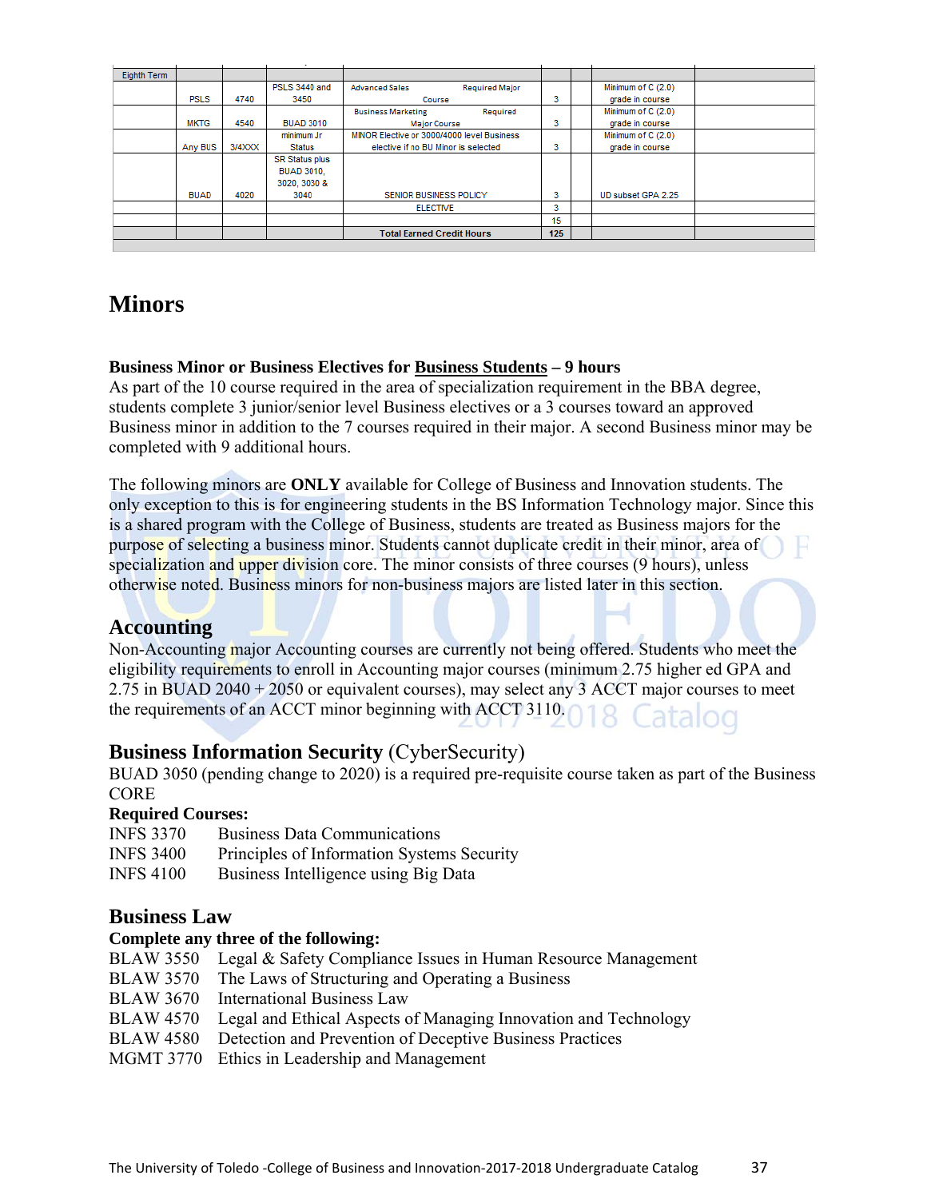| Eighth Term | | | | | | | | |
|---|---|---|---|---|---|---|---|---|
| | PSLS | 4740 | PSLS 3440 and 3450 | Advanced Sales Required Major Course | 3 | | Minimum of C (2.0) grade in course | |
| | MKTG | 4540 | BUAD 3010 | Business Marketing Required Major Course | 3 | | Minimum of C (2.0) grade in course | |
| | Any BUS | 3/4XXX | minimum Jr Status | MINOR Elective or 3000/4000 level Business elective if no BU Minor is selected | 3 | | Minimum of C (2.0) grade in course | |
| | BUAD | 4020 | SR Status plus BUAD 3010, 3020, 3030 & 3040 | SENIOR BUSINESS POLICY | 3 | | UD subset GPA 2.25 | |
| | | | | ELECTIVE | 3 | | | |
| | | | | | 15 | | | |
| | | | | **Total Earned Credit Hours** | **125** | | | |

# Minors

**Business Minor or Business Electives for <u>Business Students</u> – 9 hours**
As part of the 10 course required in the area of specialization requirement in the BBA degree, students complete 3 junior/senior level Business electives or a 3 courses toward an approved Business minor in addition to the 7 courses required in their major. A second Business minor may be completed with 9 additional hours.

The following minors are **ONLY** available for College of Business and Innovation students. The only exception to this is for engineering students in the BS Information Technology major. Since this is a shared program with the College of Business, students are treated as Business majors for the purpose of selecting a business minor. Students cannot duplicate credit in their minor, area of specialization and upper division core. The minor consists of three courses (9 hours), unless otherwise noted. Business minors for non-business majors are listed later in this section.

## Accounting

Non-Accounting major Accounting courses are currently not being offered. Students who meet the eligibility requirements to enroll in Accounting major courses (minimum 2.75 higher ed GPA and 2.75 in BUAD 2040 + 2050 or equivalent courses), may select any 3 ACCT major courses to meet the requirements of an ACCT minor beginning with ACCT 3110.

## Business Information Security (CyberSecurity)

BUAD 3050 (pending change to 2020) is a required pre-requisite course taken as part of the Business CORE

**Required Courses:**

INFS 3370 Business Data Communications
INFS 3400 Principles of Information Systems Security
INFS 4100 Business Intelligence using Big Data

## Business Law

**Complete any three of the following:**

BLAW 3550 Legal & Safety Compliance Issues in Human Resource Management
BLAW 3570 The Laws of Structuring and Operating a Business
BLAW 3670 International Business Law
BLAW 4570 Legal and Ethical Aspects of Managing Innovation and Technology
BLAW 4580 Detection and Prevention of Deceptive Business Practices
MGMT 3770 Ethics in Leadership and Management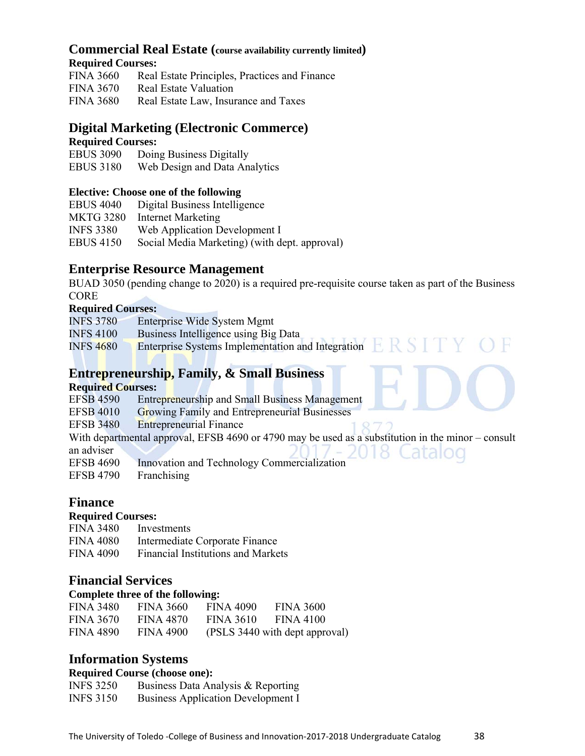## Commercial Real Estate (course availability currently limited)

**Required Courses:**

FINA 3660 Real Estate Principles, Practices and Finance
FINA 3670 Real Estate Valuation
FINA 3680 Real Estate Law, Insurance and Taxes

## Digital Marketing (Electronic Commerce)

**Required Courses:**

EBUS 3090 Doing Business Digitally
EBUS 3180 Web Design and Data Analytics

**Elective: Choose one of the following**

EBUS 4040 Digital Business Intelligence
MKTG 3280 Internet Marketing
INFS 3380 Web Application Development I
EBUS 4150 Social Media Marketing) (with dept. approval)

## Enterprise Resource Management

BUAD 3050 (pending change to 2020) is a required pre-requisite course taken as part of the Business CORE

**Required Courses:**

INFS 3780 Enterprise Wide System Mgmt
INFS 4100 Business Intelligence using Big Data
INFS 4680 Enterprise Systems Implementation and Integration

## Entrepreneurship, Family, & Small Business

**Required Courses:**

EFSB 4590 Entrepreneurship and Small Business Management
EFSB 4010 Growing Family and Entrepreneurial Businesses
EFSB 3480 Entrepreneurial Finance

With departmental approval, EFSB 4690 or 4790 may be used as a substitution in the minor – consult an adviser

EFSB 4690 Innovation and Technology Commercialization
EFSB 4790 Franchising

## Finance

**Required Courses:**

FINA 3480 Investments
FINA 4080 Intermediate Corporate Finance
FINA 4090 Financial Institutions and Markets

## Financial Services

**Complete three of the following:**

| | | | |
|---|---|---|---|
| FINA 3480 | FINA 3660 | FINA 4090 | FINA 3600 |
| FINA 3670 | FINA 4870 | FINA 3610 | FINA 4100 |
| FINA 4890 | FINA 4900 | (PSLS 3440 with dept approval) | |

## Information Systems

**Required Course (choose one):**

INFS 3250 Business Data Analysis & Reporting
INFS 3150 Business Application Development I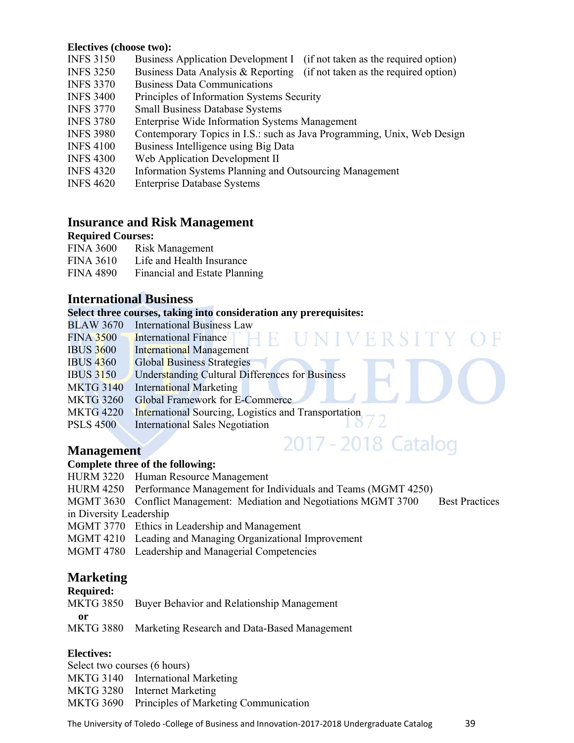**Electives (choose two):**

INFS 3150 Business Application Development I (if not taken as the required option)
INFS 3250 Business Data Analysis & Reporting (if not taken as the required option)
INFS 3370 Business Data Communications
INFS 3400 Principles of Information Systems Security
INFS 3770 Small Business Database Systems
INFS 3780 Enterprise Wide Information Systems Management
INFS 3980 Contemporary Topics in I.S.: such as Java Programming, Unix, Web Design
INFS 4100 Business Intelligence using Big Data
INFS 4300 Web Application Development II
INFS 4320 Information Systems Planning and Outsourcing Management
INFS 4620 Enterprise Database Systems

## Insurance and Risk Management

**Required Courses:**

FINA 3600 Risk Management
FINA 3610 Life and Health Insurance
FINA 4890 Financial and Estate Planning

## International Business

**Select three courses, taking into consideration any prerequisites:**

BLAW 3670 International Business Law
FINA 3500 International Finance
IBUS 3600 International Management
IBUS 4360 Global Business Strategies
IBUS 3150 Understanding Cultural Differences for Business
MKTG 3140 International Marketing
MKTG 3260 Global Framework for E-Commerce
MKTG 4220 International Sourcing, Logistics and Transportation
PSLS 4500 International Sales Negotiation

## Management

**Complete three of the following:**

HURM 3220 Human Resource Management
HURM 4250 Performance Management for Individuals and Teams (MGMT 4250)
MGMT 3630 Conflict Management: Mediation and Negotiations MGMT 3700 Best Practices in Diversity Leadership
MGMT 3770 Ethics in Leadership and Management
MGMT 4210 Leading and Managing Organizational Improvement
MGMT 4780 Leadership and Managerial Competencies

## Marketing

**Required:**

MKTG 3850 Buyer Behavior and Relationship Management
**or**
MKTG 3880 Marketing Research and Data-Based Management

**Electives:**

Select two courses (6 hours)
MKTG 3140 International Marketing
MKTG 3280 Internet Marketing
MKTG 3690 Principles of Marketing Communication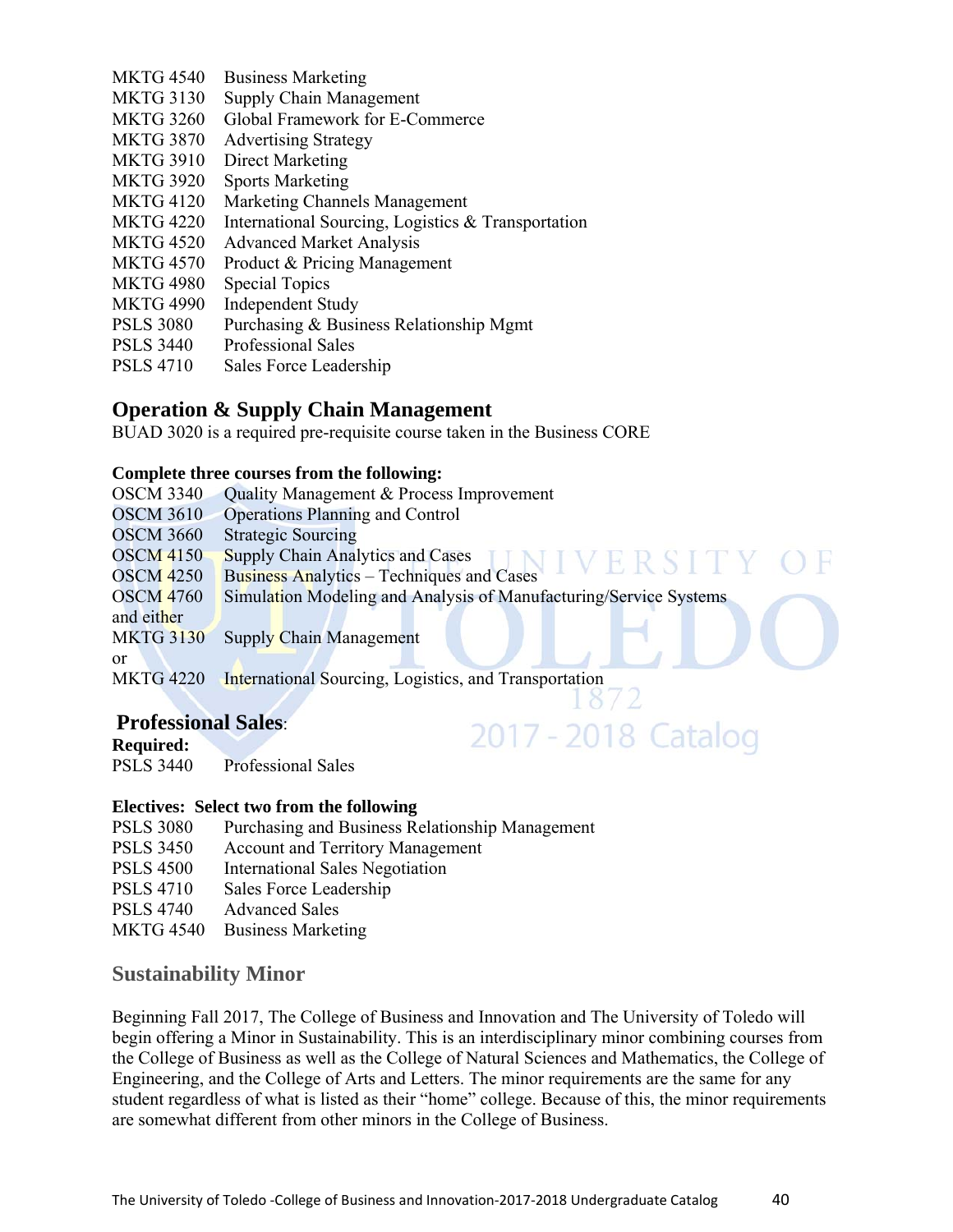MKTG 4540 Business Marketing
MKTG 3130 Supply Chain Management
MKTG 3260 Global Framework for E-Commerce
MKTG 3870 Advertising Strategy
MKTG 3910 Direct Marketing
MKTG 3920 Sports Marketing
MKTG 4120 Marketing Channels Management
MKTG 4220 International Sourcing, Logistics & Transportation
MKTG 4520 Advanced Market Analysis
MKTG 4570 Product & Pricing Management
MKTG 4980 Special Topics
MKTG 4990 Independent Study
PSLS 3080 Purchasing & Business Relationship Mgmt
PSLS 3440 Professional Sales
PSLS 4710 Sales Force Leadership

## Operation & Supply Chain Management

BUAD 3020 is a required pre-requisite course taken in the Business CORE

**Complete three courses from the following:**

OSCM 3340 Quality Management & Process Improvement
OSCM 3610 Operations Planning and Control
OSCM 3660 Strategic Sourcing
OSCM 4150 Supply Chain Analytics and Cases
OSCM 4250 Business Analytics – Techniques and Cases
OSCM 4760 Simulation Modeling and Analysis of Manufacturing/Service Systems
and either
MKTG 3130 Supply Chain Management
or
MKTG 4220 International Sourcing, Logistics, and Transportation

## Professional Sales:

**Required:**

PSLS 3440 Professional Sales

**Electives: Select two from the following**

PSLS 3080 Purchasing and Business Relationship Management
PSLS 3450 Account and Territory Management
PSLS 4500 International Sales Negotiation
PSLS 4710 Sales Force Leadership
PSLS 4740 Advanced Sales
MKTG 4540 Business Marketing

## Sustainability Minor

Beginning Fall 2017, The College of Business and Innovation and The University of Toledo will begin offering a Minor in Sustainability. This is an interdisciplinary minor combining courses from the College of Business as well as the College of Natural Sciences and Mathematics, the College of Engineering, and the College of Arts and Letters. The minor requirements are the same for any student regardless of what is listed as their "home" college. Because of this, the minor requirements are somewhat different from other minors in the College of Business.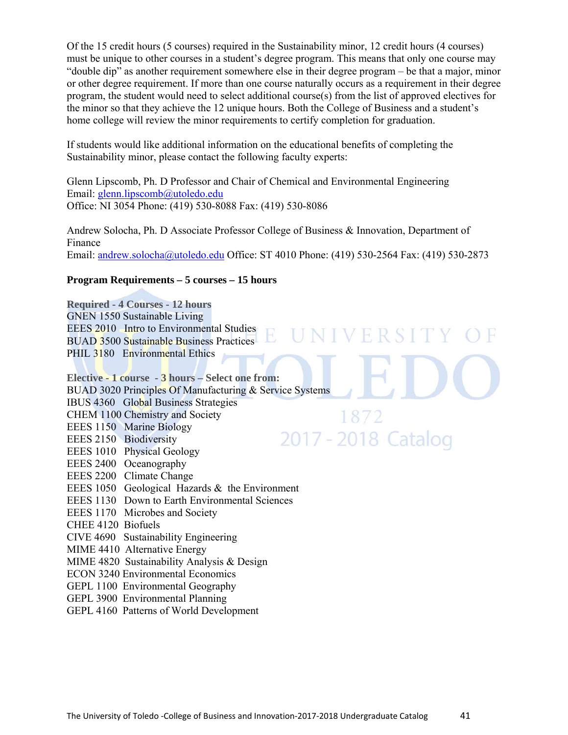Of the 15 credit hours (5 courses) required in the Sustainability minor, 12 credit hours (4 courses) must be unique to other courses in a student's degree program. This means that only one course may "double dip" as another requirement somewhere else in their degree program – be that a major, minor or other degree requirement. If more than one course naturally occurs as a requirement in their degree program, the student would need to select additional course(s) from the list of approved electives for the minor so that they achieve the 12 unique hours. Both the College of Business and a student's home college will review the minor requirements to certify completion for graduation.

If students would like additional information on the educational benefits of completing the Sustainability minor, please contact the following faculty experts:

Glenn Lipscomb, Ph. D Professor and Chair of Chemical and Environmental Engineering
Email: glenn.lipscomb@utoledo.edu
Office: NI 3054 Phone: (419) 530-8088 Fax: (419) 530-8086

Andrew Solocha, Ph. D Associate Professor College of Business & Innovation, Department of Finance
Email: andrew.solocha@utoledo.edu Office: ST 4010 Phone: (419) 530-2564 Fax: (419) 530-2873

**Program Requirements – 5 courses – 15 hours**

**Required - 4 Courses - 12 hours**
GNEN 1550 Sustainable Living
EEES 2010 Intro to Environmental Studies
BUAD 3500 Sustainable Business Practices
PHIL 3180 Environmental Ethics

**Elective - 1 course - 3 hours – Select one from:**
BUAD 3020 Principles Of Manufacturing & Service Systems
IBUS 4360 Global Business Strategies
CHEM 1100 Chemistry and Society
EEES 1150 Marine Biology
EEES 2150 Biodiversity
EEES 1010 Physical Geology
EEES 2400 Oceanography
EEES 2200 Climate Change
EEES 1050 Geological Hazards & the Environment
EEES 1130 Down to Earth Environmental Sciences
EEES 1170 Microbes and Society
CHEE 4120 Biofuels
CIVE 4690 Sustainability Engineering
MIME 4410 Alternative Energy
MIME 4820 Sustainability Analysis & Design
ECON 3240 Environmental Economics
GEPL 1100 Environmental Geography
GEPL 3900 Environmental Planning
GEPL 4160 Patterns of World Development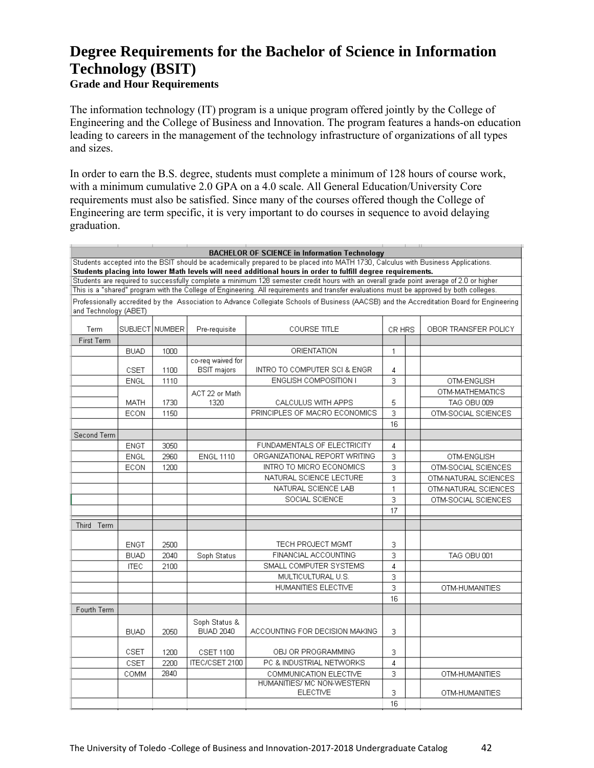# Degree Requirements for the Bachelor of Science in Information Technology (BSIT)

**Grade and Hour Requirements**

The information technology (IT) program is a unique program offered jointly by the College of Engineering and the College of Business and Innovation. The program features a hands-on education leading to careers in the management of the technology infrastructure of organizations of all types and sizes.

In order to earn the B.S. degree, students must complete a minimum of 128 hours of course work, with a minimum cumulative 2.0 GPA on a 4.0 scale. All General Education/University Core requirements must also be satisfied. Since many of the courses offered though the College of Engineering are term specific, it is very important to do courses in sequence to avoid delaying graduation.

**BACHELOR OF SCIENCE in Information Technology**

Students accepted into the BSIT should be academically prepared to be placed into MATH 1730, Calculus with Business Applications. **Students placing into lower Math levels will need additional hours in order to fulfill degree requirements.**

Students are required to successfully complete a minimum 128 semester credit hours with an overall grade point average of 2.0 or higher

This is a "shared" program with the College of Engineering. All requirements and transfer evaluations must be approved by both colleges.

Professionally accredited by the Association to Advance Collegiate Schools of Business (AACSB) and the Accreditation Board for Engineering and Technology (ABET)

| Term | SUBJECT | NUMBER | Pre-requisite | COURSE TITLE | CR HRS | | OBOR TRANSFER POLICY |
|---|---|---|---|---|---|---|---|
| First Term | | | | | | | |
| | BUAD | 1000 | | ORIENTATION | 1 | | |
| | CSET | 1100 | co-req waived for BSIT majors | INTRO TO COMPUTER SCI & ENGR | 4 | | |
| | ENGL | 1110 | | ENGLISH COMPOSITION I | 3 | | OTM-ENGLISH |
| | MATH | 1730 | ACT 22 or Math 1320 | CALCULUS WITH APPS | 5 | | OTM-MATHEMATICS TAG OBU 009 |
| | ECON | 1150 | | PRINCIPLES OF MACRO ECONOMICS | 3 | | OTM-SOCIAL SCIENCES |
| | | | | | 16 | | |
| Second Term | | | | | | | |
| | ENGT | 3050 | | FUNDAMENTALS OF ELECTRICITY | 4 | | |
| | ENGL | 2960 | ENGL 1110 | ORGANIZATIONAL REPORT WRITING | 3 | | OTM-ENGLISH |
| | ECON | 1200 | | INTRO TO MICRO ECONOMICS | 3 | | OTM-SOCIAL SCIENCES |
| | | | | NATURAL SCIENCE LECTURE | 3 | | OTM-NATURAL SCIENCES |
| | | | | NATURAL SCIENCE LAB | 1 | | OTM-NATURAL SCIENCES |
| | | | | SOCIAL SCIENCE | 3 | | OTM-SOCIAL SCIENCES |
| | | | | | 17 | | |
| Third Term | | | | | | | |
| | ENGT | 2500 | | TECH PROJECT MGMT | 3 | | |
| | BUAD | 2040 | Soph Status | FINANCIAL ACCOUNTING | 3 | | TAG OBU 001 |
| | ITEC | 2100 | | SMALL COMPUTER SYSTEMS | 4 | | |
| | | | | MULTICULTURAL U.S. | 3 | | |
| | | | | HUMANITIES ELECTIVE | 3 | | OTM-HUMANITIES |
| | | | | | 16 | | |
| Fourth Term | | | | | | | |
| | BUAD | 2050 | Soph Status & BUAD 2040 | ACCOUNTING FOR DECISION MAKING | 3 | | |
| | CSET | 1200 | CSET 1100 | OBJ OR PROGRAMMING | 3 | | |
| | CSET | 2200 | ITEC/CSET 2100 | PC & INDUSTRIAL NETWORKS | 4 | | |
| | COMM | 2840 | | COMMUNICATION ELECTIVE | 3 | | OTM-HUMANITIES |
| | | | | HUMANITIES/ MC NON-WESTERN ELECTIVE | 3 | | OTM-HUMANITIES |
| | | | | | 16 | | |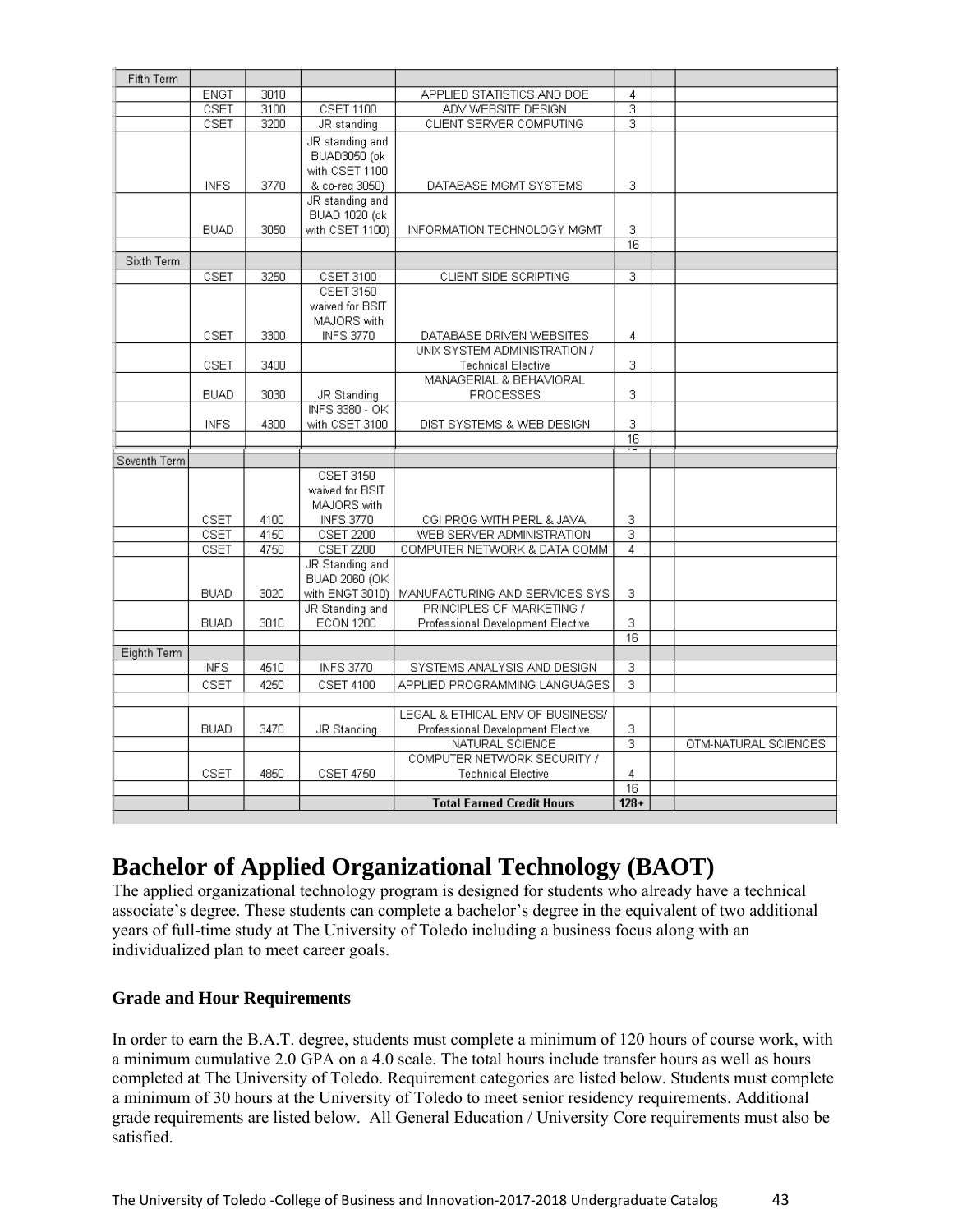| | | | | | | | |
|---|---|---|---|---|---|---|---|
| Fifth Term | | | | | | | |
| | ENGT | 3010 | | APPLIED STATISTICS AND DOE | 4 | | |
| | CSET | 3100 | CSET 1100 | ADV WEBSITE DESIGN | 3 | | |
| | CSET | 3200 | JR standing | CLIENT SERVER COMPUTING | 3 | | |
| | INFS | 3770 | JR standing and BUAD3050 (ok with CSET 1100 & co-req 3050) | DATABASE MGMT SYSTEMS | 3 | | |
| | BUAD | 3050 | JR standing and BUAD 1020 (ok with CSET 1100) | INFORMATION TECHNOLOGY MGMT | 3 | | |
| | | | | | 16 | | |
| Sixth Term | | | | | | | |
| | CSET | 3250 | CSET 3100 | CLIENT SIDE SCRIPTING | 3 | | |
| | CSET | 3300 | CSET 3150 waived for BSIT MAJORS with INFS 3770 | DATABASE DRIVEN WEBSITES | 4 | | |
| | CSET | 3400 | | UNIX SYSTEM ADMINISTRATION / Technical Elective | 3 | | |
| | BUAD | 3030 | JR Standing | MANAGERIAL & BEHAVIORAL PROCESSES | 3 | | |
| | INFS | 4300 | INFS 3380 - OK with CSET 3100 | DIST SYSTEMS & WEB DESIGN | 3 | | |
| | | | | | 16 | | |
| Seventh Term | | | | | | | |
| | CSET | 4100 | CSET 3150 waived for BSIT MAJORS with INFS 3770 | CGI PROG WITH PERL & JAVA | 3 | | |
| | CSET | 4150 | CSET 2200 | WEB SERVER ADMINISTRATION | 3 | | |
| | CSET | 4750 | CSET 2200 | COMPUTER NETWORK & DATA COMM | 4 | | |
| | BUAD | 3020 | JR Standing and BUAD 2060 (OK with ENGT 3010) | MANUFACTURING AND SERVICES SYS | 3 | | |
| | BUAD | 3010 | JR Standing and ECON 1200 | PRINCIPLES OF MARKETING / Professional Development Elective | 3 | | |
| | | | | | 16 | | |
| Eighth Term | | | | | | | |
| | INFS | 4510 | INFS 3770 | SYSTEMS ANALYSIS AND DESIGN | 3 | | |
| | CSET | 4250 | CSET 4100 | APPLIED PROGRAMMING LANGUAGES | 3 | | |
| | | | | | | | |
| | BUAD | 3470 | JR Standing | LEGAL & ETHICAL ENV OF BUSINESS/ Professional Development Elective | 3 | | |
| | | | | NATURAL SCIENCE | 3 | | OTM-NATURAL SCIENCES |
| | CSET | 4850 | CSET 4750 | COMPUTER NETWORK SECURITY / Technical Elective | 4 | | |
| | | | | | 16 | | |
| | | | | **Total Earned Credit Hours** | **128+** | | |

# Bachelor of Applied Organizational Technology (BAOT)

The applied organizational technology program is designed for students who already have a technical associate's degree. These students can complete a bachelor's degree in the equivalent of two additional years of full-time study at The University of Toledo including a business focus along with an individualized plan to meet career goals.

### Grade and Hour Requirements

In order to earn the B.A.T. degree, students must complete a minimum of 120 hours of course work, with a minimum cumulative 2.0 GPA on a 4.0 scale. The total hours include transfer hours as well as hours completed at The University of Toledo. Requirement categories are listed below. Students must complete a minimum of 30 hours at the University of Toledo to meet senior residency requirements. Additional grade requirements are listed below. All General Education / University Core requirements must also be satisfied.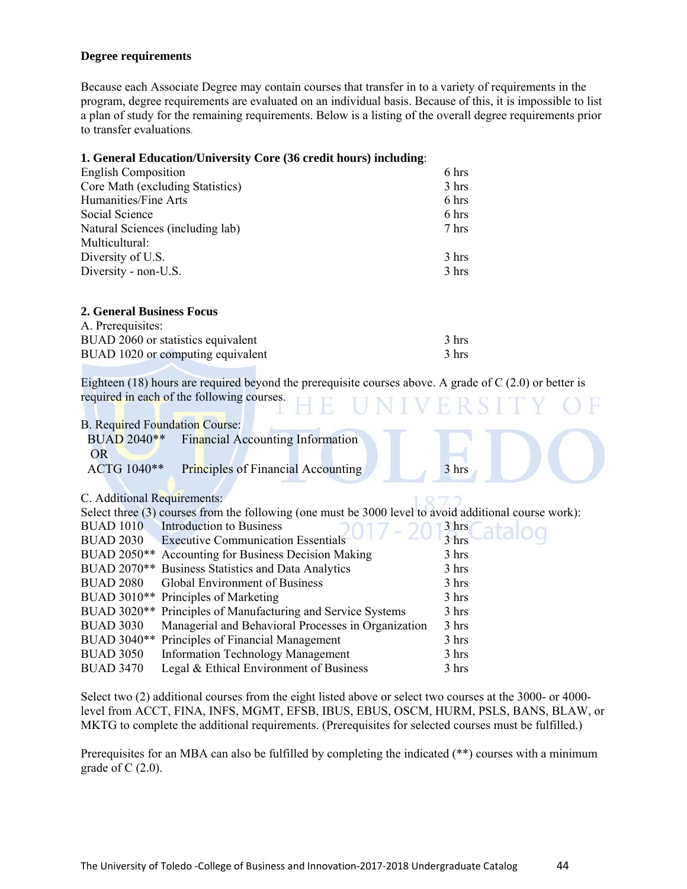**Degree requirements**

Because each Associate Degree may contain courses that transfer in to a variety of requirements in the program, degree requirements are evaluated on an individual basis. Because of this, it is impossible to list a plan of study for the remaining requirements. Below is a listing of the overall degree requirements prior to transfer evaluations.

**1. General Education/University Core (36 credit hours) including**:

| | |
|---|---|
| English Composition | 6 hrs |
| Core Math (excluding Statistics) | 3 hrs |
| Humanities/Fine Arts | 6 hrs |
| Social Science | 6 hrs |
| Natural Sciences (including lab) | 7 hrs |
| Multicultural: | |
| Diversity of U.S. | 3 hrs |
| Diversity - non-U.S. | 3 hrs |

**2. General Business Focus**

A. Prerequisites:

| | |
|---|---|
| BUAD 2060 or statistics equivalent | 3 hrs |
| BUAD 1020 or computing equivalent | 3 hrs |

Eighteen (18) hours are required beyond the prerequisite courses above. A grade of C (2.0) or better is required in each of the following courses.

B. Required Foundation Course:

| | | |
|---|---|---|
| BUAD 2040** | Financial Accounting Information | |
| OR | | |
| ACTG 1040** | Principles of Financial Accounting | 3 hrs |

C. Additional Requirements:

Select three (3) courses from the following (one must be 3000 level to avoid additional course work):

| | | |
|---|---|---|
| BUAD 1010 | Introduction to Business | 3 hrs |
| BUAD 2030 | Executive Communication Essentials | 3 hrs |
| BUAD 2050** | Accounting for Business Decision Making | 3 hrs |
| BUAD 2070** | Business Statistics and Data Analytics | 3 hrs |
| BUAD 2080 | Global Environment of Business | 3 hrs |
| BUAD 3010** | Principles of Marketing | 3 hrs |
| BUAD 3020** | Principles of Manufacturing and Service Systems | 3 hrs |
| BUAD 3030 | Managerial and Behavioral Processes in Organization | 3 hrs |
| BUAD 3040** | Principles of Financial Management | 3 hrs |
| BUAD 3050 | Information Technology Management | 3 hrs |
| BUAD 3470 | Legal & Ethical Environment of Business | 3 hrs |

Select two (2) additional courses from the eight listed above or select two courses at the 3000- or 4000-level from ACCT, FINA, INFS, MGMT, EFSB, IBUS, EBUS, OSCM, HURM, PSLS, BANS, BLAW, or MKTG to complete the additional requirements. (Prerequisites for selected courses must be fulfilled.)

Prerequisites for an MBA can also be fulfilled by completing the indicated (**) courses with a minimum grade of C (2.0).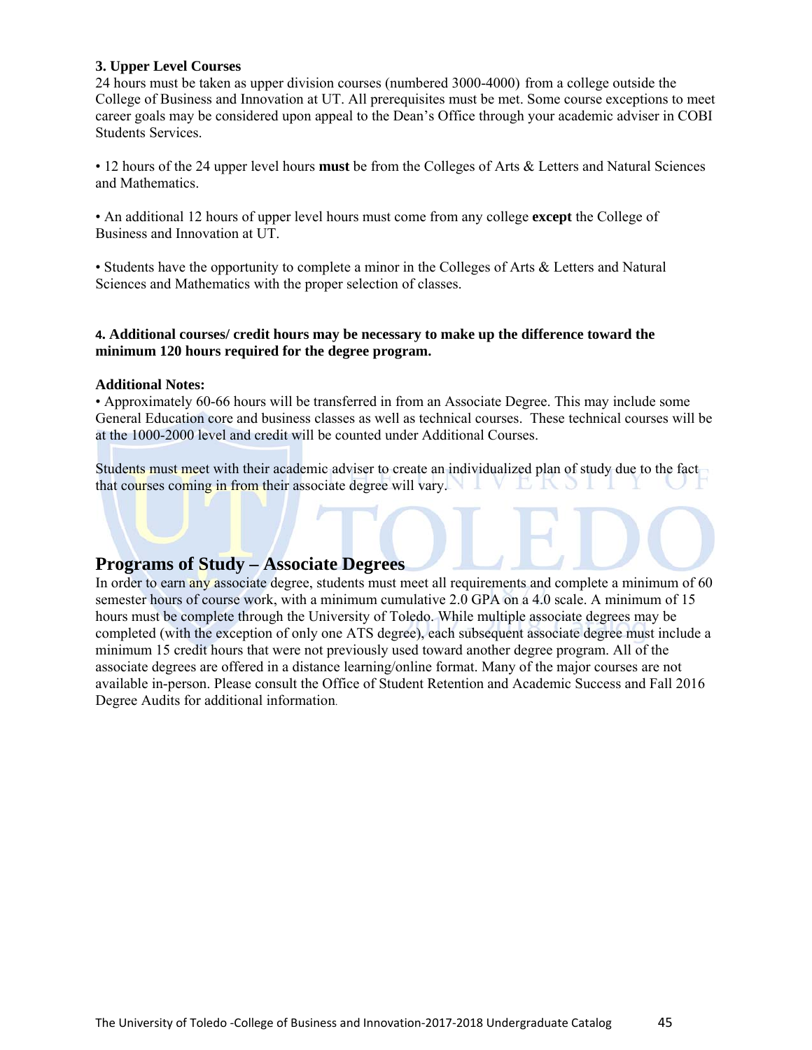**3. Upper Level Courses**

24 hours must be taken as upper division courses (numbered 3000-4000) from a college outside the College of Business and Innovation at UT. All prerequisites must be met. Some course exceptions to meet career goals may be considered upon appeal to the Dean's Office through your academic adviser in COBI Students Services.

• 12 hours of the 24 upper level hours **must** be from the Colleges of Arts & Letters and Natural Sciences and Mathematics.

• An additional 12 hours of upper level hours must come from any college **except** the College of Business and Innovation at UT.

• Students have the opportunity to complete a minor in the Colleges of Arts & Letters and Natural Sciences and Mathematics with the proper selection of classes.

**4. Additional courses/ credit hours may be necessary to make up the difference toward the minimum 120 hours required for the degree program.**

**Additional Notes:**

• Approximately 60-66 hours will be transferred in from an Associate Degree. This may include some General Education core and business classes as well as technical courses. These technical courses will be at the 1000-2000 level and credit will be counted under Additional Courses.

Students must meet with their academic adviser to create an individualized plan of study due to the fact that courses coming in from their associate degree will vary.

## Programs of Study – Associate Degrees

In order to earn any associate degree, students must meet all requirements and complete a minimum of 60 semester hours of course work, with a minimum cumulative 2.0 GPA on a 4.0 scale. A minimum of 15 hours must be complete through the University of Toledo. While multiple associate degrees may be completed (with the exception of only one ATS degree), each subsequent associate degree must include a minimum 15 credit hours that were not previously used toward another degree program. All of the associate degrees are offered in a distance learning/online format. Many of the major courses are not available in-person. Please consult the Office of Student Retention and Academic Success and Fall 2016 Degree Audits for additional information.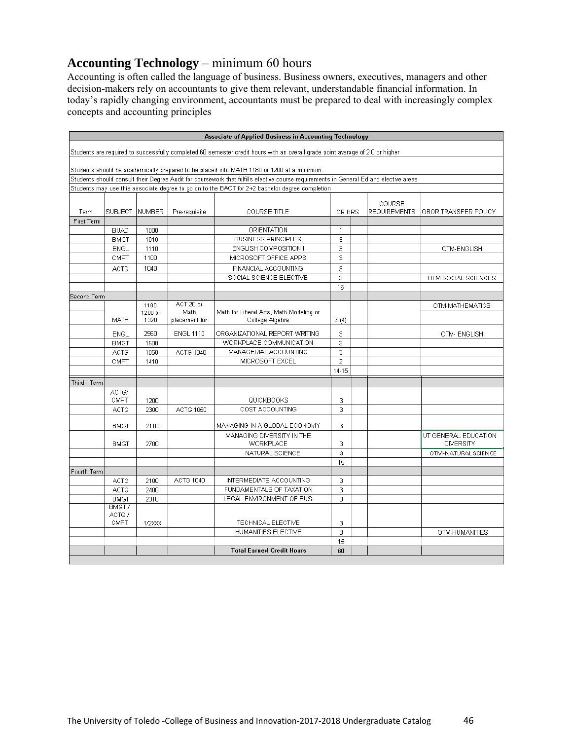## **Accounting Technology** – minimum 60 hours

Accounting is often called the language of business. Business owners, executives, managers and other decision-makers rely on accountants to give them relevant, understandable financial information. In today's rapidly changing environment, accountants must be prepared to deal with increasingly complex concepts and accounting principles

**Associate of Applied Business in Accounting Technology**

Students are required to successfully completed 60 semester credit hours with an overall grade point average of 2.0 or higher

Students should be academically prepared to be placed into MATH 1180 or 1200 at a minimum.

Students should consult their Degree Audit for coursework that fulfills elective course requirements in General Ed and elective areas

Students may use this associate degree to go on to the BAOT for 2+2 bachelor degree completion

| Term | SUBJECT | NUMBER | Pre-requisite | COURSE TITLE | CR HRS | | COURSE REQUIREMENTS | OBOR TRANSFER POLICY |
|---|---|---|---|---|---|---|---|---|
| First Term | | | | | | | | |
| | BUAD | 1000 | | ORIENTATION | 1 | | | |
| | BMGT | 1010 | | BUSINESS PRINCIPLES | 3 | | | |
| | ENGL | 1110 | | ENGLISH COMPOSITION I | 3 | | | OTM-ENGLISH |
| | CMPT | 1100 | | MICROSOFT OFFICE APPS | 3 | | | |
| | ACTG | 1040 | | FINANCIAL ACCOUNTING | 3 | | | |
| | | | | SOCIAL SCIENCE ELECTIVE | 3 | | | OTM-SOCIAL SCIENCES |
| | | | | | 16 | | | |
| Second Term | | | | | | | | |
| | MATH | 1180, 1200 or 1320 | ACT 20 or Math placement for | Math for Liberal Arts, Math Modeling or College Algebra | 3 (4) | | | OTM-MATHEMATICS |
| | ENGL | 2960 | ENGL 1110 | ORGANIZATIONAL REPORT WRITING | 3 | | | OTM- ENGLISH |
| | BMGT | 1500 | | WORKPLACE COMMUNICATION | 3 | | | |
| | ACTG | 1050 | ACTG 1040 | MANAGERIAL ACCOUNTING | 3 | | | |
| | CMPT | 1410 | | MICROSOFT EXCEL | 2 | | | |
| | | | | | 14-15 | | | |
| Third Term | | | | | | | | |
| | ACTG/ CMPT | 1200 | | QUICKBOOKS | 3 | | | |
| | ACTG | 2300 | ACTG 1050 | COST ACCOUNTING | 3 | | | |
| | BMGT | 2110 | | MANAGING IN A GLOBAL ECONOMY | 3 | | | |
| | BMGT | 2700 | | MANAGING DIVERSITY IN THE WORKPLACE | 3 | | | UT GENERAL EDUCATION DIVERSITY |
| | | | | NATURAL SCIENCE | 3 | | | OTM-NATURAL SCIENCE |
| | | | | | 15 | | | |
| Fourth Term | | | | | | | | |
| | ACTG | 2100 | ACTG 1040 | INTERMEDIATE ACCOUNTING | 3 | | | |
| | ACTG | 2400 | | FUNDAMENTALS OF TAXATION | 3 | | | |
| | BMGT | 2310 | | LEGAL ENVIRONMENT OF BUS. | 3 | | | |
| | BMGT / ACTG / CMPT | 1/2XXX | | TECHNICAL ELECTIVE | 3 | | | |
| | | | | HUMANITIES ELECTIVE | 3 | | | OTM-HUMANITIES |
| | | | | | 15 | | | |
| | | | | **Total Earned Credit Hours** | **60** | | | |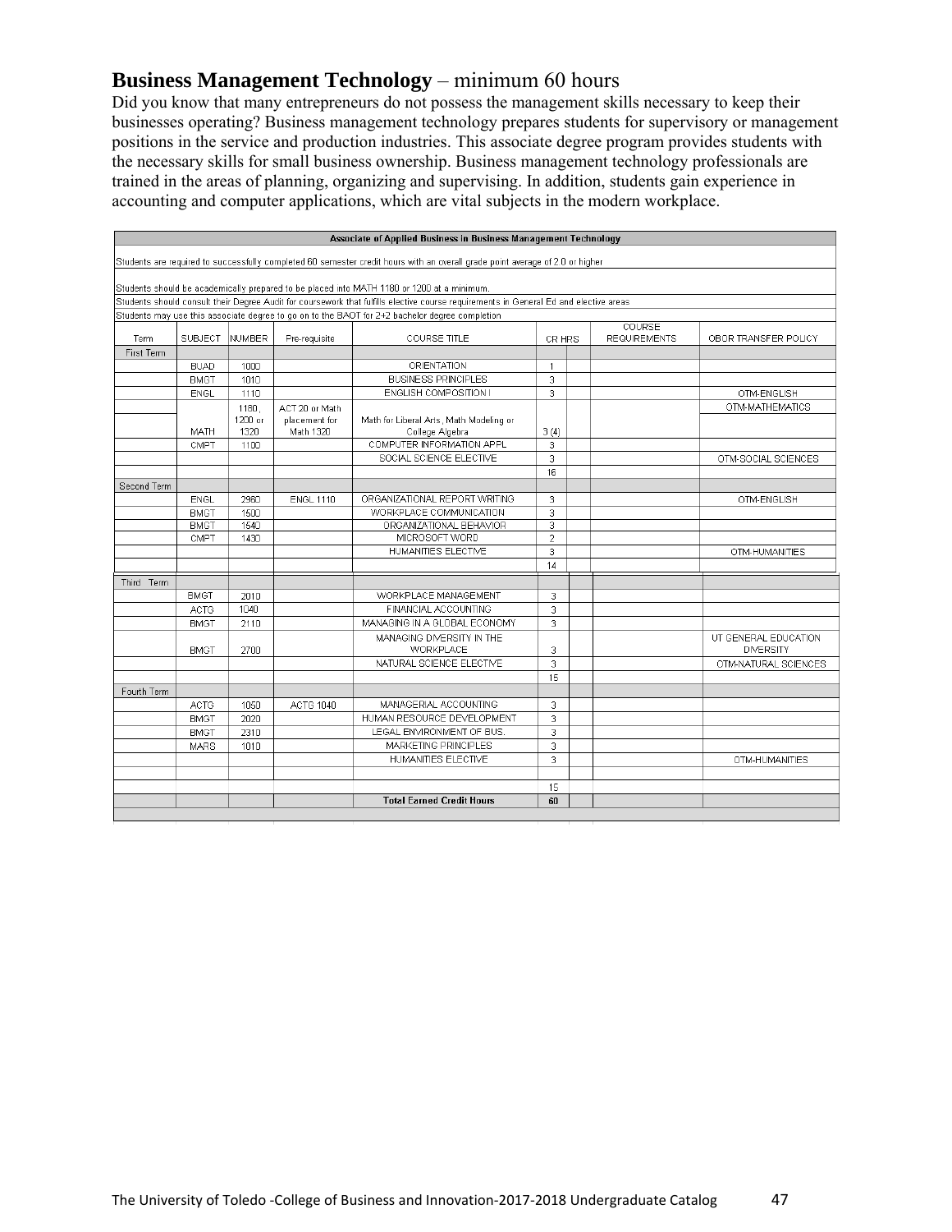## **Business Management Technology** – minimum 60 hours

Did you know that many entrepreneurs do not possess the management skills necessary to keep their businesses operating? Business management technology prepares students for supervisory or management positions in the service and production industries. This associate degree program provides students with the necessary skills for small business ownership. Business management technology professionals are trained in the areas of planning, organizing and supervising. In addition, students gain experience in accounting and computer applications, which are vital subjects in the modern workplace.

**Associate of Applied Business in Business Management Technology**

Students are required to successfully completed 60 semester credit hours with an overall grade point average of 2.0 or higher

Students should be academically prepared to be placed into MATH 1180 or 1200 at a minimum.

Students should consult their Degree Audit for coursework that fulfills elective course requirements in General Ed and elective areas

Students may use this associate degree to go on to the BAOT for 2+2 bachelor degree completion

| Term | SUBJECT | NUMBER | Pre-requisite | COURSE TITLE | CR HRS | | COURSE REQUIREMENTS | OBOR TRANSFER POLICY |
|---|---|---|---|---|---|---|---|---|
| First Term | | | | | | | | |
| | BUAD | 1000 | | ORIENTATION | 1 | | | |
| | BMGT | 1010 | | BUSINESS PRINCIPLES | 3 | | | |
| | ENGL | 1110 | | ENGLISH COMPOSITION I | 3 | | | OTM-ENGLISH |
| | MATH | 1180, 1200 or 1320 | ACT 20 or Math placement for Math 1320 | Math for Liberal Arts, Math Modeling or College Algebra | 3 (4) | | | OTM-MATHEMATICS |
| | CMPT | 1100 | | COMPUTER INFORMATION APPL | 3 | | | |
| | | | | SOCIAL SCIENCE ELECTIVE | 3 | | | OTM-SOCIAL SCIENCES |
| | | | | | 16 | | | |
| Second Term | | | | | | | | |
| | ENGL | 2960 | ENGL 1110 | ORGANIZATIONAL REPORT WRITING | 3 | | | OTM-ENGLISH |
| | BMGT | 1500 | | WORKPLACE COMMUNICATION | 3 | | | |
| | BMGT | 1540 | | ORGANIZATIONAL BEHAVIOR | 3 | | | |
| | CMPT | 1430 | | MICROSOFT WORD | 2 | | | |
| | | | | HUMANITIES ELECTIVE | 3 | | | OTM-HUMANITIES |
| | | | | | 14 | | | |
| Third Term | | | | | | | | |
| | BMGT | 2010 | | WORKPLACE MANAGEMENT | 3 | | | |
| | ACTG | 1040 | | FINANCIAL ACCOUNTING | 3 | | | |
| | BMGT | 2110 | | MANAGING IN A GLOBAL ECONOMY | 3 | | | |
| | BMGT | 2700 | | MANAGING DIVERSITY IN THE WORKPLACE | 3 | | | UT GENERAL EDUCATION DIVERSITY |
| | | | | NATURAL SCIENCE ELECTIVE | 3 | | | OTM-NATURAL SCIENCES |
| | | | | | 15 | | | |
| Fourth Term | | | | | | | | |
| | ACTG | 1050 | ACTG 1040 | MANAGERIAL ACCOUNTING | 3 | | | |
| | BMGT | 2020 | | HUMAN RESOURCE DEVELOPMENT | 3 | | | |
| | BMGT | 2310 | | LEGAL ENVIRONMENT OF BUS. | 3 | | | |
| | MARS | 1010 | | MARKETING PRINCIPLES | 3 | | | |
| | | | | HUMANITIES ELECTIVE | 3 | | | OTM-HUMANITIES |
| | | | | | 15 | | | |
| | | | | **Total Earned Credit Hours** | **60** | | | |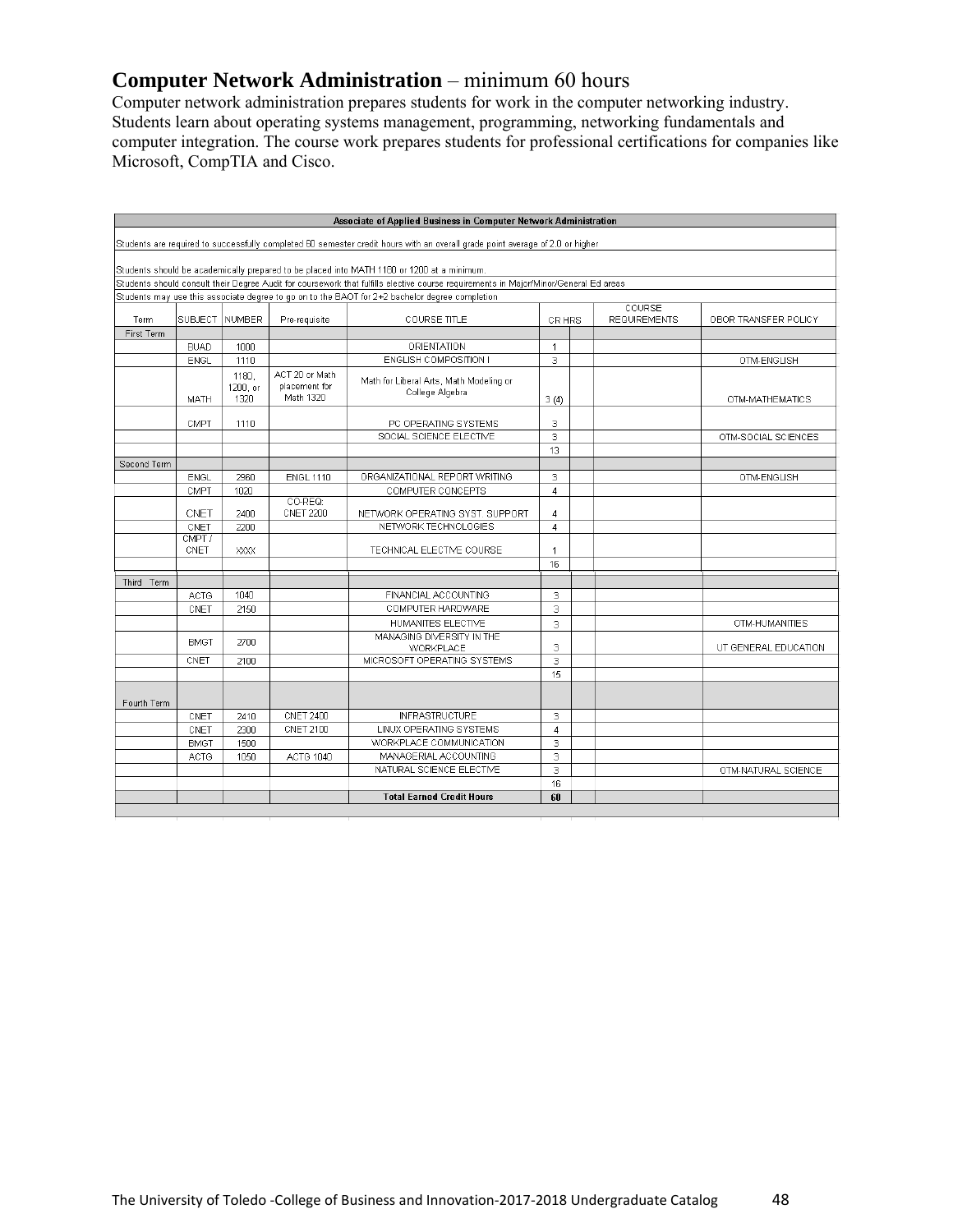## **Computer Network Administration** – minimum 60 hours

Computer network administration prepares students for work in the computer networking industry. Students learn about operating systems management, programming, networking fundamentals and computer integration. The course work prepares students for professional certifications for companies like Microsoft, CompTIA and Cisco.

**Associate of Applied Business in Computer Network Administration**

Students are required to successfully completed 60 semester credit hours with an overall grade point average of 2.0 or higher

Students should be academically prepared to be placed into MATH 1180 or 1200 at a minimum.

Students should consult their Degree Audit for coursework that fulfills elective course requirements in Major/Minor/General Ed areas

Students may use this associate degree to go on to the BAOT for 2+2 bachelor degree completion

| Term | SUBJECT | NUMBER | Pre-requisite | COURSE TITLE | CR HRS | | COURSE REQUIREMENTS | OBOR TRANSFER POLICY |
|---|---|---|---|---|---|---|---|---|
| First Term | | | | | | | | |
| | BUAD | 1000 | | ORIENTATION | 1 | | | |
| | ENGL | 1110 | | ENGLISH COMPOSITION I | 3 | | | OTM-ENGLISH |
| | MATH | 1180, 1200, or 1320 | ACT 20 or Math placement for Math 1320 | Math for Liberal Arts, Math Modeling or College Algebra | 3 (4) | | | OTM-MATHEMATICS |
| | CMPT | 1110 | | PC OPERATING SYSTEMS | 3 | | | |
| | | | | SOCIAL SCIENCE ELECTIVE | 3 | | | OTM-SOCIAL SCIENCES |
| | | | | | 13 | | | |
| Second Term | | | | | | | | |
| | ENGL | 2960 | ENGL 1110 | ORGANIZATIONAL REPORT WRITING | 3 | | | OTM-ENGLISH |
| | CMPT | 1020 | | COMPUTER CONCEPTS | 4 | | | |
| | CNET | 2400 | CO-REQ: CNET 2200 | NETWORK OPERATING SYST. SUPPORT | 4 | | | |
| | CNET | 2200 | | NETWORK TECHNOLOGIES | 4 | | | |
| | CMPT / CNET | XXX | | TECHNICAL ELECTIVE COURSE | 1 | | | |
| | | | | | 16 | | | |
| Third Term | | | | | | | | |
| | ACTG | 1040 | | FINANCIAL ACCOUNTING | 3 | | | |
| | CNET | 2150 | | COMPUTER HARDWARE | 3 | | | |
| | | | | HUMANITES ELECTIVE | 3 | | | OTM-HUMANITIES |
| | BMGT | 2700 | | MANAGING DIVERSITY IN THE WORKPLACE | 3 | | | UT GENERAL EDUCATION |
| | CNET | 2100 | | MICROSOFT OPERATING SYSTEMS | 3 | | | |
| | | | | | 15 | | | |
| Fourth Term | | | | | | | | |
| | CNET | 2410 | CNET 2400 | INFRASTRUCTURE | 3 | | | |
| | CNET | 2300 | CNET 2100 | LINUX OPERATING SYSTEMS | 4 | | | |
| | BMGT | 1500 | | WORKPLACE COMMUNICATION | 3 | | | |
| | ACTG | 1050 | ACTG 1040 | MANAGERIAL ACCOUNTING | 3 | | | |
| | | | | NATURAL SCIENCE ELECTIVE | 3 | | | OTM-NATURAL SCIENCE |
| | | | | | 16 | | | |
| | | | | **Total Earned Credit Hours** | **60** | | | |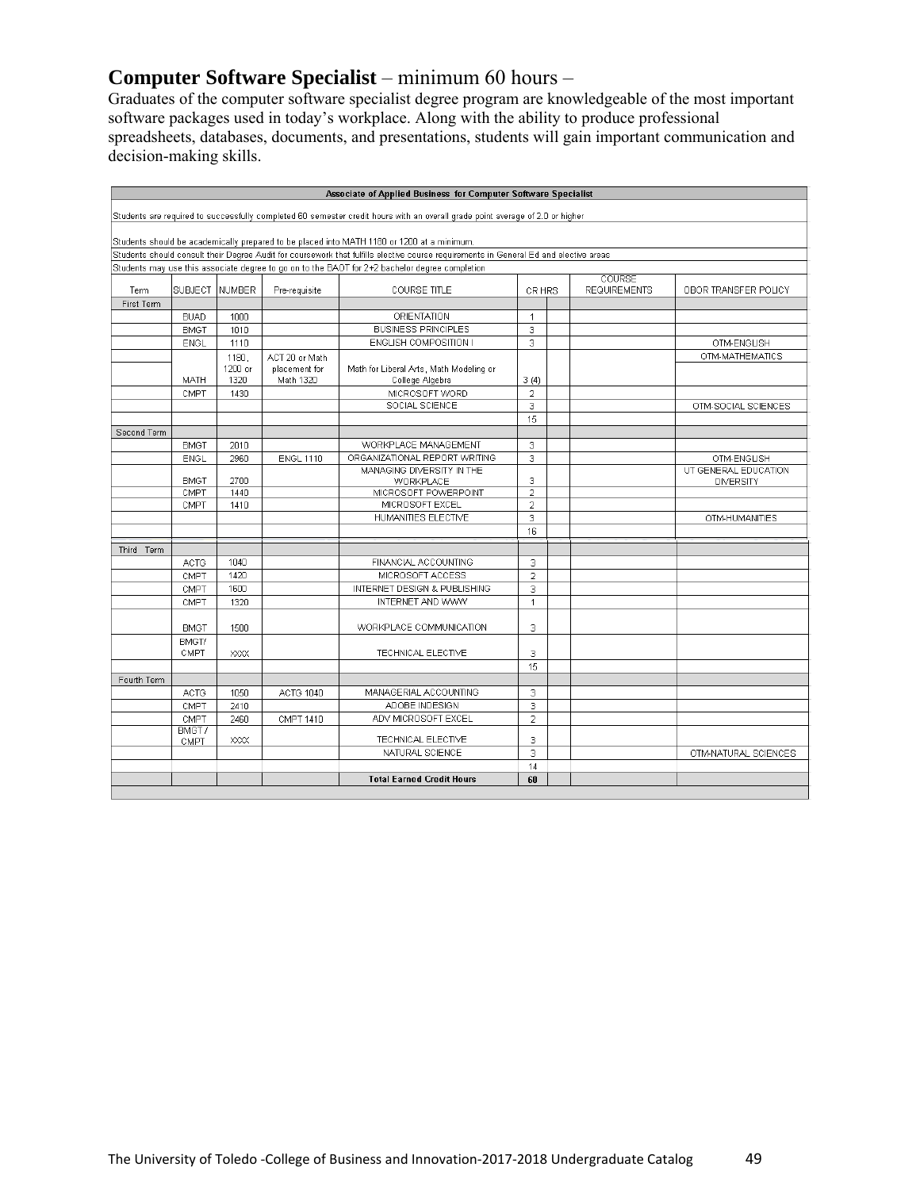## **Computer Software Specialist** – minimum 60 hours –

Graduates of the computer software specialist degree program are knowledgeable of the most important software packages used in today's workplace. Along with the ability to produce professional spreadsheets, databases, documents, and presentations, students will gain important communication and decision-making skills.

| Associate of Applied Business for Computer Software Specialist | | | | | | | | |
|---|---|---|---|---|---|---|---|---|
| Students are required to successfully completed 60 semester credit hours with an overall grade point average of 2.0 or higher | | | | | | | | |
| Students should be academically prepared to be placed into MATH 1180 or 1200 at a minimum. | | | | | | | | |
| Students should consult their Degree Audit for coursework that fulfills elective course requirements in General Ed and elective areas | | | | | | | | |
| Students may use this associate degree to go on to the BAOT for 2+2 bachelor degree completion | | | | | | | | |
| Term | SUBJECT | NUMBER | Pre-requisite | COURSE TITLE | CR HRS | | COURSE REQUIREMENTS | OBOR TRANSFER POLICY |
| First Term | | | | | | | | |
| | BUAD | 1000 | | ORIENTATION | 1 | | | |
| | BMGT | 1010 | | BUSINESS PRINCIPLES | 3 | | | |
| | ENGL | 1110 | | ENGLISH COMPOSITION I | 3 | | | OTM-ENGLISH |
| | MATH | 1180, 1200 or 1320 | ACT 20 or Math placement for Math 1320 | Math for Liberal Arts, Math Modeling or College Algebra | 3 (4) | | | OTM-MATHEMATICS |
| | CMPT | 1430 | | MICROSOFT WORD | 2 | | | |
| | | | | SOCIAL SCIENCE | 3 | | | OTM-SOCIAL SCIENCES |
| | | | | | 15 | | | |
| Second Term | | | | | | | | |
| | BMGT | 2010 | | WORKPLACE MANAGEMENT | 3 | | | |
| | ENGL | 2960 | ENGL 1110 | ORGANIZATIONAL REPORT WRITING | 3 | | | OTM-ENGLISH |
| | BMGT | 2700 | | MANAGING DIVERSITY IN THE WORKPLACE | 3 | | | UT GENERAL EDUCATION DIVERSITY |
| | CMPT | 1440 | | MICROSOFT POWERPOINT | 2 | | | |
| | CMPT | 1410 | | MICROSOFT EXCEL | 2 | | | |
| | | | | HUMANITIES ELECTIVE | 3 | | | OTM-HUMANITIES |
| | | | | | 16 | | | |
| Third Term | | | | | | | | |
| | ACTG | 1040 | | FINANCIAL ACCOUNTING | 3 | | | |
| | CMPT | 1420 | | MICROSOFT ACCESS | 2 | | | |
| | CMPT | 1600 | | INTERNET DESIGN & PUBLISHING | 3 | | | |
| | CMPT | 1320 | | INTERNET AND WWW | 1 | | | |
| | BMGT | 1500 | | WORKPLACE COMMUNICATION | 3 | | | |
| | BMGT/ CMPT | XXXX | | TECHNICAL ELECTIVE | 3 | | | |
| | | | | | 15 | | | |
| Fourth Term | | | | | | | | |
| | ACTG | 1050 | ACTG 1040 | MANAGERIAL ACCOUNTING | 3 | | | |
| | CMPT | 2410 | | ADOBE INDESIGN | 3 | | | |
| | CMPT | 2460 | CMPT 1410 | ADV MICROSOFT EXCEL | 2 | | | |
| | BMGT / CMPT | XXXX | | TECHNICAL ELECTIVE | 3 | | | |
| | | | | NATURAL SCIENCE | 3 | | | OTM-NATURAL SCIENCES |
| | | | | | 14 | | | |
| | | | | **Total Earned Credit Hours** | **60** | | | |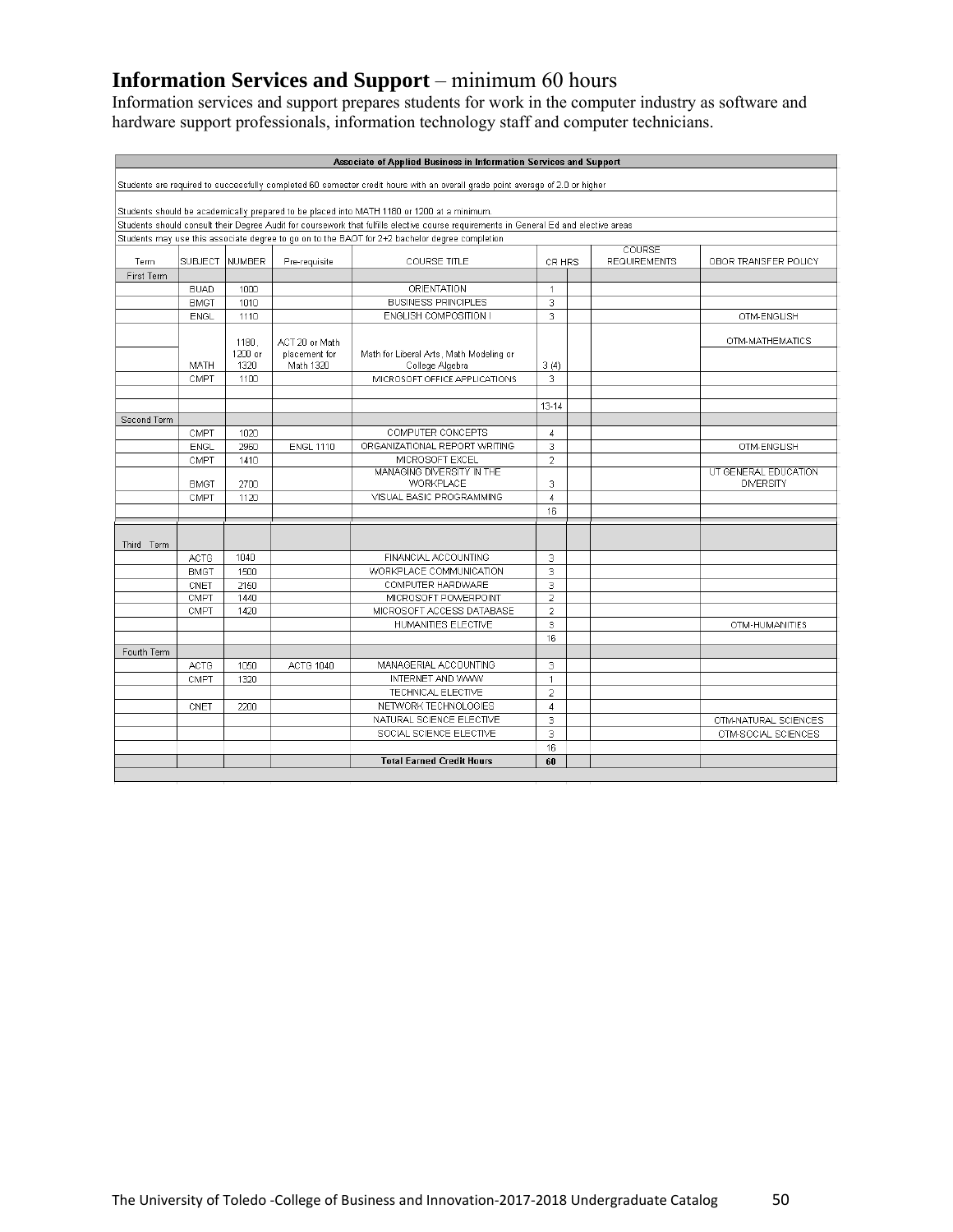## **Information Services and Support** – minimum 60 hours

Information services and support prepares students for work in the computer industry as software and hardware support professionals, information technology staff and computer technicians.

| Associate of Applied Business in Information Services and Support | | | | | | | | |
|---|---|---|---|---|---|---|---|---|
| Students are required to successfully completed 60 semester credit hours with an overall grade point average of 2.0 or higher | | | | | | | | |
| Students should be academically prepared to be placed into MATH 1180 or 1200 at a minimum. | | | | | | | | |
| Students should consult their Degree Audit for coursework that fulfills elective course requirements in General Ed and elective areas | | | | | | | | |
| Students may use this associate degree to go on to the BAOT for 2+2 bachelor degree completion | | | | | | | | |
| Term | SUBJECT | NUMBER | Pre-requisite | COURSE TITLE | CR HRS | | COURSE REQUIREMENTS | OBOR TRANSFER POLICY |
| First Term | | | | | | | | |
| | BUAD | 1000 | | ORIENTATION | 1 | | | |
| | BMGT | 1010 | | BUSINESS PRINCIPLES | 3 | | | |
| | ENGL | 1110 | | ENGLISH COMPOSITION I | 3 | | | OTM-ENGLISH |
| | MATH | 1180, 1200 or 1320 | ACT 20 or Math placement for Math 1320 | Math for Liberal Arts, Math Modeling or College Algebra | 3 (4) | | | OTM-MATHEMATICS |
| | CMPT | 1100 | | MICROSOFT OFFICE APPLICATIONS | 3 | | | |
| | | | | | 13-14 | | | |
| Second Term | | | | | | | | |
| | CMPT | 1020 | | COMPUTER CONCEPTS | 4 | | | |
| | ENGL | 2960 | ENGL 1110 | ORGANIZATIONAL REPORT WRITING | 3 | | | OTM-ENGLISH |
| | CMPT | 1410 | | MICROSOFT EXCEL | 2 | | | |
| | BMGT | 2700 | | MANAGING DIVERSITY IN THE WORKPLACE | 3 | | | UT GENERAL EDUCATION DIVERSITY |
| | CMPT | 1120 | | VISUAL BASIC PROGRAMMING | 4 | | | |
| | | | | | 16 | | | |
| Third Term | | | | | | | | |
| | ACTG | 1040 | | FINANCIAL ACCOUNTING | 3 | | | |
| | BMGT | 1500 | | WORKPLACE COMMUNICATION | 3 | | | |
| | CNET | 2150 | | COMPUTER HARDWARE | 3 | | | |
| | CMPT | 1440 | | MICROSOFT POWERPOINT | 2 | | | |
| | CMPT | 1420 | | MICROSOFT ACCESS DATABASE | 2 | | | |
| | | | | HUMANITIES ELECTIVE | 3 | | | OTM-HUMANITIES |
| | | | | | 16 | | | |
| Fourth Term | | | | | | | | |
| | ACTG | 1050 | ACTG 1040 | MANAGERIAL ACCOUNTING | 3 | | | |
| | CMPT | 1320 | | INTERNET AND WWW | 1 | | | |
| | | | | TECHNICAL ELECTIVE | 2 | | | |
| | CNET | 2200 | | NETWORK TECHNOLOGIES | 4 | | | |
| | | | | NATURAL SCIENCE ELECTIVE | 3 | | | OTM-NATURAL SCIENCES |
| | | | | SOCIAL SCIENCE ELECTIVE | 3 | | | OTM-SOCIAL SCIENCES |
| | | | | | 16 | | | |
| | | | | **Total Earned Credit Hours** | **60** | | | |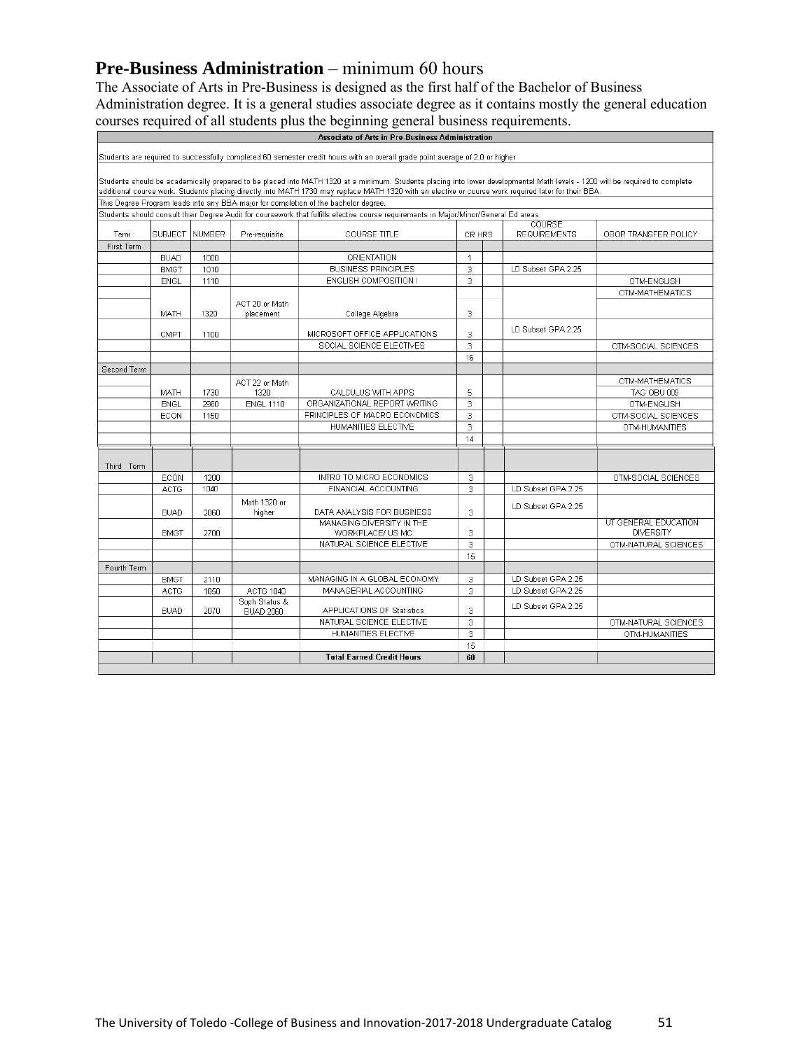## **Pre-Business Administration** – minimum 60 hours

The Associate of Arts in Pre-Business is designed as the first half of the Bachelor of Business Administration degree. It is a general studies associate degree as it contains mostly the general education courses required of all students plus the beginning general business requirements.

**Associate of Arts in Pre-Business Administration**

Students are required to successfully completed 60 semester credit hours with an overall grade point average of 2.0 or higher

Students should be academically prepared to be placed into MATH 1320 at a minimum. Students placing into lower developmental Math levels - 1200 will be required to complete additional course work. Students placing directly into MATH 1730 may replace MATH 1320 with an elective or course work required later for their BBA.

This Degree Program leads into any BBA major for completion of the bachelor degree.

Students should consult their Degree Audit for coursework that fulfills elective course requirements in Major/Minor/General Ed areas

| Term | SUBJECT | NUMBER | Pre-requisite | COURSE TITLE | CR HRS | | COURSE REQUIREMENTS | OBOR TRANSFER POLICY |
|---|---|---|---|---|---|---|---|---|
| First Term | | | | | | | | |
| | BUAD | 1000 | | ORIENTATION | 1 | | | |
| | BMGT | 1010 | | BUSINESS PRINCIPLES | 3 | | LD Subset GPA 2.25 | |
| | ENGL | 1110 | | ENGLISH COMPOSITION I | 3 | | | OTM-ENGLISH |
| | | | | | | | | OTM-MATHEMATICS |
| | MATH | 1320 | ACT 20 or Math placement | College Algebra | 3 | | | |
| | CMPT | 1100 | | MICROSOFT OFFICE APPLICATIONS | 3 | | LD Subset GPA 2.25 | |
| | | | | SOCIAL SCIENCE ELECTIVES | 3 | | | OTM-SOCIAL SCIENCES |
| | | | | | 16 | | | |
| Second Term | | | | | | | | |
| | MATH | 1730 | ACT 22 or Math 1320 | CALCULUS WITH APPS | 5 | | | OTM-MATHEMATICS TAG OBU 009 |
| | ENGL | 2960 | ENGL 1110 | ORGANIZATIONAL REPORT WRITING | 3 | | | OTM-ENGLISH |
| | ECON | 1150 | | PRINCIPLES OF MACRO ECONOMICS | 3 | | | OTM-SOCIAL SCIENCES |
| | | | | HUMANITIES ELECTIVE | 3 | | | OTM-HUMANITIES |
| | | | | | 14 | | | |
| Third Term | | | | | | | | |
| | ECON | 1200 | | INTRO TO MICRO ECONOMICS | 3 | | | OTM-SOCIAL SCIENCES |
| | ACTG | 1040 | | FINANCIAL ACCOUNTING | 3 | | LD Subset GPA 2.25 | |
| | BUAD | 2060 | Math 1320 or higher | DATA ANALYSIS FOR BUSINESS | 3 | | LD Subset GPA 2.25 | |
| | BMGT | 2700 | | MANAGING DIVERSITY IN THE WORKPLACE/ US MC | 3 | | | UT GENERAL EDUCATION DIVERSITY |
| | | | | NATURAL SCIENCE ELECTIVE | 3 | | | OTM-NATURAL SCIENCES |
| | | | | | 15 | | | |
| Fourth Term | | | | | | | | |
| | BMGT | 2110 | | MANAGING IN A GLOBAL ECONOMY | 3 | | LD Subset GPA 2.25 | |
| | ACTG | 1050 | ACTG 1040 | MANAGERIAL ACCOUNTING | 3 | | LD Subset GPA 2.25 | |
| | BUAD | 2070 | Soph Status & BUAD 2060 | APPLICATIONS OF Statistics | 3 | | LD Subset GPA 2.25 | |
| | | | | NATURAL SCIENCE ELECTIVE | 3 | | | OTM-NATURAL SCIENCES |
| | | | | HUMANITIES ELECTIVE | 3 | | | OTM-HUMANITIES |
| | | | | | 15 | | | |
| | | | | **Total Earned Credit Hours** | **60** | | | |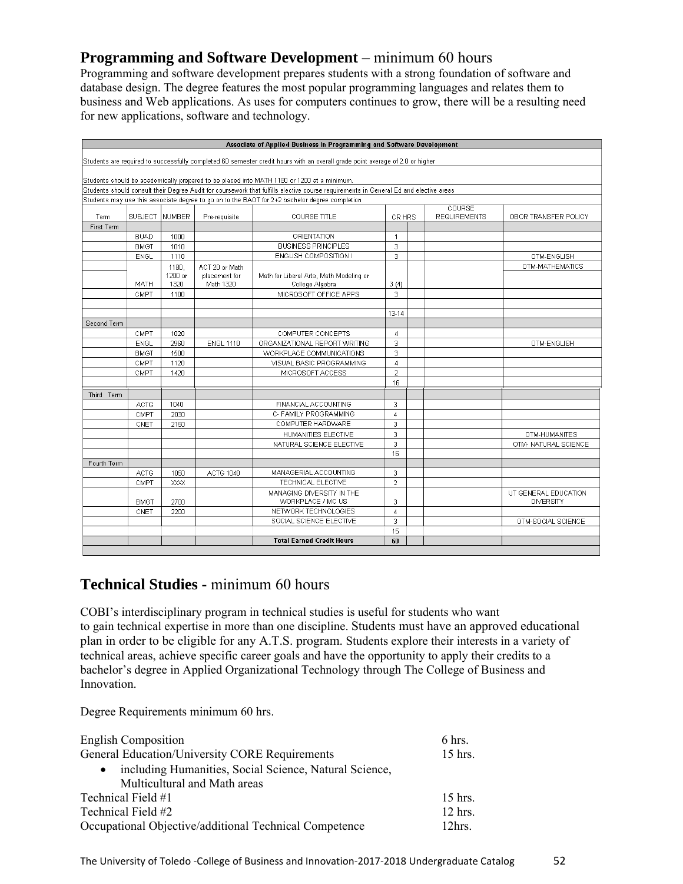## **Programming and Software Development** – minimum 60 hours

Programming and software development prepares students with a strong foundation of software and database design. The degree features the most popular programming languages and relates them to business and Web applications. As uses for computers continues to grow, there will be a resulting need for new applications, software and technology.

| Associate of Applied Business in Programming and Software Development | | | | | | | | |
|---|---|---|---|---|---|---|---|---|
| Students are required to successfully completed 60 semester credit hours with an overall grade point average of 2.0 or higher | | | | | | | | |
| Students should be academically prepared to be placed into MATH 1180 or 1200 at a minimum. | | | | | | | | |
| Students should consult their Degree Audit for coursework that fulfills elective course requirements in General Ed and elective areas | | | | | | | | |
| Students may use this associate degree to go on to the BAOT for 2+2 bachelor degree completion | | | | | | | | |
| Term | SUBJECT | NUMBER | Pre-requisite | COURSE TITLE | CR HRS | | COURSE REQUIREMENTS | OBOR TRANSFER POLICY |
| First Term | | | | | | | | |
| | BUAD | 1000 | | ORIENTATION | 1 | | | |
| | BMGT | 1010 | | BUSINESS PRINCIPLES | 3 | | | |
| | ENGL | 1110 | | ENGLISH COMPOSITION I | 3 | | | OTM-ENGLISH |
| | MATH | 1180, 1200 or 1320 | ACT 20 or Math placement for Math 1320 | Math for Liberal Arts, Math Modeling or College Algebra | 3 (4) | | | OTM-MATHEMATICS |
| | CMPT | 1100 | | MICROSOFT OFFICE APPS | 3 | | | |
| | | | | | | | | |
| | | | | | 13-14 | | | |
| Second Term | | | | | | | | |
| | CMPT | 1020 | | COMPUTER CONCEPTS | 4 | | | |
| | ENGL | 2960 | ENGL 1110 | ORGANIZATIONAL REPORT WRITING | 3 | | | OTM-ENGLISH |
| | BMGT | 1500 | | WORKPLACE COMMUNICATIONS | 3 | | | |
| | CMPT | 1120 | | VISUAL BASIC PROGRAMMING | 4 | | | |
| | CMPT | 1420 | | MICROSOFT ACCESS | 2 | | | |
| | | | | | 16 | | | |
| Third Term | | | | | | | | |
| | ACTG | 1040 | | FINANCIAL ACCOUNTING | 3 | | | |
| | CMPT | 2030 | | C- FAMILY PROGRAMMING | 4 | | | |
| | CNET | 2150 | | COMPUTER HARDWARE | 3 | | | |
| | | | | HUMANITIES ELECTIVE | 3 | | | OTM-HUMANITES |
| | | | | NATURAL SCIENCE ELECTIVE | 3 | | | OTM- NATURAL SCIENCE |
| | | | | | 16 | | | |
| Fourth Term | | | | | | | | |
| | ACTG | 1050 | ACTG 1040 | MANAGERIAL ACCOUNTING | 3 | | | |
| | CMPT | XXXX | | TECHNICAL ELECTIVE | 2 | | | |
| | BMGT | 2700 | | MANAGING DIVERSITY IN THE WORKPLACE / MC US | 3 | | | UT GENERAL EDUCATION DIVERSITY |
| | CNET | 2200 | | NETWORK TECHNOLOGIES | 4 | | | |
| | | | | SOCIAL SCIENCE ELECTIVE | 3 | | | OTM-SOCIAL SCIENCE |
| | | | | | 15 | | | |
| | | | | **Total Earned Credit Hours** | **60** | | | |

## **Technical Studies** - minimum 60 hours

COBI's interdisciplinary program in technical studies is useful for students who want to gain technical expertise in more than one discipline. Students must have an approved educational plan in order to be eligible for any A.T.S. program. Students explore their interests in a variety of technical areas, achieve specific career goals and have the opportunity to apply their credits to a bachelor's degree in Applied Organizational Technology through The College of Business and Innovation.

Degree Requirements minimum 60 hrs.

| | |
|---|---|
| English Composition | 6 hrs. |
| General Education/University CORE Requirements | 15 hrs. |
| • including Humanities, Social Science, Natural Science, Multicultural and Math areas | |
| Technical Field #1 | 15 hrs. |
| Technical Field #2 | 12 hrs. |
| Occupational Objective/additional Technical Competence | 12hrs. |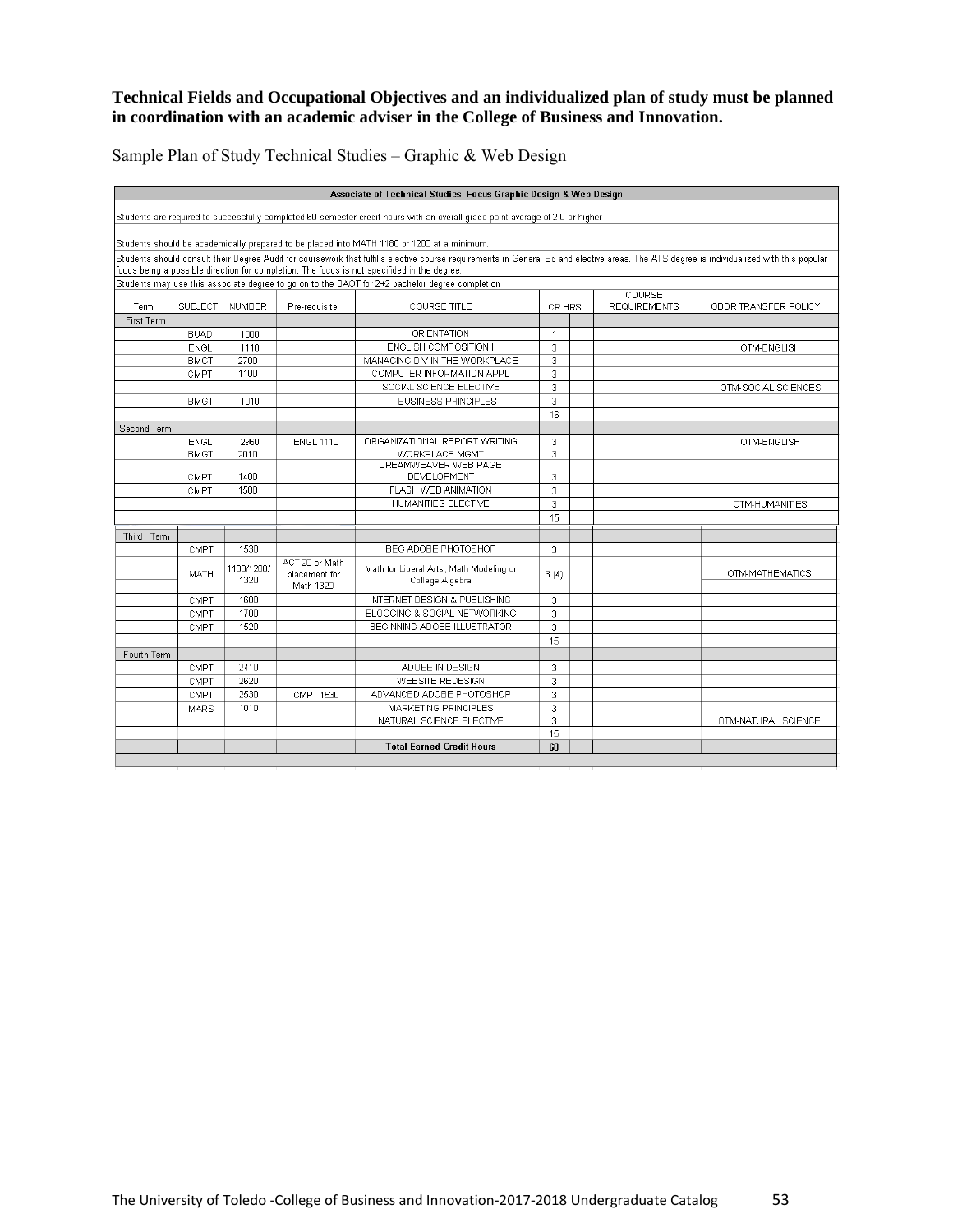**Technical Fields and Occupational Objectives and an individualized plan of study must be planned in coordination with an academic adviser in the College of Business and Innovation.**

Sample Plan of Study Technical Studies – Graphic & Web Design

**Associate of Technical Studies Focus Graphic Design & Web Design**

Students are required to successfully completed 60 semester credit hours with an overall grade point average of 2.0 or higher

Students should be academically prepared to be placed into MATH 1180 or 1200 at a minimum.

Students should consult their Degree Audit for coursework that fulfils elective course requirements in General Ed and elective areas. The ATS degree is individualized with this popular focus being a possible direction for completion. The focus is not specified in the degree.

Students may use this associate degree to go on to the BAOT for 2+2 bachelor degree completion

| Term | SUBJECT | NUMBER | Pre-requisite | COURSE TITLE | CR HRS | | COURSE REQUIREMENTS | OBOR TRANSFER POLICY |
|---|---|---|---|---|---|---|---|---|
| First Term | | | | | | | | |
| | BUAD | 1000 | | ORIENTATION | 1 | | | |
| | ENGL | 1110 | | ENGLISH COMPOSITION I | 3 | | | OTM-ENGLISH |
| | BMGT | 2700 | | MANAGING DIV IN THE WORKPLACE | 3 | | | |
| | CMPT | 1100 | | COMPUTER INFORMATION APPL | 3 | | | |
| | | | | SOCIAL SCIENCE ELECTIVE | 3 | | | OTM-SOCIAL SCIENCES |
| | BMGT | 1010 | | BUSINESS PRINCIPLES | 3 | | | |
| | | | | | 16 | | | |
| Second Term | | | | | | | | |
| | ENGL | 2960 | ENGL 1110 | ORGANIZATIONAL REPORT WRITING | 3 | | | OTM-ENGLISH |
| | BMGT | 2010 | | WORKPLACE MGMT | 3 | | | |
| | CMPT | 1400 | | DREAMWEAVER WEB PAGE DEVELOPMENT | 3 | | | |
| | CMPT | 1500 | | FLASH WEB ANIMATION | 3 | | | |
| | | | | HUMANITIES ELECTIVE | 3 | | | OTM-HUMANITIES |
| | | | | | 15 | | | |
| Third Term | | | | | | | | |
| | CMPT | 1530 | | BEG ADOBE PHOTOSHOP | 3 | | | |
| | MATH | 1180/1200/ 1320 | ACT 20 or Math placement for Math 1320 | Math for Liberal Arts, Math Modeling or College Algebra | 3 (4) | | | OTM-MATHEMATICS |
| | CMPT | 1600 | | INTERNET DESIGN & PUBLISHING | 3 | | | |
| | CMPT | 1700 | | BLOGGING & SOCIAL NETWORKING | 3 | | | |
| | CMPT | 1520 | | BEGINNING ADOBE ILLUSTRATOR | 3 | | | |
| | | | | | 15 | | | |
| Fourth Term | | | | | | | | |
| | CMPT | 2410 | | ADOBE IN DESIGN | 3 | | | |
| | CMPT | 2620 | | WEBSITE REDESIGN | 3 | | | |
| | CMPT | 2530 | CMPT 1530 | ADVANCED ADOBE PHOTOSHOP | 3 | | | |
| | MARS | 1010 | | MARKETING PRINCIPLES | 3 | | | |
| | | | | NATURAL SCIENCE ELECTIVE | 3 | | | OTM-NATURAL SCIENCE |
| | | | | | 15 | | | |
| | | | | **Total Earned Credit Hours** | **60** | | | |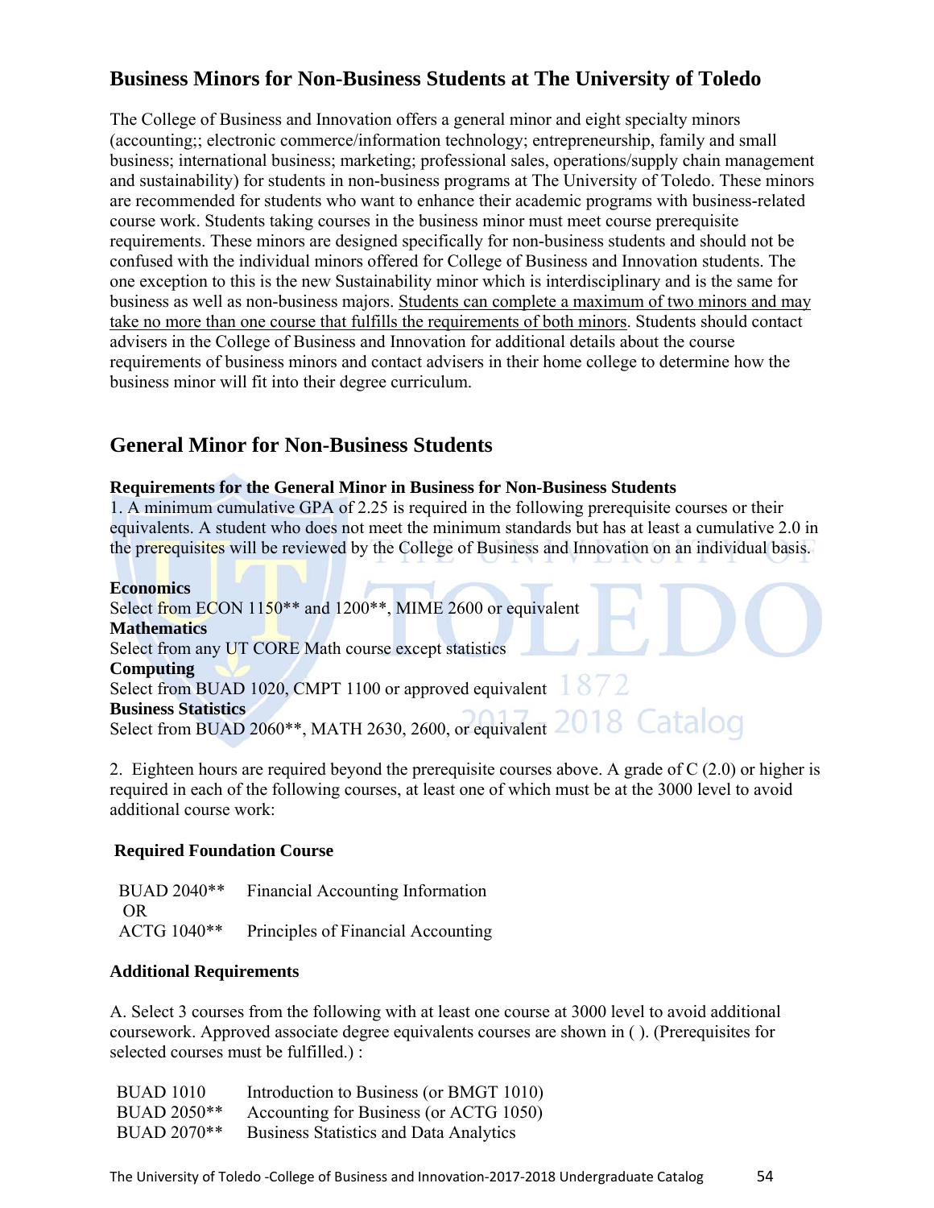## Business Minors for Non-Business Students at The University of Toledo

The College of Business and Innovation offers a general minor and eight specialty minors (accounting;; electronic commerce/information technology; entrepreneurship, family and small business; international business; marketing; professional sales, operations/supply chain management and sustainability) for students in non-business programs at The University of Toledo. These minors are recommended for students who want to enhance their academic programs with business-related course work. Students taking courses in the business minor must meet course prerequisite requirements. These minors are designed specifically for non-business students and should not be confused with the individual minors offered for College of Business and Innovation students. The one exception to this is the new Sustainability minor which is interdisciplinary and is the same for business as well as non-business majors. Students can complete a maximum of two minors and may take no more than one course that fulfills the requirements of both minors. Students should contact advisers in the College of Business and Innovation for additional details about the course requirements of business minors and contact advisers in their home college to determine how the business minor will fit into their degree curriculum.

## General Minor for Non-Business Students

**Requirements for the General Minor in Business for Non-Business Students**

1. A minimum cumulative GPA of 2.25 is required in the following prerequisite courses or their equivalents. A student who does not meet the minimum standards but has at least a cumulative 2.0 in the prerequisites will be reviewed by the College of Business and Innovation on an individual basis.

**Economics**
Select from ECON 1150** and 1200**, MIME 2600 or equivalent
**Mathematics**
Select from any UT CORE Math course except statistics
**Computing**
Select from BUAD 1020, CMPT 1100 or approved equivalent
**Business Statistics**
Select from BUAD 2060**, MATH 2630, 2600, or equivalent

2. Eighteen hours are required beyond the prerequisite courses above. A grade of C (2.0) or higher is required in each of the following courses, at least one of which must be at the 3000 level to avoid additional course work:

**Required Foundation Course**

BUAD 2040** Financial Accounting Information
OR
ACTG 1040** Principles of Financial Accounting

**Additional Requirements**

A. Select 3 courses from the following with at least one course at 3000 level to avoid additional coursework. Approved associate degree equivalents courses are shown in ( ). (Prerequisites for selected courses must be fulfilled.) :

BUAD 1010 Introduction to Business (or BMGT 1010)
BUAD 2050** Accounting for Business (or ACTG 1050)
BUAD 2070** Business Statistics and Data Analytics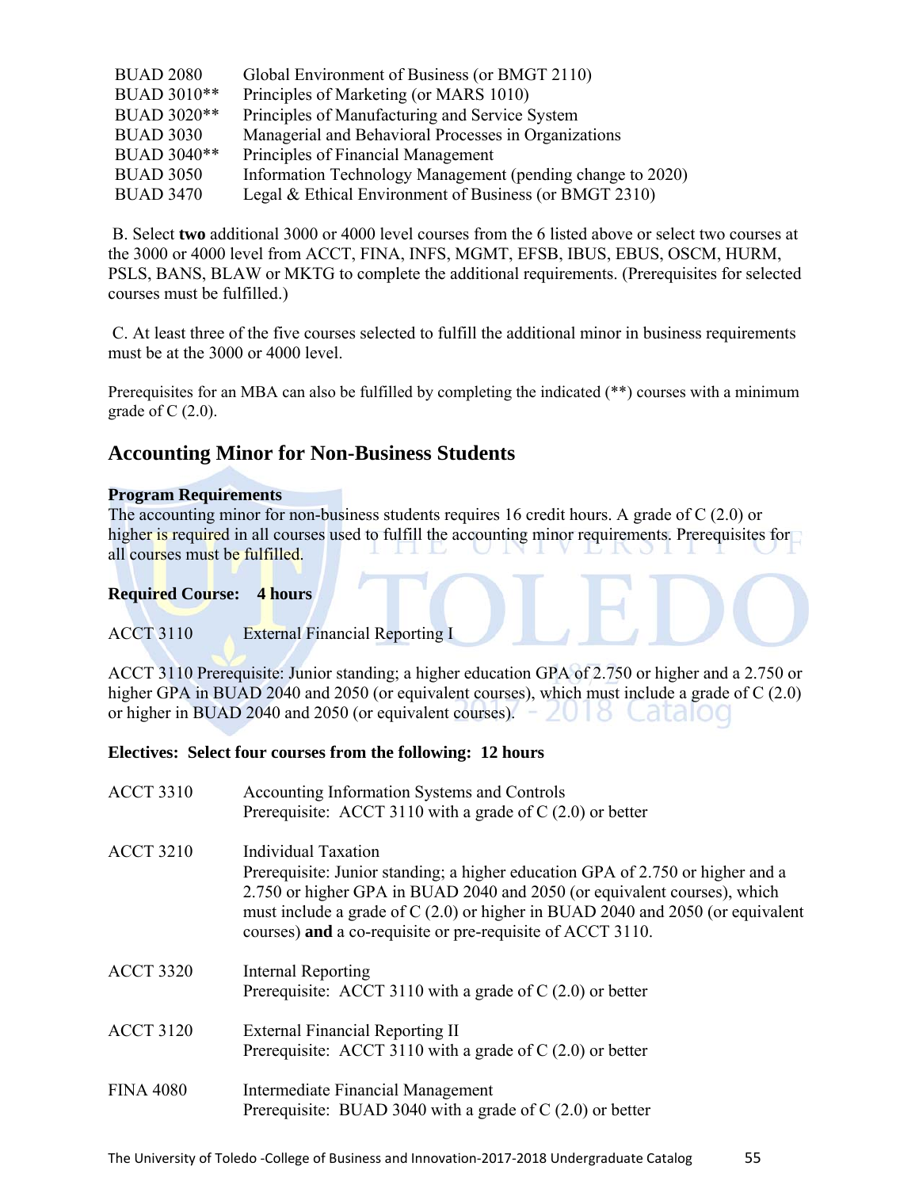| | |
|---|---|
| BUAD 2080 | Global Environment of Business (or BMGT 2110) |
| BUAD 3010** | Principles of Marketing (or MARS 1010) |
| BUAD 3020** | Principles of Manufacturing and Service System |
| BUAD 3030 | Managerial and Behavioral Processes in Organizations |
| BUAD 3040** | Principles of Financial Management |
| BUAD 3050 | Information Technology Management (pending change to 2020) |
| BUAD 3470 | Legal & Ethical Environment of Business (or BMGT 2310) |

B. Select **two** additional 3000 or 4000 level courses from the 6 listed above or select two courses at the 3000 or 4000 level from ACCT, FINA, INFS, MGMT, EFSB, IBUS, EBUS, OSCM, HURM, PSLS, BANS, BLAW or MKTG to complete the additional requirements. (Prerequisites for selected courses must be fulfilled.)

C. At least three of the five courses selected to fulfill the additional minor in business requirements must be at the 3000 or 4000 level.

Prerequisites for an MBA can also be fulfilled by completing the indicated (**) courses with a minimum grade of C (2.0).

## Accounting Minor for Non-Business Students

**Program Requirements**
The accounting minor for non-business students requires 16 credit hours. A grade of C (2.0) or higher is required in all courses used to fulfill the accounting minor requirements. Prerequisites for all courses must be fulfilled.

**Required Course: 4 hours**

ACCT 3110 External Financial Reporting I

ACCT 3110 Prerequisite: Junior standing; a higher education GPA of 2.750 or higher and a 2.750 or higher GPA in BUAD 2040 and 2050 (or equivalent courses), which must include a grade of C (2.0) or higher in BUAD 2040 and 2050 (or equivalent courses).

**Electives: Select four courses from the following: 12 hours**

ACCT 3310 Accounting Information Systems and Controls
Prerequisite: ACCT 3110 with a grade of C (2.0) or better

ACCT 3210 Individual Taxation
Prerequisite: Junior standing; a higher education GPA of 2.750 or higher and a 2.750 or higher GPA in BUAD 2040 and 2050 (or equivalent courses), which must include a grade of C (2.0) or higher in BUAD 2040 and 2050 (or equivalent courses) **and** a co-requisite or pre-requisite of ACCT 3110.

ACCT 3320 Internal Reporting
Prerequisite: ACCT 3110 with a grade of C (2.0) or better

ACCT 3120 External Financial Reporting II
Prerequisite: ACCT 3110 with a grade of C (2.0) or better

FINA 4080 Intermediate Financial Management
Prerequisite: BUAD 3040 with a grade of C (2.0) or better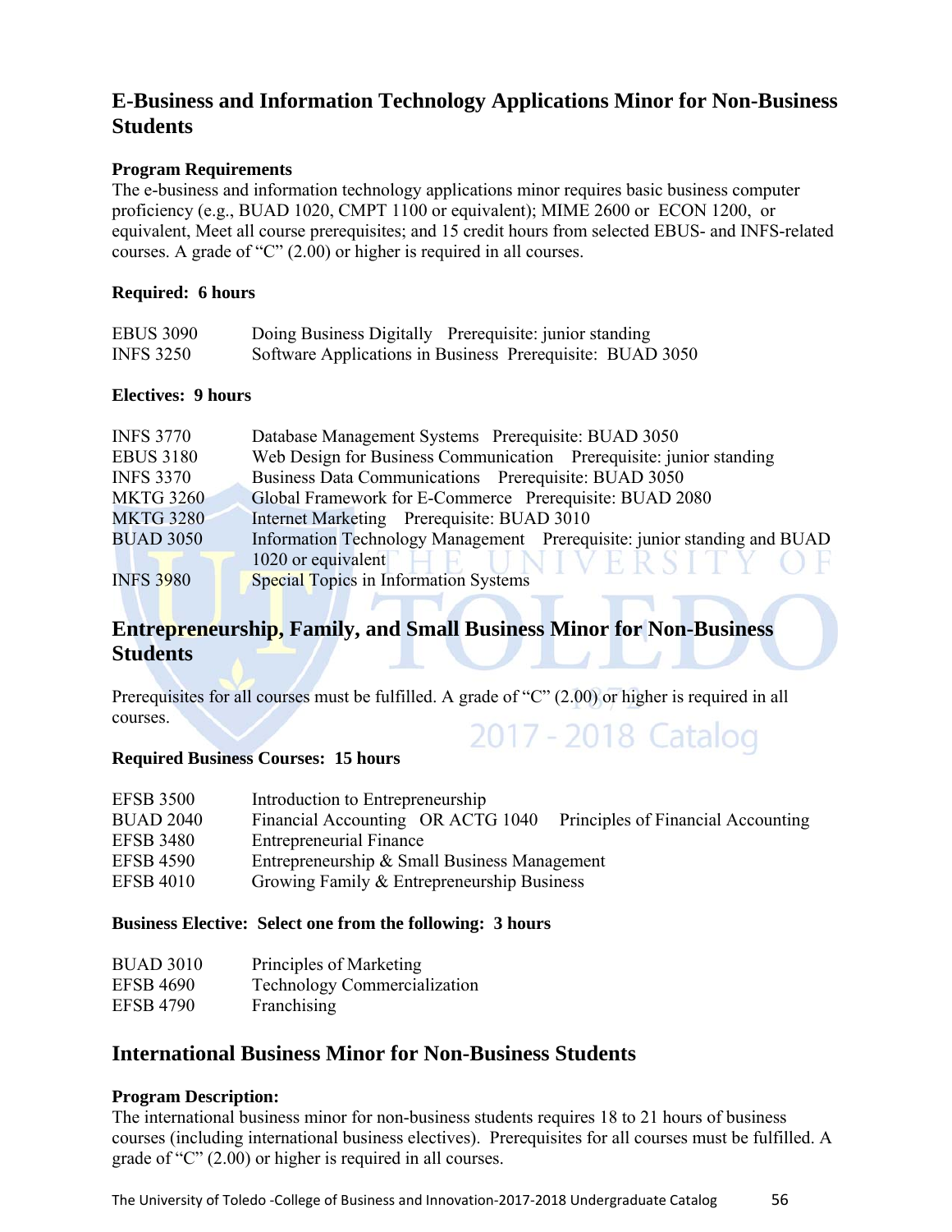## E-Business and Information Technology Applications Minor for Non-Business Students

### Program Requirements

The e-business and information technology applications minor requires basic business computer proficiency (e.g., BUAD 1020, CMPT 1100 or equivalent); MIME 2600 or ECON 1200, or equivalent, Meet all course prerequisites; and 15 credit hours from selected EBUS- and INFS-related courses. A grade of "C" (2.00) or higher is required in all courses.

### Required: 6 hours

| | |
|---|---|
| EBUS 3090 | Doing Business Digitally Prerequisite: junior standing |
| INFS 3250 | Software Applications in Business Prerequisite: BUAD 3050 |

### Electives: 9 hours

| | |
|---|---|
| INFS 3770 | Database Management Systems Prerequisite: BUAD 3050 |
| EBUS 3180 | Web Design for Business Communication Prerequisite: junior standing |
| INFS 3370 | Business Data Communications Prerequisite: BUAD 3050 |
| MKTG 3260 | Global Framework for E-Commerce Prerequisite: BUAD 2080 |
| MKTG 3280 | Internet Marketing Prerequisite: BUAD 3010 |
| BUAD 3050 | Information Technology Management Prerequisite: junior standing and BUAD 1020 or equivalent |
| INFS 3980 | Special Topics in Information Systems |

## Entrepreneurship, Family, and Small Business Minor for Non-Business Students

Prerequisites for all courses must be fulfilled. A grade of "C" (2.00) or higher is required in all courses.

### Required Business Courses: 15 hours

| | |
|---|---|
| EFSB 3500 | Introduction to Entrepreneurship |
| BUAD 2040 | Financial Accounting OR ACTG 1040 Principles of Financial Accounting |
| EFSB 3480 | Entrepreneurial Finance |
| EFSB 4590 | Entrepreneurship & Small Business Management |
| EFSB 4010 | Growing Family & Entrepreneurship Business |

### Business Elective: Select one from the following: 3 hours

| | |
|---|---|
| BUAD 3010 | Principles of Marketing |
| EFSB 4690 | Technology Commercialization |
| EFSB 4790 | Franchising |

## International Business Minor for Non-Business Students

### Program Description:

The international business minor for non-business students requires 18 to 21 hours of business courses (including international business electives). Prerequisites for all courses must be fulfilled. A grade of "C" (2.00) or higher is required in all courses.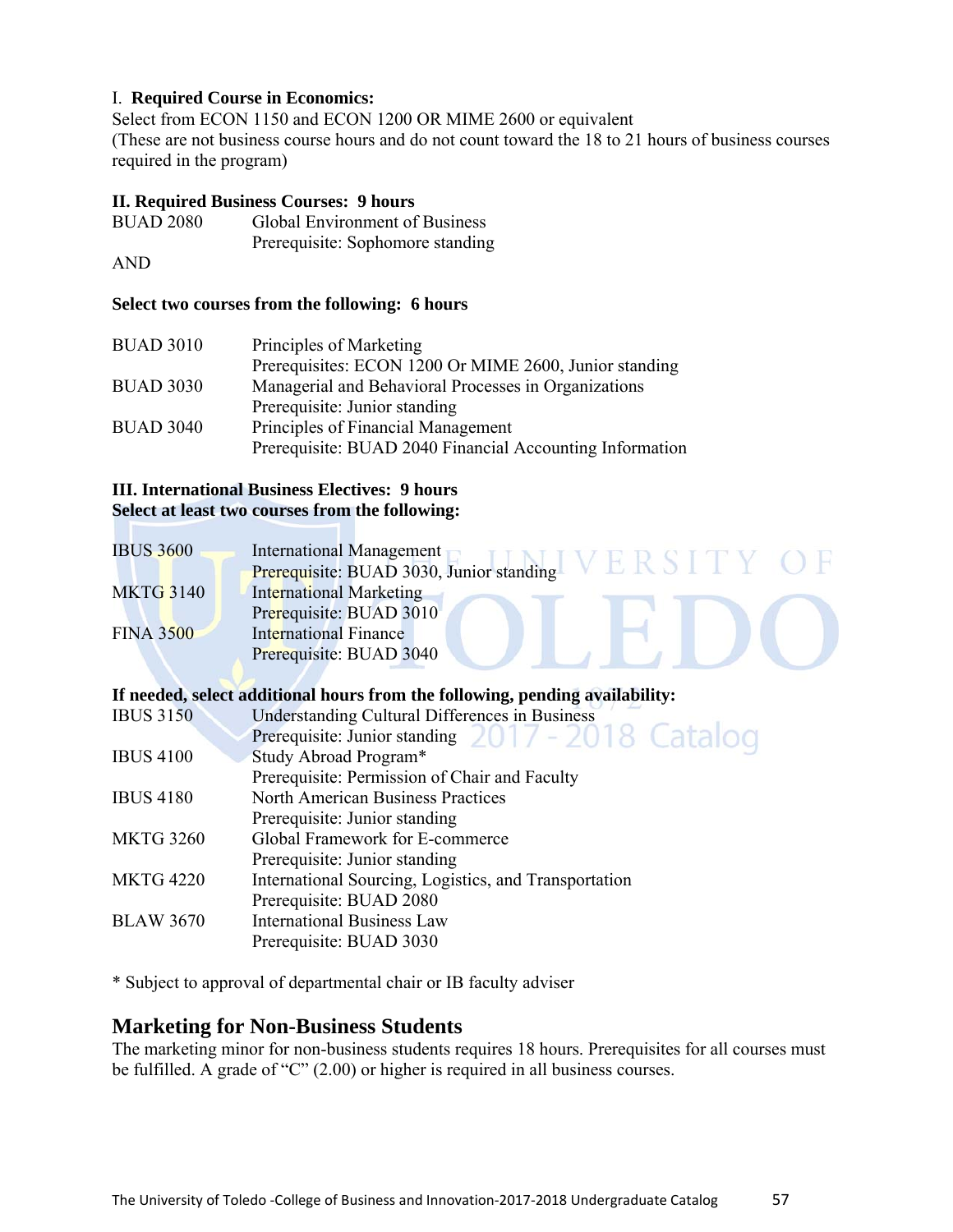I. **Required Course in Economics:**
Select from ECON 1150 and ECON 1200 OR MIME 2600 or equivalent
(These are not business course hours and do not count toward the 18 to 21 hours of business courses required in the program)

**II. Required Business Courses: 9 hours**

| | |
|---|---|
| BUAD 2080 | Global Environment of Business<br>Prerequisite: Sophomore standing |

AND

**Select two courses from the following: 6 hours**

| | |
|---|---|
| BUAD 3010 | Principles of Marketing<br>Prerequisites: ECON 1200 Or MIME 2600, Junior standing |
| BUAD 3030 | Managerial and Behavioral Processes in Organizations<br>Prerequisite: Junior standing |
| BUAD 3040 | Principles of Financial Management<br>Prerequisite: BUAD 2040 Financial Accounting Information |

**III. International Business Electives: 9 hours**
**Select at least two courses from the following:**

| | |
|---|---|
| IBUS 3600 | International Management<br>Prerequisite: BUAD 3030, Junior standing |
| MKTG 3140 | International Marketing<br>Prerequisite: BUAD 3010 |
| FINA 3500 | International Finance<br>Prerequisite: BUAD 3040 |

**If needed, select additional hours from the following, pending availability:**

| | |
|---|---|
| IBUS 3150 | Understanding Cultural Differences in Business<br>Prerequisite: Junior standing |
| IBUS 4100 | Study Abroad Program*<br>Prerequisite: Permission of Chair and Faculty |
| IBUS 4180 | North American Business Practices<br>Prerequisite: Junior standing |
| MKTG 3260 | Global Framework for E-commerce<br>Prerequisite: Junior standing |
| MKTG 4220 | International Sourcing, Logistics, and Transportation<br>Prerequisite: BUAD 2080 |
| BLAW 3670 | International Business Law<br>Prerequisite: BUAD 3030 |

* Subject to approval of departmental chair or IB faculty adviser

## Marketing for Non-Business Students

The marketing minor for non-business students requires 18 hours. Prerequisites for all courses must be fulfilled. A grade of "C" (2.00) or higher is required in all business courses.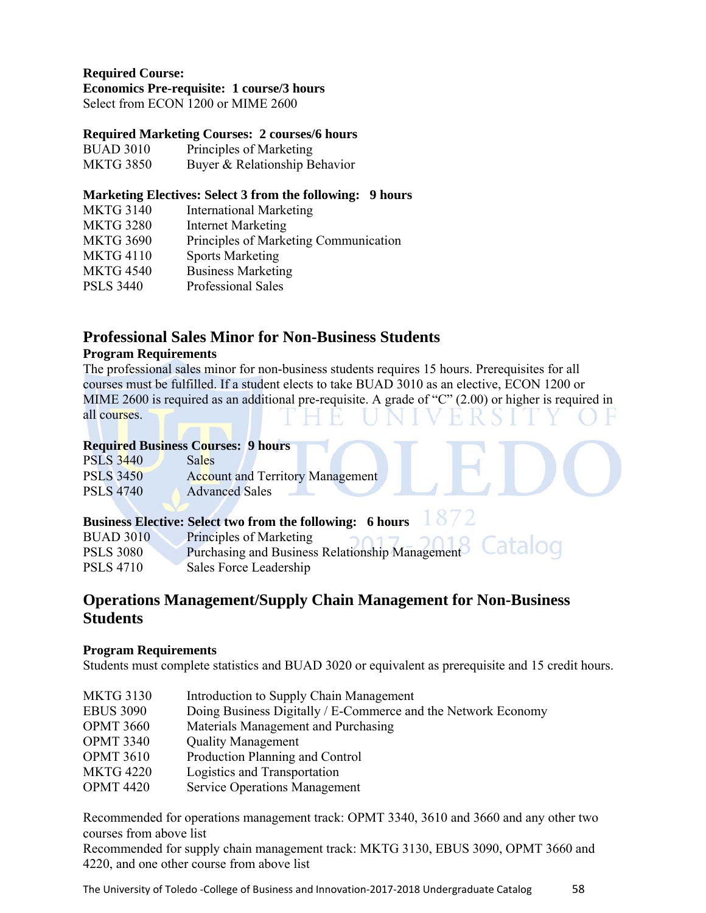**Required Course:**

**Economics Pre-requisite: 1 course/3 hours**

Select from ECON 1200 or MIME 2600

**Required Marketing Courses: 2 courses/6 hours**

| | |
|---|---|
| BUAD 3010 | Principles of Marketing |
| MKTG 3850 | Buyer & Relationship Behavior |

**Marketing Electives: Select 3 from the following: 9 hours**

| | |
|---|---|
| MKTG 3140 | International Marketing |
| MKTG 3280 | Internet Marketing |
| MKTG 3690 | Principles of Marketing Communication |
| MKTG 4110 | Sports Marketing |
| MKTG 4540 | Business Marketing |
| PSLS 3440 | Professional Sales |

## Professional Sales Minor for Non-Business Students

**Program Requirements**

The professional sales minor for non-business students requires 15 hours. Prerequisites for all courses must be fulfilled. If a student elects to take BUAD 3010 as an elective, ECON 1200 or MIME 2600 is required as an additional pre-requisite. A grade of "C" (2.00) or higher is required in all courses.

**Required Business Courses: 9 hours**

| | |
|---|---|
| PSLS 3440 | Sales |
| PSLS 3450 | Account and Territory Management |
| PSLS 4740 | Advanced Sales |

**Business Elective: Select two from the following: 6 hours**

| | |
|---|---|
| BUAD 3010 | Principles of Marketing |
| PSLS 3080 | Purchasing and Business Relationship Management |
| PSLS 4710 | Sales Force Leadership |

## Operations Management/Supply Chain Management for Non-Business Students

**Program Requirements**

Students must complete statistics and BUAD 3020 or equivalent as prerequisite and 15 credit hours.

| | |
|---|---|
| MKTG 3130 | Introduction to Supply Chain Management |
| EBUS 3090 | Doing Business Digitally / E-Commerce and the Network Economy |
| OPMT 3660 | Materials Management and Purchasing |
| OPMT 3340 | Quality Management |
| OPMT 3610 | Production Planning and Control |
| MKTG 4220 | Logistics and Transportation |
| OPMT 4420 | Service Operations Management |

Recommended for operations management track: OPMT 3340, 3610 and 3660 and any other two courses from above list

Recommended for supply chain management track: MKTG 3130, EBUS 3090, OPMT 3660 and 4220, and one other course from above list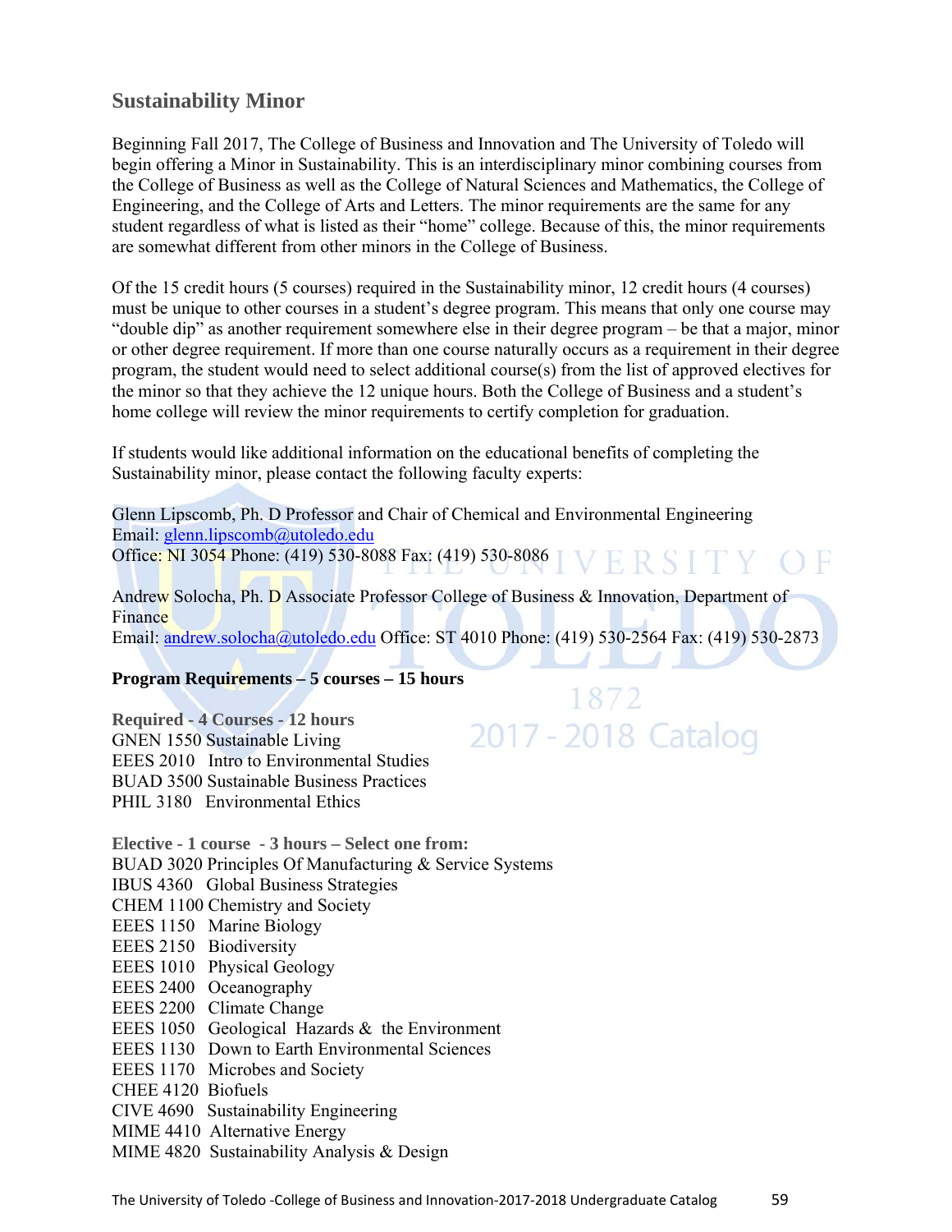## Sustainability Minor

Beginning Fall 2017, The College of Business and Innovation and The University of Toledo will begin offering a Minor in Sustainability. This is an interdisciplinary minor combining courses from the College of Business as well as the College of Natural Sciences and Mathematics, the College of Engineering, and the College of Arts and Letters. The minor requirements are the same for any student regardless of what is listed as their "home" college. Because of this, the minor requirements are somewhat different from other minors in the College of Business.

Of the 15 credit hours (5 courses) required in the Sustainability minor, 12 credit hours (4 courses) must be unique to other courses in a student's degree program. This means that only one course may "double dip" as another requirement somewhere else in their degree program – be that a major, minor or other degree requirement. If more than one course naturally occurs as a requirement in their degree program, the student would need to select additional course(s) from the list of approved electives for the minor so that they achieve the 12 unique hours. Both the College of Business and a student's home college will review the minor requirements to certify completion for graduation.

If students would like additional information on the educational benefits of completing the Sustainability minor, please contact the following faculty experts:

Glenn Lipscomb, Ph. D Professor and Chair of Chemical and Environmental Engineering
Email: glenn.lipscomb@utoledo.edu
Office: NI 3054 Phone: (419) 530-8088 Fax: (419) 530-8086

Andrew Solocha, Ph. D Associate Professor College of Business & Innovation, Department of Finance
Email: andrew.solocha@utoledo.edu Office: ST 4010 Phone: (419) 530-2564 Fax: (419) 530-2873

**Program Requirements – 5 courses – 15 hours**

**Required - 4 Courses - 12 hours**
GNEN 1550 Sustainable Living
EEES 2010 Intro to Environmental Studies
BUAD 3500 Sustainable Business Practices
PHIL 3180 Environmental Ethics

**Elective - 1 course - 3 hours – Select one from:**
BUAD 3020 Principles Of Manufacturing & Service Systems
IBUS 4360 Global Business Strategies
CHEM 1100 Chemistry and Society
EEES 1150 Marine Biology
EEES 2150 Biodiversity
EEES 1010 Physical Geology
EEES 2400 Oceanography
EEES 2200 Climate Change
EEES 1050 Geological Hazards & the Environment
EEES 1130 Down to Earth Environmental Sciences
EEES 1170 Microbes and Society
CHEE 4120 Biofuels
CIVE 4690 Sustainability Engineering
MIME 4410 Alternative Energy
MIME 4820 Sustainability Analysis & Design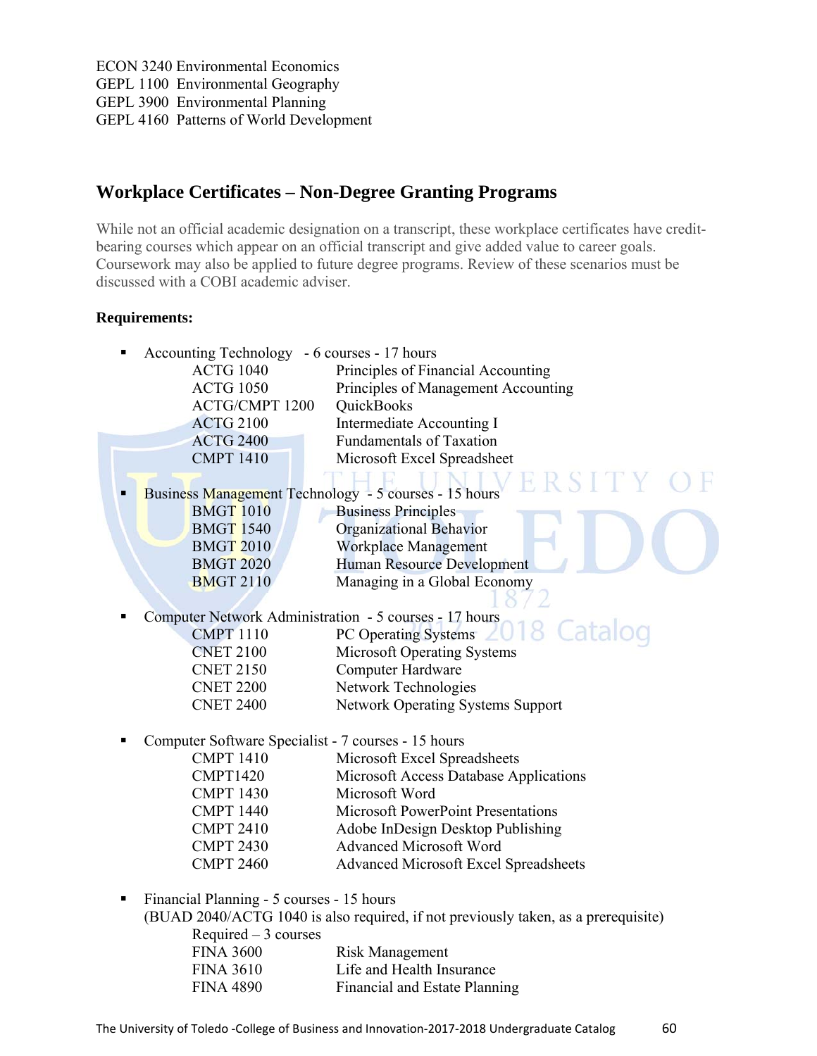ECON 3240 Environmental Economics
GEPL 1100 Environmental Geography
GEPL 3900 Environmental Planning
GEPL 4160 Patterns of World Development

## Workplace Certificates – Non-Degree Granting Programs

While not an official academic designation on a transcript, these workplace certificates have credit-bearing courses which appear on an official transcript and give added value to career goals. Coursework may also be applied to future degree programs. Review of these scenarios must be discussed with a COBI academic adviser.

**Requirements:**

- Accounting Technology - 6 courses - 17 hours

| | |
|---|---|
| ACTG 1040 | Principles of Financial Accounting |
| ACTG 1050 | Principles of Management Accounting |
| ACTG/CMPT 1200 | QuickBooks |
| ACTG 2100 | Intermediate Accounting I |
| ACTG 2400 | Fundamentals of Taxation |
| CMPT 1410 | Microsoft Excel Spreadsheet |

- Business Management Technology - 5 courses - 15 hours

| | |
|---|---|
| BMGT 1010 | Business Principles |
| BMGT 1540 | Organizational Behavior |
| BMGT 2010 | Workplace Management |
| BMGT 2020 | Human Resource Development |
| BMGT 2110 | Managing in a Global Economy |

- Computer Network Administration - 5 courses - 17 hours

| | |
|---|---|
| CMPT 1110 | PC Operating Systems |
| CNET 2100 | Microsoft Operating Systems |
| CNET 2150 | Computer Hardware |
| CNET 2200 | Network Technologies |
| CNET 2400 | Network Operating Systems Support |

- Computer Software Specialist - 7 courses - 15 hours

| | |
|---|---|
| CMPT 1410 | Microsoft Excel Spreadsheets |
| CMPT1420 | Microsoft Access Database Applications |
| CMPT 1430 | Microsoft Word |
| CMPT 1440 | Microsoft PowerPoint Presentations |
| CMPT 2410 | Adobe InDesign Desktop Publishing |
| CMPT 2430 | Advanced Microsoft Word |
| CMPT 2460 | Advanced Microsoft Excel Spreadsheets |

- Financial Planning - 5 courses - 15 hours
  (BUAD 2040/ACTG 1040 is also required, if not previously taken, as a prerequisite)
  Required – 3 courses

| | |
|---|---|
| FINA 3600 | Risk Management |
| FINA 3610 | Life and Health Insurance |
| FINA 4890 | Financial and Estate Planning |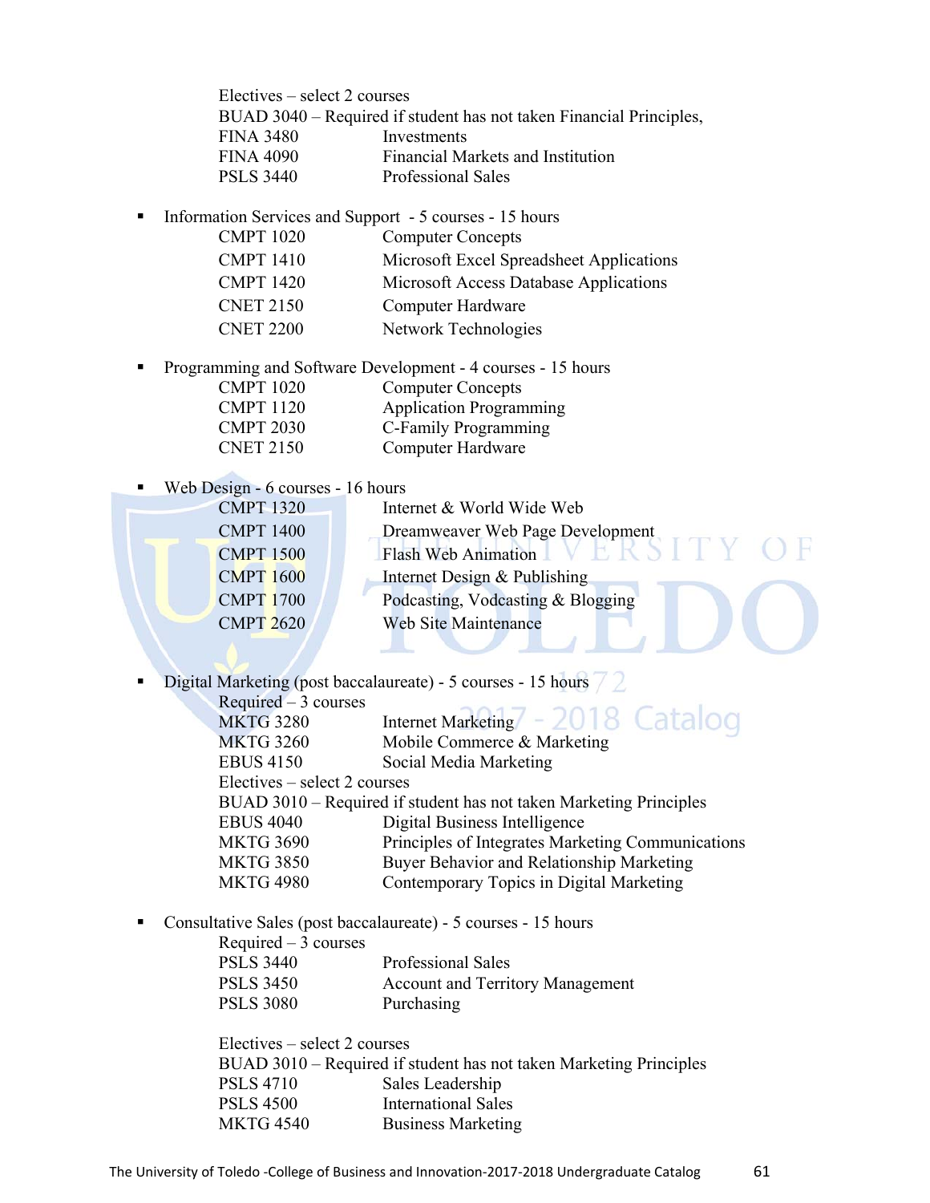Electives – select 2 courses

BUAD 3040 – Required if student has not taken Financial Principles,

| | |
|---|---|
| FINA 3480 | Investments |
| FINA 4090 | Financial Markets and Institution |
| PSLS 3440 | Professional Sales |

- Information Services and Support - 5 courses - 15 hours

| | |
|---|---|
| CMPT 1020 | Computer Concepts |
| CMPT 1410 | Microsoft Excel Spreadsheet Applications |
| CMPT 1420 | Microsoft Access Database Applications |
| CNET 2150 | Computer Hardware |
| CNET 2200 | Network Technologies |

- Programming and Software Development - 4 courses - 15 hours

| | |
|---|---|
| CMPT 1020 | Computer Concepts |
| CMPT 1120 | Application Programming |
| CMPT 2030 | C-Family Programming |
| CNET 2150 | Computer Hardware |

- Web Design - 6 courses - 16 hours

| | |
|---|---|
| CMPT 1320 | Internet & World Wide Web |
| CMPT 1400 | Dreamweaver Web Page Development |
| CMPT 1500 | Flash Web Animation |
| CMPT 1600 | Internet Design & Publishing |
| CMPT 1700 | Podcasting, Vodcasting & Blogging |
| CMPT 2620 | Web Site Maintenance |

- Digital Marketing (post baccalaureate) - 5 courses - 15 hours

Required – 3 courses

| | |
|---|---|
| MKTG 3280 | Internet Marketing |
| MKTG 3260 | Mobile Commerce & Marketing |
| EBUS 4150 | Social Media Marketing |

Electives – select 2 courses

BUAD 3010 – Required if student has not taken Marketing Principles

| | |
|---|---|
| EBUS 4040 | Digital Business Intelligence |
| MKTG 3690 | Principles of Integrates Marketing Communications |
| MKTG 3850 | Buyer Behavior and Relationship Marketing |
| MKTG 4980 | Contemporary Topics in Digital Marketing |

- Consultative Sales (post baccalaureate) - 5 courses - 15 hours

Required – 3 courses

| | |
|---|---|
| PSLS 3440 | Professional Sales |
| PSLS 3450 | Account and Territory Management |
| PSLS 3080 | Purchasing |

Electives – select 2 courses

BUAD 3010 – Required if student has not taken Marketing Principles

| | |
|---|---|
| PSLS 4710 | Sales Leadership |
| PSLS 4500 | International Sales |
| MKTG 4540 | Business Marketing |